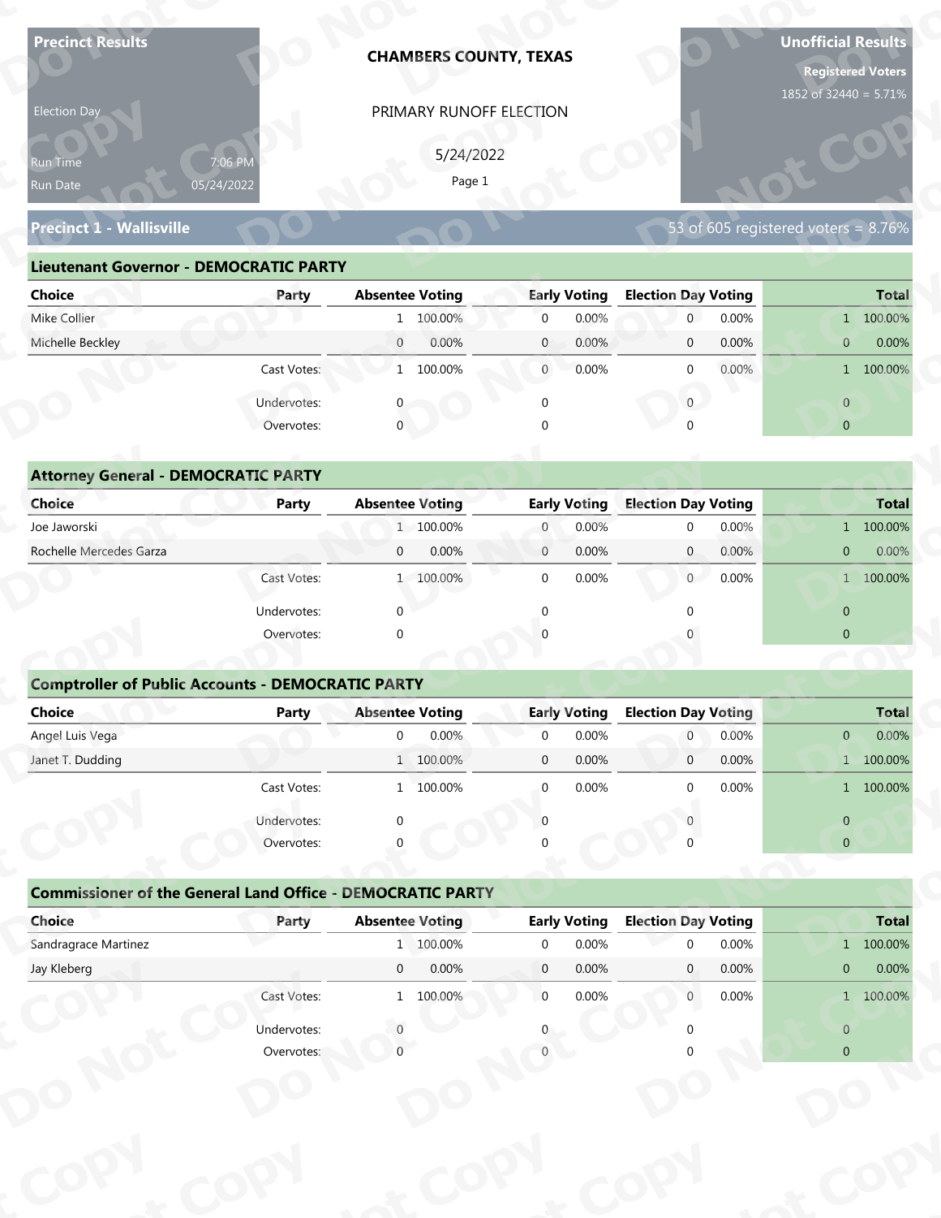**Precinct Results**

Election Day

Run Time 7:06 PM
Run Date 05/24/2022

**CHAMBERS COUNTY, TEXAS**

PRIMARY RUNOFF ELECTION

5/24/2022

**Unofficial Results**

**Registered Voters**
1852 of 32440 = 5.71%

## Precinct 1 - Wallisville

53 of 605 registered voters = 8.76%

### Lieutenant Governor - DEMOCRATIC PARTY

| Choice | Party | Absentee Voting | | Early Voting | | Election Day Voting | | Total | |
|---|---|---|---|---|---|---|---|---|---|
| Mike Collier | | 1 | 100.00% | 0 | 0.00% | 0 | 0.00% | 1 | 100.00% |
| Michelle Beckley | | 0 | 0.00% | 0 | 0.00% | 0 | 0.00% | 0 | 0.00% |
| | Cast Votes: | 1 | 100.00% | 0 | 0.00% | 0 | 0.00% | 1 | 100.00% |
| | Undervotes: | 0 | | 0 | | 0 | | 0 | |
| | Overvotes: | 0 | | 0 | | 0 | | 0 | |

### Attorney General - DEMOCRATIC PARTY

| Choice | Party | Absentee Voting | | Early Voting | | Election Day Voting | | Total | |
|---|---|---|---|---|---|---|---|---|---|
| Joe Jaworski | | 1 | 100.00% | 0 | 0.00% | 0 | 0.00% | 1 | 100.00% |
| Rochelle Mercedes Garza | | 0 | 0.00% | 0 | 0.00% | 0 | 0.00% | 0 | 0.00% |
| | Cast Votes: | 1 | 100.00% | 0 | 0.00% | 0 | 0.00% | 1 | 100.00% |
| | Undervotes: | 0 | | 0 | | 0 | | 0 | |
| | Overvotes: | 0 | | 0 | | 0 | | 0 | |

### Comptroller of Public Accounts - DEMOCRATIC PARTY

| Choice | Party | Absentee Voting | | Early Voting | | Election Day Voting | | Total | |
|---|---|---|---|---|---|---|---|---|---|
| Angel Luis Vega | | 0 | 0.00% | 0 | 0.00% | 0 | 0.00% | 0 | 0.00% |
| Janet T. Dudding | | 1 | 100.00% | 0 | 0.00% | 0 | 0.00% | 1 | 100.00% |
| | Cast Votes: | 1 | 100.00% | 0 | 0.00% | 0 | 0.00% | 1 | 100.00% |
| | Undervotes: | 0 | | 0 | | 0 | | 0 | |
| | Overvotes: | 0 | | 0 | | 0 | | 0 | |

### Commissioner of the General Land Office - DEMOCRATIC PARTY

| Choice | Party | Absentee Voting | | Early Voting | | Election Day Voting | | Total | |
|---|---|---|---|---|---|---|---|---|---|
| Sandragrace Martinez | | 1 | 100.00% | 0 | 0.00% | 0 | 0.00% | 1 | 100.00% |
| Jay Kleberg | | 0 | 0.00% | 0 | 0.00% | 0 | 0.00% | 0 | 0.00% |
| | Cast Votes: | 1 | 100.00% | 0 | 0.00% | 0 | 0.00% | 1 | 100.00% |
| | Undervotes: | 0 | | 0 | | 0 | | 0 | |
| | Overvotes: | 0 | | 0 | | 0 | | 0 | |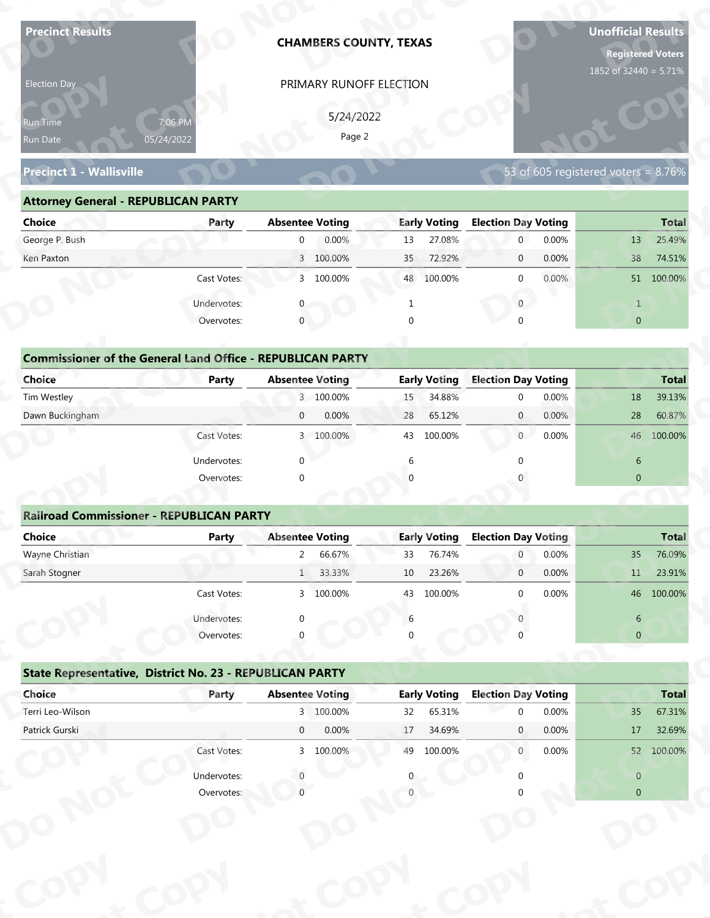**Precinct Results**

Election Day

Run Time 7:06 PM
Run Date 05/24/2022

**CHAMBERS COUNTY, TEXAS**

PRIMARY RUNOFF ELECTION

5/24/2022

**Unofficial Results**

**Registered Voters**
1852 of 32440 = 5.71%

## Precinct 1 - Wallisville

53 of 605 registered voters = 8.76%

### Attorney General - REPUBLICAN PARTY

| Choice | Party | Absentee Voting | | Early Voting | | Election Day Voting | | Total | |
|---|---|---|---|---|---|---|---|---|---|
| George P. Bush | | 0 | 0.00% | 13 | 27.08% | 0 | 0.00% | 13 | 25.49% |
| Ken Paxton | | 3 | 100.00% | 35 | 72.92% | 0 | 0.00% | 38 | 74.51% |
| | Cast Votes: | 3 | 100.00% | 48 | 100.00% | 0 | 0.00% | 51 | 100.00% |
| | Undervotes: | 0 | | 1 | | 0 | | 1 | |
| | Overvotes: | 0 | | 0 | | 0 | | 0 | |

### Commissioner of the General Land Office - REPUBLICAN PARTY

| Choice | Party | Absentee Voting | | Early Voting | | Election Day Voting | | Total | |
|---|---|---|---|---|---|---|---|---|---|
| Tim Westley | | 3 | 100.00% | 15 | 34.88% | 0 | 0.00% | 18 | 39.13% |
| Dawn Buckingham | | 0 | 0.00% | 28 | 65.12% | 0 | 0.00% | 28 | 60.87% |
| | Cast Votes: | 3 | 100.00% | 43 | 100.00% | 0 | 0.00% | 46 | 100.00% |
| | Undervotes: | 0 | | 6 | | 0 | | 6 | |
| | Overvotes: | 0 | | 0 | | 0 | | 0 | |

### Railroad Commissioner - REPUBLICAN PARTY

| Choice | Party | Absentee Voting | | Early Voting | | Election Day Voting | | Total | |
|---|---|---|---|---|---|---|---|---|---|
| Wayne Christian | | 2 | 66.67% | 33 | 76.74% | 0 | 0.00% | 35 | 76.09% |
| Sarah Stogner | | 1 | 33.33% | 10 | 23.26% | 0 | 0.00% | 11 | 23.91% |
| | Cast Votes: | 3 | 100.00% | 43 | 100.00% | 0 | 0.00% | 46 | 100.00% |
| | Undervotes: | 0 | | 6 | | 0 | | 6 | |
| | Overvotes: | 0 | | 0 | | 0 | | 0 | |

### State Representative, District No. 23 - REPUBLICAN PARTY

| Choice | Party | Absentee Voting | | Early Voting | | Election Day Voting | | Total | |
|---|---|---|---|---|---|---|---|---|---|
| Terri Leo-Wilson | | 3 | 100.00% | 32 | 65.31% | 0 | 0.00% | 35 | 67.31% |
| Patrick Gurski | | 0 | 0.00% | 17 | 34.69% | 0 | 0.00% | 17 | 32.69% |
| | Cast Votes: | 3 | 100.00% | 49 | 100.00% | 0 | 0.00% | 52 | 100.00% |
| | Undervotes: | 0 | | 0 | | 0 | | 0 | |
| | Overvotes: | 0 | | 0 | | 0 | | 0 | |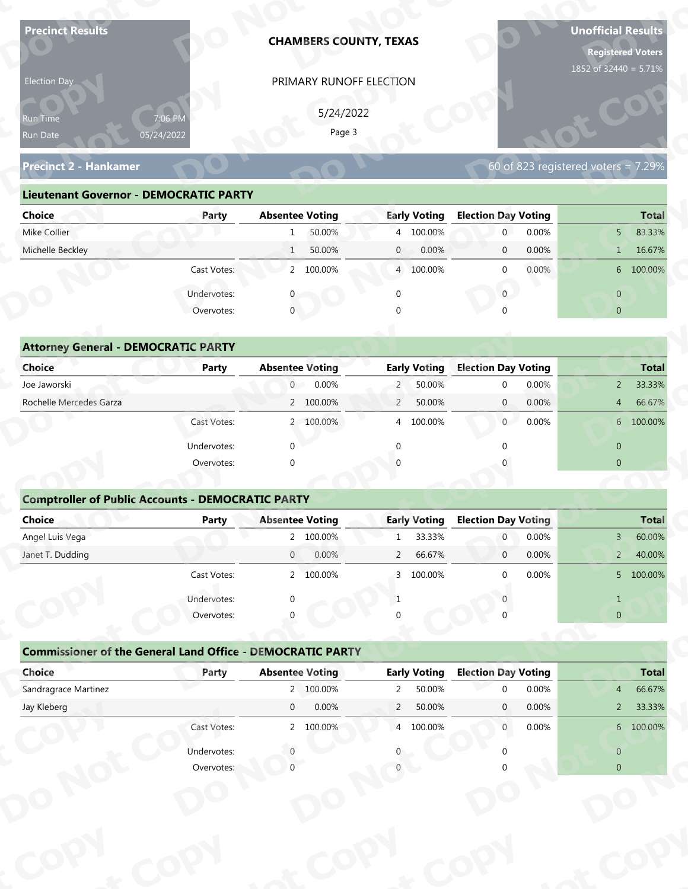**Precinct Results**

Election Day

Run Time 7:06 PM
Run Date 05/24/2022

**CHAMBERS COUNTY, TEXAS**

PRIMARY RUNOFF ELECTION

5/24/2022

**Unofficial Results**

**Registered Voters**
1852 of 32440 = 5.71%

## Precinct 2 - Hankamer

60 of 823 registered voters = 7.29%

### Lieutenant Governor - DEMOCRATIC PARTY

| Choice | Party | Absentee Voting | | Early Voting | | Election Day Voting | | Total | |
|---|---|---|---|---|---|---|---|---|---|
| Mike Collier | | 1 | 50.00% | 4 | 100.00% | 0 | 0.00% | 5 | 83.33% |
| Michelle Beckley | | 1 | 50.00% | 0 | 0.00% | 0 | 0.00% | 1 | 16.67% |
| | Cast Votes: | 2 | 100.00% | 4 | 100.00% | 0 | 0.00% | 6 | 100.00% |
| | Undervotes: | 0 | | 0 | | 0 | | 0 | |
| | Overvotes: | 0 | | 0 | | 0 | | 0 | |

### Attorney General - DEMOCRATIC PARTY

| Choice | Party | Absentee Voting | | Early Voting | | Election Day Voting | | Total | |
|---|---|---|---|---|---|---|---|---|---|
| Joe Jaworski | | 0 | 0.00% | 2 | 50.00% | 0 | 0.00% | 2 | 33.33% |
| Rochelle Mercedes Garza | | 2 | 100.00% | 2 | 50.00% | 0 | 0.00% | 4 | 66.67% |
| | Cast Votes: | 2 | 100.00% | 4 | 100.00% | 0 | 0.00% | 6 | 100.00% |
| | Undervotes: | 0 | | 0 | | 0 | | 0 | |
| | Overvotes: | 0 | | 0 | | 0 | | 0 | |

### Comptroller of Public Accounts - DEMOCRATIC PARTY

| Choice | Party | Absentee Voting | | Early Voting | | Election Day Voting | | Total | |
|---|---|---|---|---|---|---|---|---|---|
| Angel Luis Vega | | 2 | 100.00% | 1 | 33.33% | 0 | 0.00% | 3 | 60.00% |
| Janet T. Dudding | | 0 | 0.00% | 2 | 66.67% | 0 | 0.00% | 2 | 40.00% |
| | Cast Votes: | 2 | 100.00% | 3 | 100.00% | 0 | 0.00% | 5 | 100.00% |
| | Undervotes: | 0 | | 1 | | 0 | | 1 | |
| | Overvotes: | 0 | | 0 | | 0 | | 0 | |

### Commissioner of the General Land Office - DEMOCRATIC PARTY

| Choice | Party | Absentee Voting | | Early Voting | | Election Day Voting | | Total | |
|---|---|---|---|---|---|---|---|---|---|
| Sandragrace Martinez | | 2 | 100.00% | 2 | 50.00% | 0 | 0.00% | 4 | 66.67% |
| Jay Kleberg | | 0 | 0.00% | 2 | 50.00% | 0 | 0.00% | 2 | 33.33% |
| | Cast Votes: | 2 | 100.00% | 4 | 100.00% | 0 | 0.00% | 6 | 100.00% |
| | Undervotes: | 0 | | 0 | | 0 | | 0 | |
| | Overvotes: | 0 | | 0 | | 0 | | 0 | |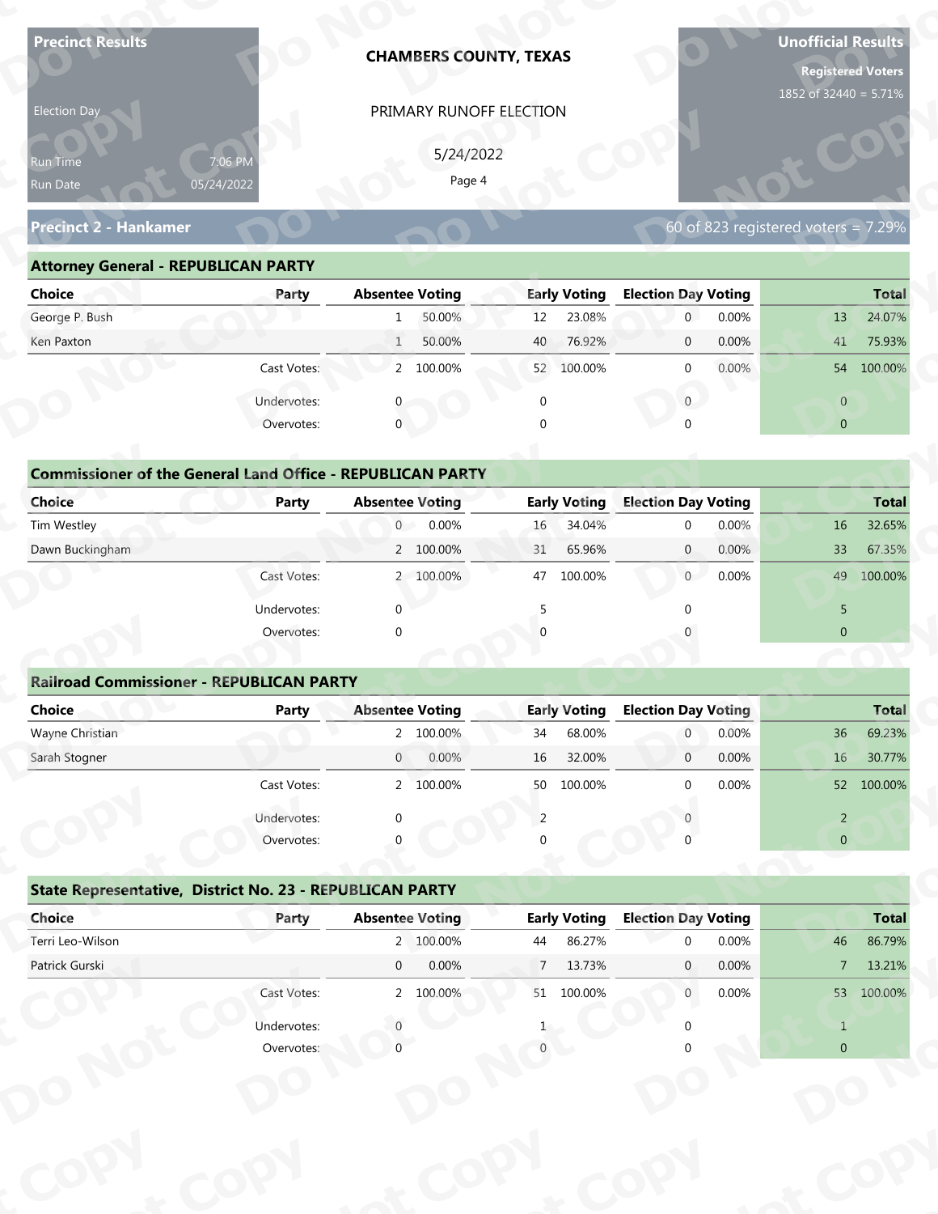**Precinct Results**

Election Day

Run Time 7:06 PM
Run Date 05/24/2022

**CHAMBERS COUNTY, TEXAS**

PRIMARY RUNOFF ELECTION

5/24/2022

**Unofficial Results**

**Registered Voters**
1852 of 32440 = 5.71%

## Precinct 2 - Hankamer

60 of 823 registered voters = 7.29%

### Attorney General - REPUBLICAN PARTY

| Choice | Party | Absentee Voting | | Early Voting | | Election Day Voting | | Total | |
|---|---|---|---|---|---|---|---|---|---|
| George P. Bush | | 1 | 50.00% | 12 | 23.08% | 0 | 0.00% | 13 | 24.07% |
| Ken Paxton | | 1 | 50.00% | 40 | 76.92% | 0 | 0.00% | 41 | 75.93% |
| | Cast Votes: | 2 | 100.00% | 52 | 100.00% | 0 | 0.00% | 54 | 100.00% |
| | Undervotes: | 0 | | 0 | | 0 | | 0 | |
| | Overvotes: | 0 | | 0 | | 0 | | 0 | |

### Commissioner of the General Land Office - REPUBLICAN PARTY

| Choice | Party | Absentee Voting | | Early Voting | | Election Day Voting | | Total | |
|---|---|---|---|---|---|---|---|---|---|
| Tim Westley | | 0 | 0.00% | 16 | 34.04% | 0 | 0.00% | 16 | 32.65% |
| Dawn Buckingham | | 2 | 100.00% | 31 | 65.96% | 0 | 0.00% | 33 | 67.35% |
| | Cast Votes: | 2 | 100.00% | 47 | 100.00% | 0 | 0.00% | 49 | 100.00% |
| | Undervotes: | 0 | | 5 | | 0 | | 5 | |
| | Overvotes: | 0 | | 0 | | 0 | | 0 | |

### Railroad Commissioner - REPUBLICAN PARTY

| Choice | Party | Absentee Voting | | Early Voting | | Election Day Voting | | Total | |
|---|---|---|---|---|---|---|---|---|---|
| Wayne Christian | | 2 | 100.00% | 34 | 68.00% | 0 | 0.00% | 36 | 69.23% |
| Sarah Stogner | | 0 | 0.00% | 16 | 32.00% | 0 | 0.00% | 16 | 30.77% |
| | Cast Votes: | 2 | 100.00% | 50 | 100.00% | 0 | 0.00% | 52 | 100.00% |
| | Undervotes: | 0 | | 2 | | 0 | | 2 | |
| | Overvotes: | 0 | | 0 | | 0 | | 0 | |

### State Representative, District No. 23 - REPUBLICAN PARTY

| Choice | Party | Absentee Voting | | Early Voting | | Election Day Voting | | Total | |
|---|---|---|---|---|---|---|---|---|---|
| Terri Leo-Wilson | | 2 | 100.00% | 44 | 86.27% | 0 | 0.00% | 46 | 86.79% |
| Patrick Gurski | | 0 | 0.00% | 7 | 13.73% | 0 | 0.00% | 7 | 13.21% |
| | Cast Votes: | 2 | 100.00% | 51 | 100.00% | 0 | 0.00% | 53 | 100.00% |
| | Undervotes: | 0 | | 1 | | 0 | | 1 | |
| | Overvotes: | 0 | | 0 | | 0 | | 0 | |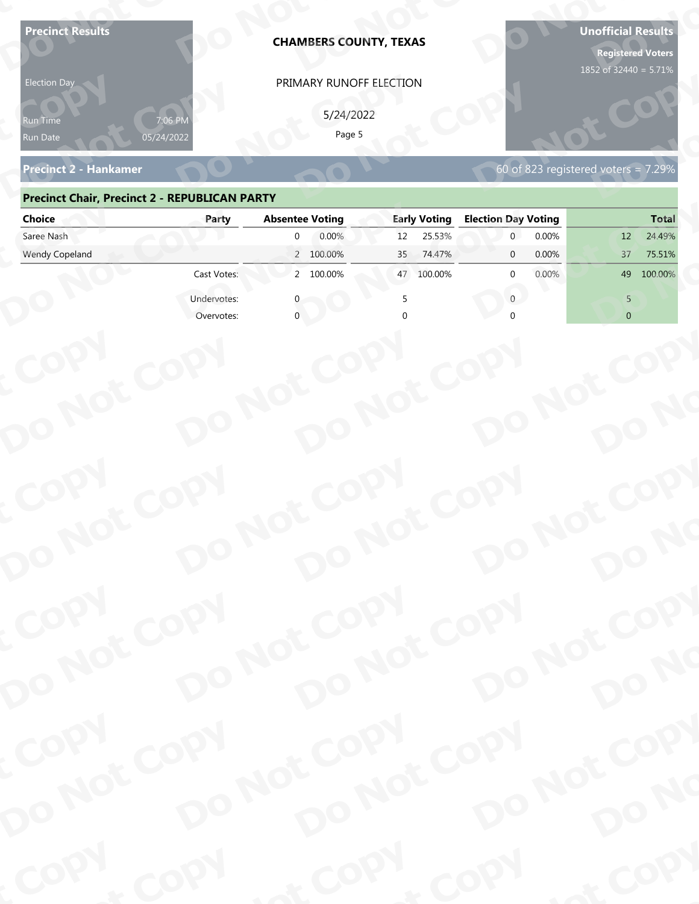**Precinct Results**

Election Day

Run Time 7:06 PM
Run Date 05/24/2022

**CHAMBERS COUNTY, TEXAS**

PRIMARY RUNOFF ELECTION

5/24/2022

**Unofficial Results**

**Registered Voters**
1852 of 32440 = 5.71%

## Precinct 2 - Hankamer

60 of 823 registered voters = 7.29%

### Precinct Chair, Precinct 2 - REPUBLICAN PARTY

| Choice | Party | Absentee Voting | | Early Voting | | Election Day Voting | | Total | |
|---|---|---|---|---|---|---|---|---|---|
| Saree Nash | | 0 | 0.00% | 12 | 25.53% | 0 | 0.00% | 12 | 24.49% |
| Wendy Copeland | | 2 | 100.00% | 35 | 74.47% | 0 | 0.00% | 37 | 75.51% |
| | Cast Votes: | 2 | 100.00% | 47 | 100.00% | 0 | 0.00% | 49 | 100.00% |
| | Undervotes: | 0 | | 5 | | 0 | | 5 | |
| | Overvotes: | 0 | | 0 | | 0 | | 0 | |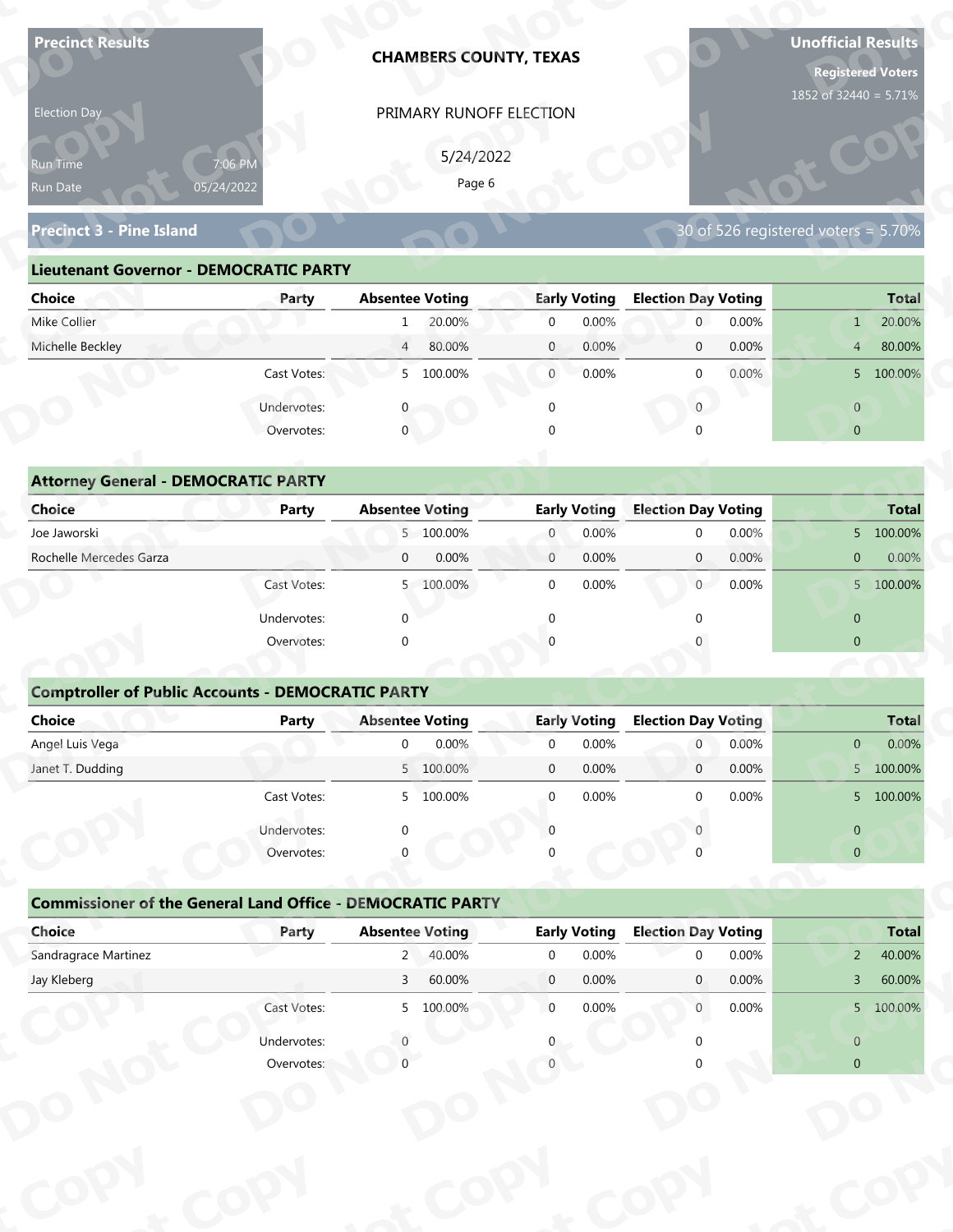**Precinct Results**

Election Day

Run Time: 7:06 PM
Run Date: 05/24/2022

**CHAMBERS COUNTY, TEXAS**

PRIMARY RUNOFF ELECTION

5/24/2022

**Unofficial Results**

**Registered Voters**
1852 of 32440 = 5.71%

## Precinct 3 - Pine Island

30 of 526 registered voters = 5.70%

### Lieutenant Governor - DEMOCRATIC PARTY

| Choice | Party | Absentee Voting | | Early Voting | | Election Day Voting | | Total | |
|---|---|---|---|---|---|---|---|---|---|
| Mike Collier | | 1 | 20.00% | 0 | 0.00% | 0 | 0.00% | 1 | 20.00% |
| Michelle Beckley | | 4 | 80.00% | 0 | 0.00% | 0 | 0.00% | 4 | 80.00% |
| | Cast Votes: | 5 | 100.00% | 0 | 0.00% | 0 | 0.00% | 5 | 100.00% |
| | Undervotes: | 0 | | 0 | | 0 | | 0 | |
| | Overvotes: | 0 | | 0 | | 0 | | 0 | |

### Attorney General - DEMOCRATIC PARTY

| Choice | Party | Absentee Voting | | Early Voting | | Election Day Voting | | Total | |
|---|---|---|---|---|---|---|---|---|---|
| Joe Jaworski | | 5 | 100.00% | 0 | 0.00% | 0 | 0.00% | 5 | 100.00% |
| Rochelle Mercedes Garza | | 0 | 0.00% | 0 | 0.00% | 0 | 0.00% | 0 | 0.00% |
| | Cast Votes: | 5 | 100.00% | 0 | 0.00% | 0 | 0.00% | 5 | 100.00% |
| | Undervotes: | 0 | | 0 | | 0 | | 0 | |
| | Overvotes: | 0 | | 0 | | 0 | | 0 | |

### Comptroller of Public Accounts - DEMOCRATIC PARTY

| Choice | Party | Absentee Voting | | Early Voting | | Election Day Voting | | Total | |
|---|---|---|---|---|---|---|---|---|---|
| Angel Luis Vega | | 0 | 0.00% | 0 | 0.00% | 0 | 0.00% | 0 | 0.00% |
| Janet T. Dudding | | 5 | 100.00% | 0 | 0.00% | 0 | 0.00% | 5 | 100.00% |
| | Cast Votes: | 5 | 100.00% | 0 | 0.00% | 0 | 0.00% | 5 | 100.00% |
| | Undervotes: | 0 | | 0 | | 0 | | 0 | |
| | Overvotes: | 0 | | 0 | | 0 | | 0 | |

### Commissioner of the General Land Office - DEMOCRATIC PARTY

| Choice | Party | Absentee Voting | | Early Voting | | Election Day Voting | | Total | |
|---|---|---|---|---|---|---|---|---|---|
| Sandragrace Martinez | | 2 | 40.00% | 0 | 0.00% | 0 | 0.00% | 2 | 40.00% |
| Jay Kleberg | | 3 | 60.00% | 0 | 0.00% | 0 | 0.00% | 3 | 60.00% |
| | Cast Votes: | 5 | 100.00% | 0 | 0.00% | 0 | 0.00% | 5 | 100.00% |
| | Undervotes: | 0 | | 0 | | 0 | | 0 | |
| | Overvotes: | 0 | | 0 | | 0 | | 0 | |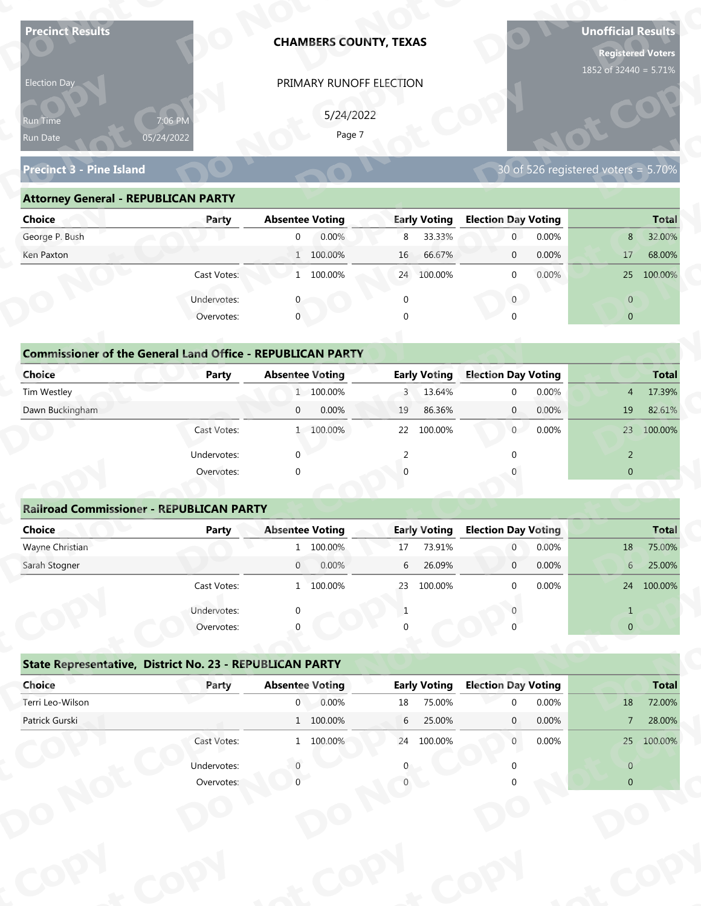**Precinct Results**

Election Day

Run Time 7:06 PM
Run Date 05/24/2022

**CHAMBERS COUNTY, TEXAS**

PRIMARY RUNOFF ELECTION

5/24/2022

**Unofficial Results**

**Registered Voters**
1852 of 32440 = 5.71%

## Precinct 3 - Pine Island

30 of 526 registered voters = 5.70%

### Attorney General - REPUBLICAN PARTY

| Choice | Party | Absentee Voting | | Early Voting | | Election Day Voting | | Total | |
|---|---|---|---|---|---|---|---|---|---|
| George P. Bush | | 0 | 0.00% | 8 | 33.33% | 0 | 0.00% | 8 | 32.00% |
| Ken Paxton | | 1 | 100.00% | 16 | 66.67% | 0 | 0.00% | 17 | 68.00% |
| | Cast Votes: | 1 | 100.00% | 24 | 100.00% | 0 | 0.00% | 25 | 100.00% |
| | Undervotes: | 0 | | 0 | | 0 | | 0 | |
| | Overvotes: | 0 | | 0 | | 0 | | 0 | |

### Commissioner of the General Land Office - REPUBLICAN PARTY

| Choice | Party | Absentee Voting | | Early Voting | | Election Day Voting | | Total | |
|---|---|---|---|---|---|---|---|---|---|
| Tim Westley | | 1 | 100.00% | 3 | 13.64% | 0 | 0.00% | 4 | 17.39% |
| Dawn Buckingham | | 0 | 0.00% | 19 | 86.36% | 0 | 0.00% | 19 | 82.61% |
| | Cast Votes: | 1 | 100.00% | 22 | 100.00% | 0 | 0.00% | 23 | 100.00% |
| | Undervotes: | 0 | | 2 | | 0 | | 2 | |
| | Overvotes: | 0 | | 0 | | 0 | | 0 | |

### Railroad Commissioner - REPUBLICAN PARTY

| Choice | Party | Absentee Voting | | Early Voting | | Election Day Voting | | Total | |
|---|---|---|---|---|---|---|---|---|---|
| Wayne Christian | | 1 | 100.00% | 17 | 73.91% | 0 | 0.00% | 18 | 75.00% |
| Sarah Stogner | | 0 | 0.00% | 6 | 26.09% | 0 | 0.00% | 6 | 25.00% |
| | Cast Votes: | 1 | 100.00% | 23 | 100.00% | 0 | 0.00% | 24 | 100.00% |
| | Undervotes: | 0 | | 1 | | 0 | | 1 | |
| | Overvotes: | 0 | | 0 | | 0 | | 0 | |

### State Representative, District No. 23 - REPUBLICAN PARTY

| Choice | Party | Absentee Voting | | Early Voting | | Election Day Voting | | Total | |
|---|---|---|---|---|---|---|---|---|---|
| Terri Leo-Wilson | | 0 | 0.00% | 18 | 75.00% | 0 | 0.00% | 18 | 72.00% |
| Patrick Gurski | | 1 | 100.00% | 6 | 25.00% | 0 | 0.00% | 7 | 28.00% |
| | Cast Votes: | 1 | 100.00% | 24 | 100.00% | 0 | 0.00% | 25 | 100.00% |
| | Undervotes: | 0 | | 0 | | 0 | | 0 | |
| | Overvotes: | 0 | | 0 | | 0 | | 0 | |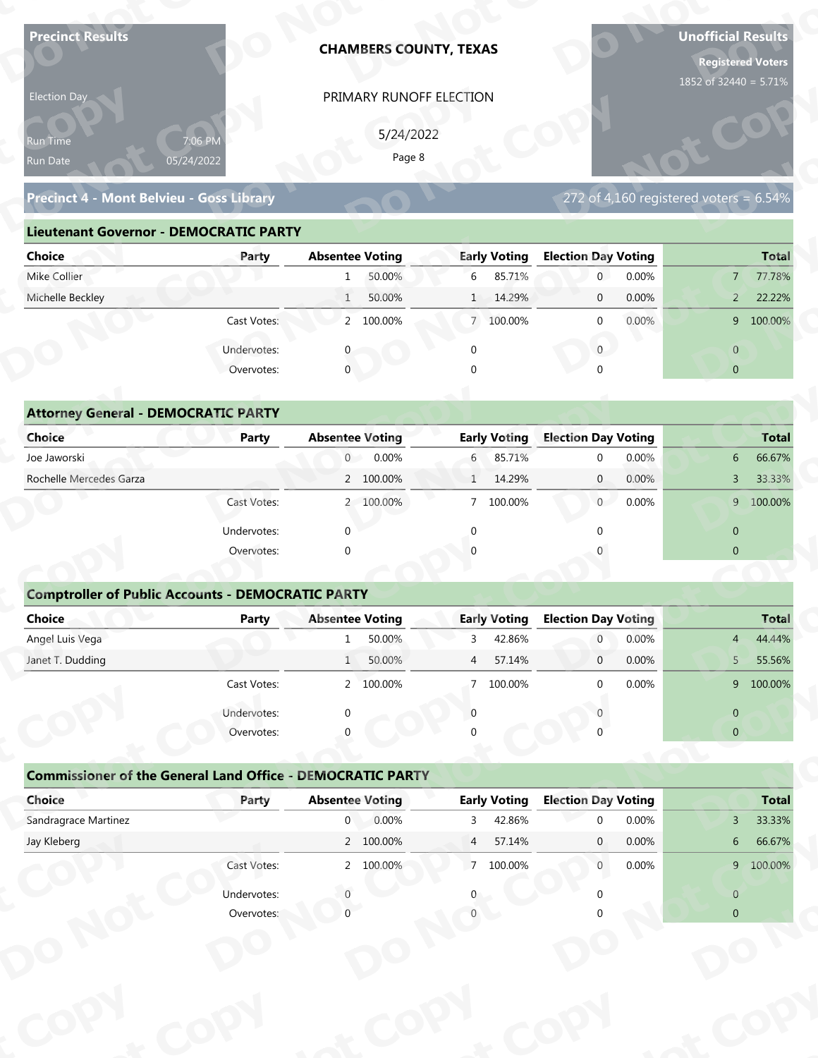**Precinct Results**

Election Day

Run Time 7:06 PM
Run Date 05/24/2022

**CHAMBERS COUNTY, TEXAS**

PRIMARY RUNOFF ELECTION

5/24/2022

**Unofficial Results**

**Registered Voters**
1852 of 32440 = 5.71%

## Precinct 4 - Mont Belvieu - Goss Library

272 of 4,160 registered voters = 6.54%

### Lieutenant Governor - DEMOCRATIC PARTY

| Choice | Party | Absentee Voting | | Early Voting | | Election Day Voting | | Total | |
|---|---|---|---|---|---|---|---|---|---|
| Mike Collier | | 1 | 50.00% | 6 | 85.71% | 0 | 0.00% | 7 | 77.78% |
| Michelle Beckley | | 1 | 50.00% | 1 | 14.29% | 0 | 0.00% | 2 | 22.22% |
| | Cast Votes: | 2 | 100.00% | 7 | 100.00% | 0 | 0.00% | 9 | 100.00% |
| | Undervotes: | 0 | | 0 | | 0 | | 0 | |
| | Overvotes: | 0 | | 0 | | 0 | | 0 | |

### Attorney General - DEMOCRATIC PARTY

| Choice | Party | Absentee Voting | | Early Voting | | Election Day Voting | | Total | |
|---|---|---|---|---|---|---|---|---|---|
| Joe Jaworski | | 0 | 0.00% | 6 | 85.71% | 0 | 0.00% | 6 | 66.67% |
| Rochelle Mercedes Garza | | 2 | 100.00% | 1 | 14.29% | 0 | 0.00% | 3 | 33.33% |
| | Cast Votes: | 2 | 100.00% | 7 | 100.00% | 0 | 0.00% | 9 | 100.00% |
| | Undervotes: | 0 | | 0 | | 0 | | 0 | |
| | Overvotes: | 0 | | 0 | | 0 | | 0 | |

### Comptroller of Public Accounts - DEMOCRATIC PARTY

| Choice | Party | Absentee Voting | | Early Voting | | Election Day Voting | | Total | |
|---|---|---|---|---|---|---|---|---|---|
| Angel Luis Vega | | 1 | 50.00% | 3 | 42.86% | 0 | 0.00% | 4 | 44.44% |
| Janet T. Dudding | | 1 | 50.00% | 4 | 57.14% | 0 | 0.00% | 5 | 55.56% |
| | Cast Votes: | 2 | 100.00% | 7 | 100.00% | 0 | 0.00% | 9 | 100.00% |
| | Undervotes: | 0 | | 0 | | 0 | | 0 | |
| | Overvotes: | 0 | | 0 | | 0 | | 0 | |

### Commissioner of the General Land Office - DEMOCRATIC PARTY

| Choice | Party | Absentee Voting | | Early Voting | | Election Day Voting | | Total | |
|---|---|---|---|---|---|---|---|---|---|
| Sandragrace Martinez | | 0 | 0.00% | 3 | 42.86% | 0 | 0.00% | 3 | 33.33% |
| Jay Kleberg | | 2 | 100.00% | 4 | 57.14% | 0 | 0.00% | 6 | 66.67% |
| | Cast Votes: | 2 | 100.00% | 7 | 100.00% | 0 | 0.00% | 9 | 100.00% |
| | Undervotes: | 0 | | 0 | | 0 | | 0 | |
| | Overvotes: | 0 | | 0 | | 0 | | 0 | |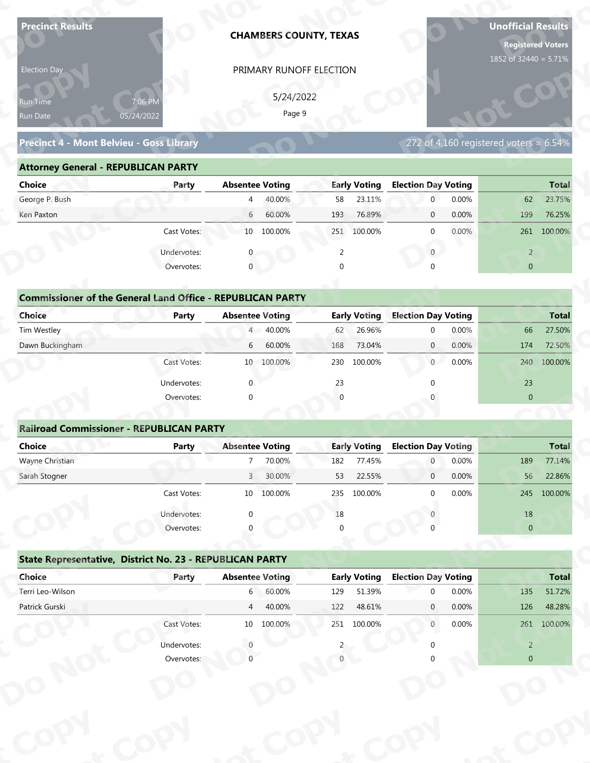**Precinct Results**

Election Day

Run Time 7:06 PM

Run Date 05/24/2022

**CHAMBERS COUNTY, TEXAS**

PRIMARY RUNOFF ELECTION

5/24/2022

**Unofficial Results**

**Registered Voters**

1852 of 32440 = 5.71%

## Precinct 4 - Mont Belvieu - Goss Library

272 of 4,160 registered voters = 6.54%

### Attorney General - REPUBLICAN PARTY

| Choice | Party | Absentee Voting | | Early Voting | | Election Day Voting | | Total | |
|---|---|---|---|---|---|---|---|---|---|
| George P. Bush | | 4 | 40.00% | 58 | 23.11% | 0 | 0.00% | 62 | 23.75% |
| Ken Paxton | | 6 | 60.00% | 193 | 76.89% | 0 | 0.00% | 199 | 76.25% |
| | Cast Votes: | 10 | 100.00% | 251 | 100.00% | 0 | 0.00% | 261 | 100.00% |
| | Undervotes: | 0 | | 2 | | 0 | | 2 | |
| | Overvotes: | 0 | | 0 | | 0 | | 0 | |

### Commissioner of the General Land Office - REPUBLICAN PARTY

| Choice | Party | Absentee Voting | | Early Voting | | Election Day Voting | | Total | |
|---|---|---|---|---|---|---|---|---|---|
| Tim Westley | | 4 | 40.00% | 62 | 26.96% | 0 | 0.00% | 66 | 27.50% |
| Dawn Buckingham | | 6 | 60.00% | 168 | 73.04% | 0 | 0.00% | 174 | 72.50% |
| | Cast Votes: | 10 | 100.00% | 230 | 100.00% | 0 | 0.00% | 240 | 100.00% |
| | Undervotes: | 0 | | 23 | | 0 | | 23 | |
| | Overvotes: | 0 | | 0 | | 0 | | 0 | |

### Railroad Commissioner - REPUBLICAN PARTY

| Choice | Party | Absentee Voting | | Early Voting | | Election Day Voting | | Total | |
|---|---|---|---|---|---|---|---|---|---|
| Wayne Christian | | 7 | 70.00% | 182 | 77.45% | 0 | 0.00% | 189 | 77.14% |
| Sarah Stogner | | 3 | 30.00% | 53 | 22.55% | 0 | 0.00% | 56 | 22.86% |
| | Cast Votes: | 10 | 100.00% | 235 | 100.00% | 0 | 0.00% | 245 | 100.00% |
| | Undervotes: | 0 | | 18 | | 0 | | 18 | |
| | Overvotes: | 0 | | 0 | | 0 | | 0 | |

### State Representative, District No. 23 - REPUBLICAN PARTY

| Choice | Party | Absentee Voting | | Early Voting | | Election Day Voting | | Total | |
|---|---|---|---|---|---|---|---|---|---|
| Terri Leo-Wilson | | 6 | 60.00% | 129 | 51.39% | 0 | 0.00% | 135 | 51.72% |
| Patrick Gurski | | 4 | 40.00% | 122 | 48.61% | 0 | 0.00% | 126 | 48.28% |
| | Cast Votes: | 10 | 100.00% | 251 | 100.00% | 0 | 0.00% | 261 | 100.00% |
| | Undervotes: | 0 | | 2 | | 0 | | 2 | |
| | Overvotes: | 0 | | 0 | | 0 | | 0 | |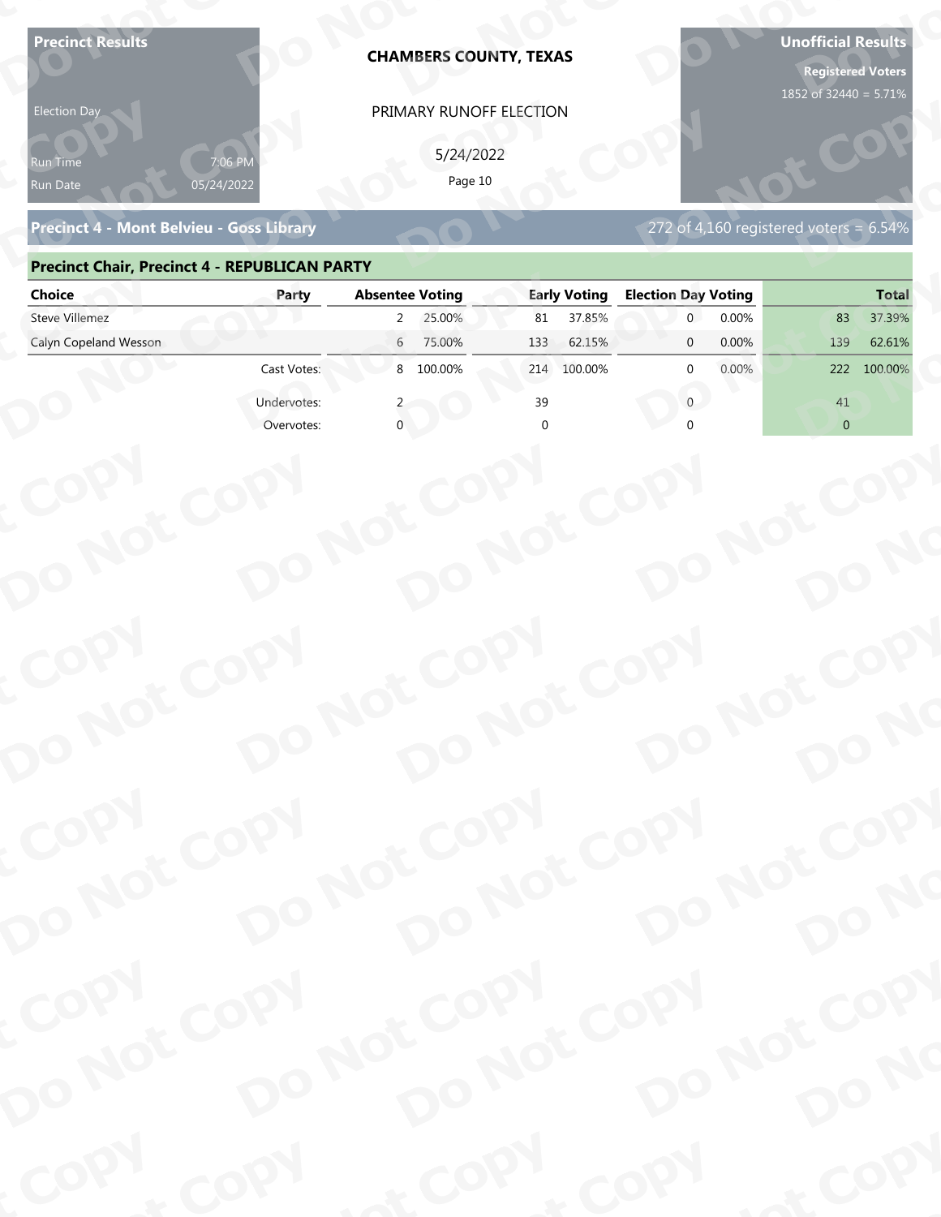**Precinct Results**

Election Day

Run Time 7:06 PM
Run Date 05/24/2022

**CHAMBERS COUNTY, TEXAS**

PRIMARY RUNOFF ELECTION

5/24/2022

**Unofficial Results**

**Registered Voters**
1852 of 32440 = 5.71%

## Precinct 4 - Mont Belvieu - Goss Library

272 of 4,160 registered voters = 6.54%

### Precinct Chair, Precinct 4 - REPUBLICAN PARTY

| Choice | Party | Absentee Voting | | Early Voting | | Election Day Voting | | Total | |
|---|---|---|---|---|---|---|---|---|---|
| Steve Villemez | | 2 | 25.00% | 81 | 37.85% | 0 | 0.00% | 83 | 37.39% |
| Calyn Copeland Wesson | | 6 | 75.00% | 133 | 62.15% | 0 | 0.00% | 139 | 62.61% |
| | Cast Votes: | 8 | 100.00% | 214 | 100.00% | 0 | 0.00% | 222 | 100.00% |
| | Undervotes: | 2 | | 39 | | 0 | | 41 | |
| | Overvotes: | 0 | | 0 | | 0 | | 0 | |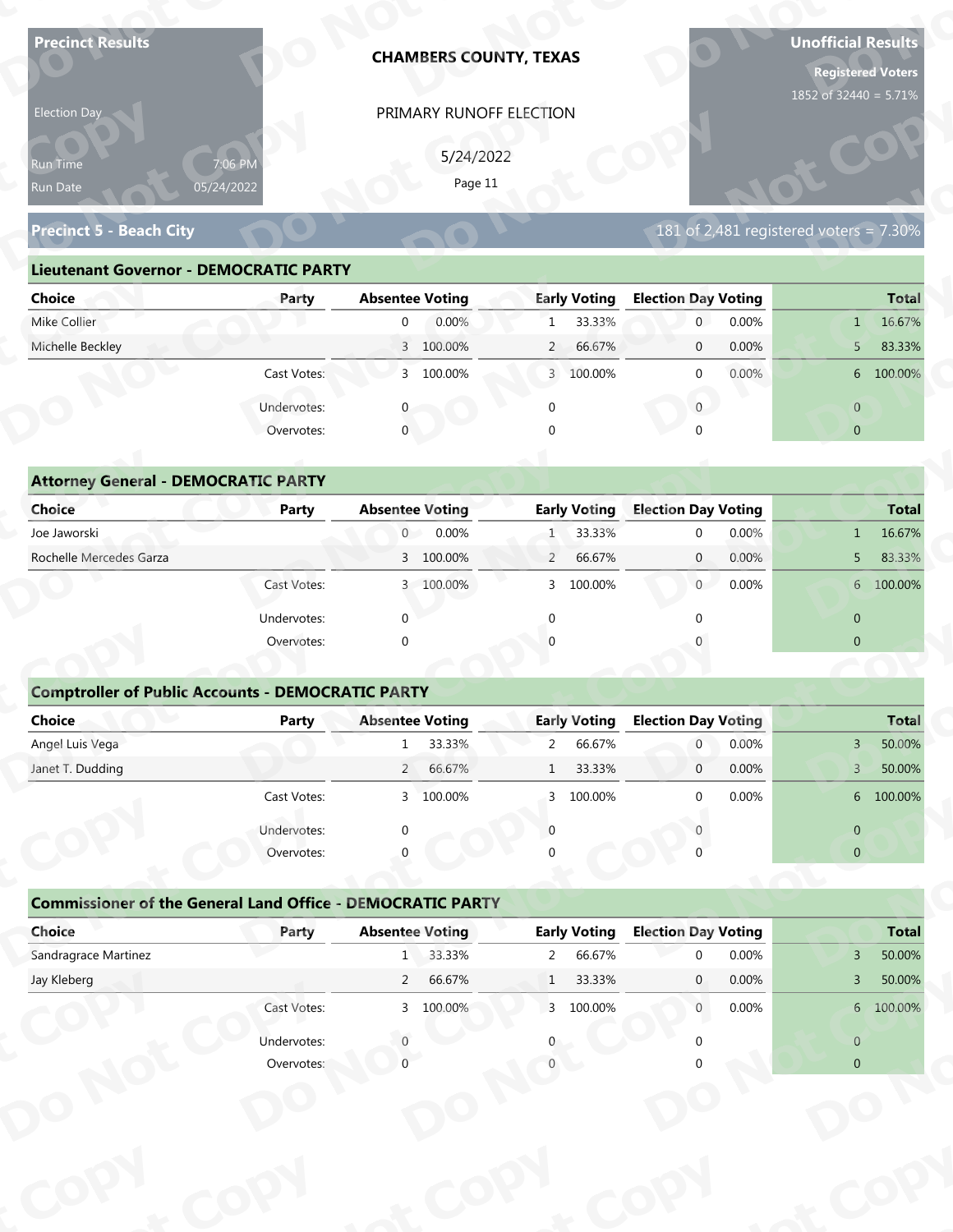Precinct Results

Election Day

Run Time 7:06 PM

Run Date 05/24/2022

**CHAMBERS COUNTY, TEXAS**

PRIMARY RUNOFF ELECTION

5/24/2022

Unofficial Results

Registered Voters

1852 of 32440 = 5.71%

## Precinct 5 - Beach City

181 of 2,481 registered voters = 7.30%

### Lieutenant Governor - DEMOCRATIC PARTY

| Choice | Party | Absentee Voting | | Early Voting | | Election Day Voting | | Total | |
|---|---|---|---|---|---|---|---|---|---|
| Mike Collier | | 0 | 0.00% | 1 | 33.33% | 0 | 0.00% | 1 | 16.67% |
| Michelle Beckley | | 3 | 100.00% | 2 | 66.67% | 0 | 0.00% | 5 | 83.33% |
| | Cast Votes: | 3 | 100.00% | 3 | 100.00% | 0 | 0.00% | 6 | 100.00% |
| | Undervotes: | 0 | | 0 | | 0 | | 0 | |
| | Overvotes: | 0 | | 0 | | 0 | | 0 | |

### Attorney General - DEMOCRATIC PARTY

| Choice | Party | Absentee Voting | | Early Voting | | Election Day Voting | | Total | |
|---|---|---|---|---|---|---|---|---|---|
| Joe Jaworski | | 0 | 0.00% | 1 | 33.33% | 0 | 0.00% | 1 | 16.67% |
| Rochelle Mercedes Garza | | 3 | 100.00% | 2 | 66.67% | 0 | 0.00% | 5 | 83.33% |
| | Cast Votes: | 3 | 100.00% | 3 | 100.00% | 0 | 0.00% | 6 | 100.00% |
| | Undervotes: | 0 | | 0 | | 0 | | 0 | |
| | Overvotes: | 0 | | 0 | | 0 | | 0 | |

### Comptroller of Public Accounts - DEMOCRATIC PARTY

| Choice | Party | Absentee Voting | | Early Voting | | Election Day Voting | | Total | |
|---|---|---|---|---|---|---|---|---|---|
| Angel Luis Vega | | 1 | 33.33% | 2 | 66.67% | 0 | 0.00% | 3 | 50.00% |
| Janet T. Dudding | | 2 | 66.67% | 1 | 33.33% | 0 | 0.00% | 3 | 50.00% |
| | Cast Votes: | 3 | 100.00% | 3 | 100.00% | 0 | 0.00% | 6 | 100.00% |
| | Undervotes: | 0 | | 0 | | 0 | | 0 | |
| | Overvotes: | 0 | | 0 | | 0 | | 0 | |

### Commissioner of the General Land Office - DEMOCRATIC PARTY

| Choice | Party | Absentee Voting | | Early Voting | | Election Day Voting | | Total | |
|---|---|---|---|---|---|---|---|---|---|
| Sandragrace Martinez | | 1 | 33.33% | 2 | 66.67% | 0 | 0.00% | 3 | 50.00% |
| Jay Kleberg | | 2 | 66.67% | 1 | 33.33% | 0 | 0.00% | 3 | 50.00% |
| | Cast Votes: | 3 | 100.00% | 3 | 100.00% | 0 | 0.00% | 6 | 100.00% |
| | Undervotes: | 0 | | 0 | | 0 | | 0 | |
| | Overvotes: | 0 | | 0 | | 0 | | 0 | |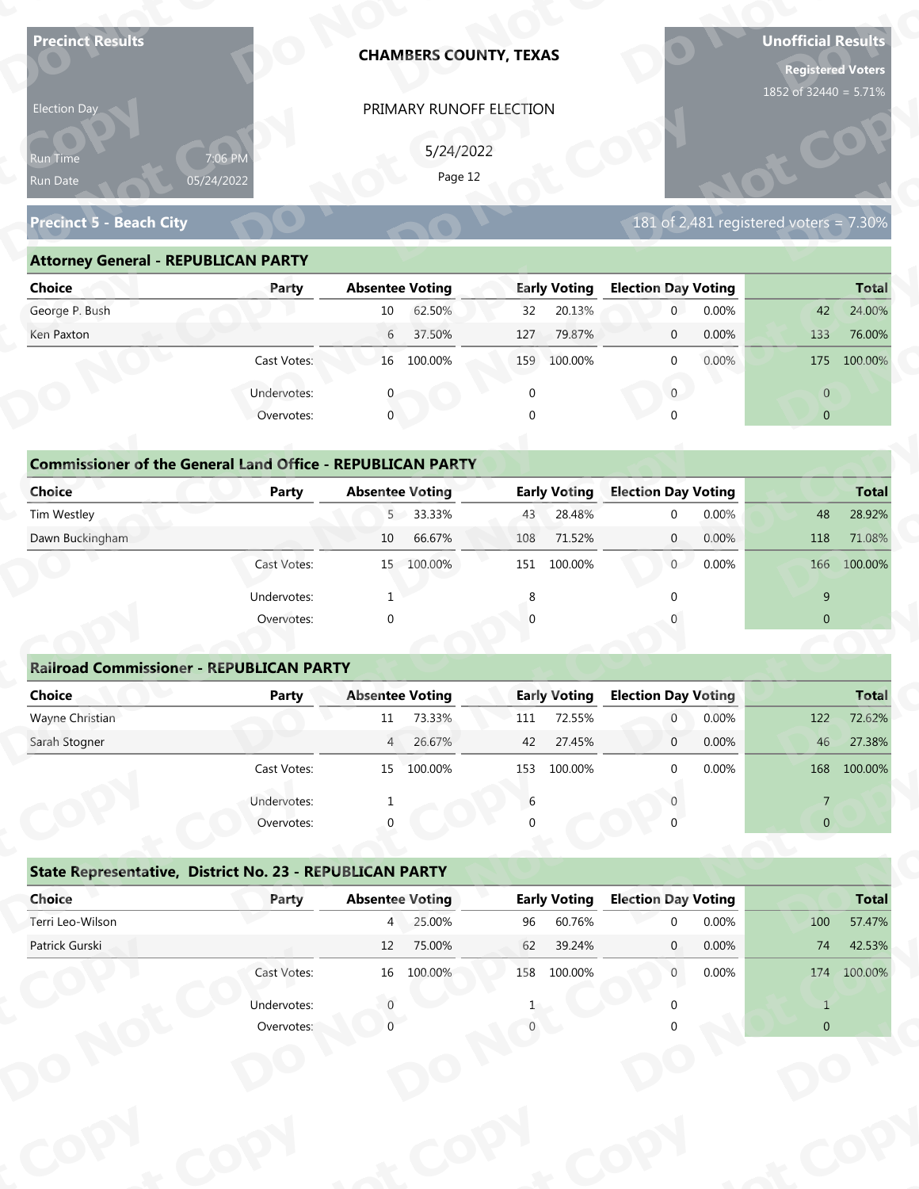**Precinct Results**

Election Day

Run Time 7:06 PM
Run Date 05/24/2022

**CHAMBERS COUNTY, TEXAS**

PRIMARY RUNOFF ELECTION

5/24/2022

**Unofficial Results**

**Registered Voters**
1852 of 32440 = 5.71%

## Precinct 5 - Beach City

181 of 2,481 registered voters = 7.30%

### Attorney General - REPUBLICAN PARTY

| Choice | Party | Absentee Voting | | Early Voting | | Election Day Voting | | Total | |
|---|---|---|---|---|---|---|---|---|---|
| George P. Bush | | 10 | 62.50% | 32 | 20.13% | 0 | 0.00% | 42 | 24.00% |
| Ken Paxton | | 6 | 37.50% | 127 | 79.87% | 0 | 0.00% | 133 | 76.00% |
| | Cast Votes: | 16 | 100.00% | 159 | 100.00% | 0 | 0.00% | 175 | 100.00% |
| | Undervotes: | 0 | | 0 | | 0 | | 0 | |
| | Overvotes: | 0 | | 0 | | 0 | | 0 | |

### Commissioner of the General Land Office - REPUBLICAN PARTY

| Choice | Party | Absentee Voting | | Early Voting | | Election Day Voting | | Total | |
|---|---|---|---|---|---|---|---|---|---|
| Tim Westley | | 5 | 33.33% | 43 | 28.48% | 0 | 0.00% | 48 | 28.92% |
| Dawn Buckingham | | 10 | 66.67% | 108 | 71.52% | 0 | 0.00% | 118 | 71.08% |
| | Cast Votes: | 15 | 100.00% | 151 | 100.00% | 0 | 0.00% | 166 | 100.00% |
| | Undervotes: | 1 | | 8 | | 0 | | 9 | |
| | Overvotes: | 0 | | 0 | | 0 | | 0 | |

### Railroad Commissioner - REPUBLICAN PARTY

| Choice | Party | Absentee Voting | | Early Voting | | Election Day Voting | | Total | |
|---|---|---|---|---|---|---|---|---|---|
| Wayne Christian | | 11 | 73.33% | 111 | 72.55% | 0 | 0.00% | 122 | 72.62% |
| Sarah Stogner | | 4 | 26.67% | 42 | 27.45% | 0 | 0.00% | 46 | 27.38% |
| | Cast Votes: | 15 | 100.00% | 153 | 100.00% | 0 | 0.00% | 168 | 100.00% |
| | Undervotes: | 1 | | 6 | | 0 | | 7 | |
| | Overvotes: | 0 | | 0 | | 0 | | 0 | |

### State Representative, District No. 23 - REPUBLICAN PARTY

| Choice | Party | Absentee Voting | | Early Voting | | Election Day Voting | | Total | |
|---|---|---|---|---|---|---|---|---|---|
| Terri Leo-Wilson | | 4 | 25.00% | 96 | 60.76% | 0 | 0.00% | 100 | 57.47% |
| Patrick Gurski | | 12 | 75.00% | 62 | 39.24% | 0 | 0.00% | 74 | 42.53% |
| | Cast Votes: | 16 | 100.00% | 158 | 100.00% | 0 | 0.00% | 174 | 100.00% |
| | Undervotes: | 0 | | 1 | | 0 | | 1 | |
| | Overvotes: | 0 | | 0 | | 0 | | 0 | |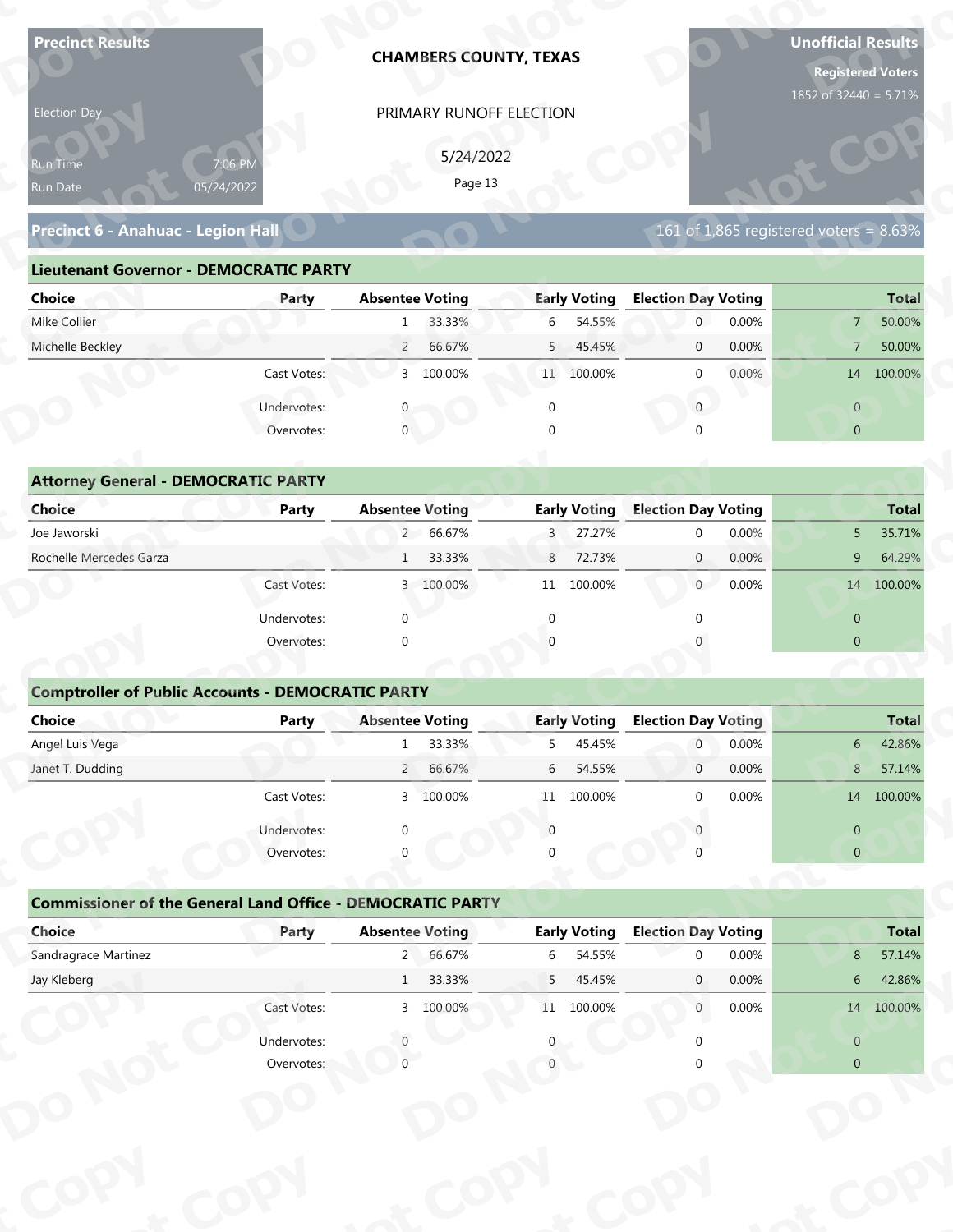**Precinct Results**

Election Day

Run Time 7:06 PM
Run Date 05/24/2022

**CHAMBERS COUNTY, TEXAS**

PRIMARY RUNOFF ELECTION

5/24/2022

**Unofficial Results**

**Registered Voters**
1852 of 32440 = 5.71%

## Precinct 6 - Anahuac - Legion Hall

161 of 1,865 registered voters = 8.63%

### Lieutenant Governor - DEMOCRATIC PARTY

| Choice | Party | Absentee Voting | | Early Voting | | Election Day Voting | | Total | |
|---|---|---|---|---|---|---|---|---|---|
| Mike Collier | | 1 | 33.33% | 6 | 54.55% | 0 | 0.00% | 7 | 50.00% |
| Michelle Beckley | | 2 | 66.67% | 5 | 45.45% | 0 | 0.00% | 7 | 50.00% |
| | Cast Votes: | 3 | 100.00% | 11 | 100.00% | 0 | 0.00% | 14 | 100.00% |
| | Undervotes: | 0 | | 0 | | 0 | | 0 | |
| | Overvotes: | 0 | | 0 | | 0 | | 0 | |

### Attorney General - DEMOCRATIC PARTY

| Choice | Party | Absentee Voting | | Early Voting | | Election Day Voting | | Total | |
|---|---|---|---|---|---|---|---|---|---|
| Joe Jaworski | | 2 | 66.67% | 3 | 27.27% | 0 | 0.00% | 5 | 35.71% |
| Rochelle Mercedes Garza | | 1 | 33.33% | 8 | 72.73% | 0 | 0.00% | 9 | 64.29% |
| | Cast Votes: | 3 | 100.00% | 11 | 100.00% | 0 | 0.00% | 14 | 100.00% |
| | Undervotes: | 0 | | 0 | | 0 | | 0 | |
| | Overvotes: | 0 | | 0 | | 0 | | 0 | |

### Comptroller of Public Accounts - DEMOCRATIC PARTY

| Choice | Party | Absentee Voting | | Early Voting | | Election Day Voting | | Total | |
|---|---|---|---|---|---|---|---|---|---|
| Angel Luis Vega | | 1 | 33.33% | 5 | 45.45% | 0 | 0.00% | 6 | 42.86% |
| Janet T. Dudding | | 2 | 66.67% | 6 | 54.55% | 0 | 0.00% | 8 | 57.14% |
| | Cast Votes: | 3 | 100.00% | 11 | 100.00% | 0 | 0.00% | 14 | 100.00% |
| | Undervotes: | 0 | | 0 | | 0 | | 0 | |
| | Overvotes: | 0 | | 0 | | 0 | | 0 | |

### Commissioner of the General Land Office - DEMOCRATIC PARTY

| Choice | Party | Absentee Voting | | Early Voting | | Election Day Voting | | Total | |
|---|---|---|---|---|---|---|---|---|---|
| Sandragrace Martinez | | 2 | 66.67% | 6 | 54.55% | 0 | 0.00% | 8 | 57.14% |
| Jay Kleberg | | 1 | 33.33% | 5 | 45.45% | 0 | 0.00% | 6 | 42.86% |
| | Cast Votes: | 3 | 100.00% | 11 | 100.00% | 0 | 0.00% | 14 | 100.00% |
| | Undervotes: | 0 | | 0 | | 0 | | 0 | |
| | Overvotes: | 0 | | 0 | | 0 | | 0 | |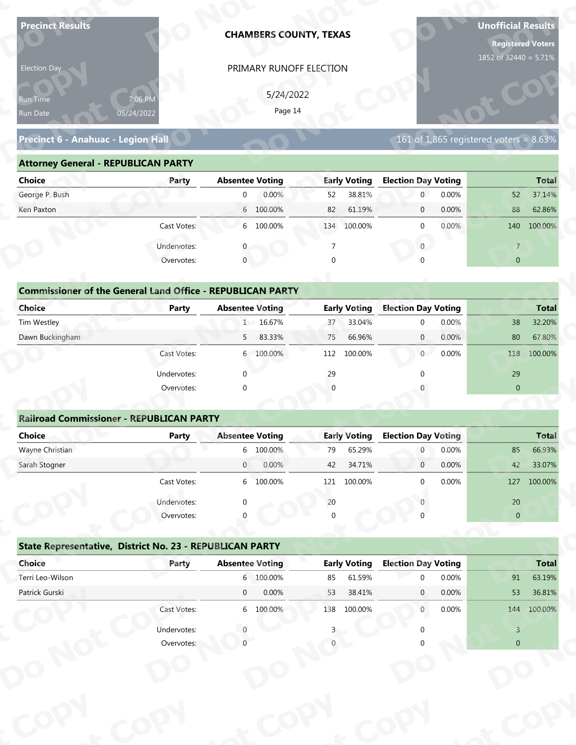**Precinct Results**

Election Day

Run Time 7:06 PM
Run Date 05/24/2022

**CHAMBERS COUNTY, TEXAS**

PRIMARY RUNOFF ELECTION

5/24/2022

**Unofficial Results**

**Registered Voters**
1852 of 32440 = 5.71%

## Precinct 6 - Anahuac - Legion Hall

161 of 1,865 registered voters = 8.63%

### Attorney General - REPUBLICAN PARTY

| Choice | Party | Absentee Voting | | Early Voting | | Election Day Voting | | Total | |
|---|---|---|---|---|---|---|---|---|---|
| George P. Bush | | 0 | 0.00% | 52 | 38.81% | 0 | 0.00% | 52 | 37.14% |
| Ken Paxton | | 6 | 100.00% | 82 | 61.19% | 0 | 0.00% | 88 | 62.86% |
| | Cast Votes: | 6 | 100.00% | 134 | 100.00% | 0 | 0.00% | 140 | 100.00% |
| | Undervotes: | 0 | | 7 | | 0 | | 7 | |
| | Overvotes: | 0 | | 0 | | 0 | | 0 | |

### Commissioner of the General Land Office - REPUBLICAN PARTY

| Choice | Party | Absentee Voting | | Early Voting | | Election Day Voting | | Total | |
|---|---|---|---|---|---|---|---|---|---|
| Tim Westley | | 1 | 16.67% | 37 | 33.04% | 0 | 0.00% | 38 | 32.20% |
| Dawn Buckingham | | 5 | 83.33% | 75 | 66.96% | 0 | 0.00% | 80 | 67.80% |
| | Cast Votes: | 6 | 100.00% | 112 | 100.00% | 0 | 0.00% | 118 | 100.00% |
| | Undervotes: | 0 | | 29 | | 0 | | 29 | |
| | Overvotes: | 0 | | 0 | | 0 | | 0 | |

### Railroad Commissioner - REPUBLICAN PARTY

| Choice | Party | Absentee Voting | | Early Voting | | Election Day Voting | | Total | |
|---|---|---|---|---|---|---|---|---|---|
| Wayne Christian | | 6 | 100.00% | 79 | 65.29% | 0 | 0.00% | 85 | 66.93% |
| Sarah Stogner | | 0 | 0.00% | 42 | 34.71% | 0 | 0.00% | 42 | 33.07% |
| | Cast Votes: | 6 | 100.00% | 121 | 100.00% | 0 | 0.00% | 127 | 100.00% |
| | Undervotes: | 0 | | 20 | | 0 | | 20 | |
| | Overvotes: | 0 | | 0 | | 0 | | 0 | |

### State Representative, District No. 23 - REPUBLICAN PARTY

| Choice | Party | Absentee Voting | | Early Voting | | Election Day Voting | | Total | |
|---|---|---|---|---|---|---|---|---|---|
| Terri Leo-Wilson | | 6 | 100.00% | 85 | 61.59% | 0 | 0.00% | 91 | 63.19% |
| Patrick Gurski | | 0 | 0.00% | 53 | 38.41% | 0 | 0.00% | 53 | 36.81% |
| | Cast Votes: | 6 | 100.00% | 138 | 100.00% | 0 | 0.00% | 144 | 100.00% |
| | Undervotes: | 0 | | 3 | | 0 | | 3 | |
| | Overvotes: | 0 | | 0 | | 0 | | 0 | |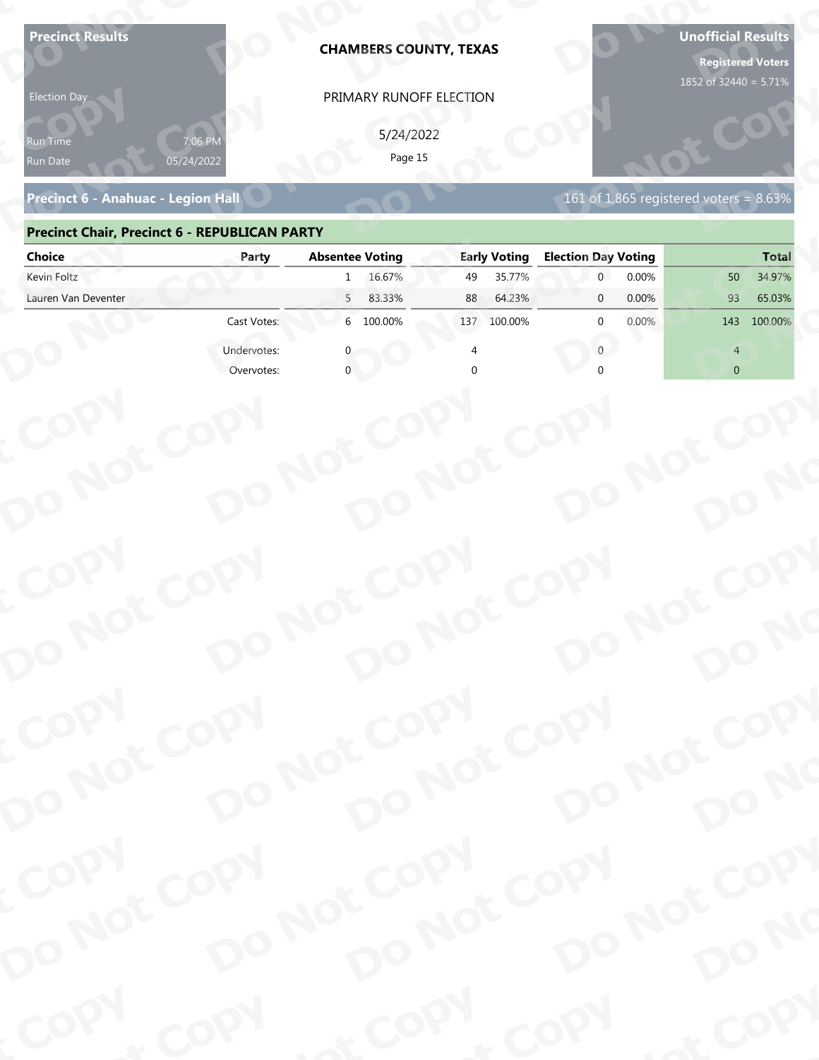**Precinct Results**

Election Day

Run Time 7:06 PM
Run Date 05/24/2022

**CHAMBERS COUNTY, TEXAS**

PRIMARY RUNOFF ELECTION

5/24/2022

**Unofficial Results**

**Registered Voters**
1852 of 32440 = 5.71%

## Precinct 6 - Anahuac - Legion Hall

161 of 1,865 registered voters = 8.63%

### Precinct Chair, Precinct 6 - REPUBLICAN PARTY

| Choice | Party | Absentee Voting | | Early Voting | | Election Day Voting | | Total | |
|---|---|---|---|---|---|---|---|---|---|
| Kevin Foltz | | 1 | 16.67% | 49 | 35.77% | 0 | 0.00% | 50 | 34.97% |
| Lauren Van Deventer | | 5 | 83.33% | 88 | 64.23% | 0 | 0.00% | 93 | 65.03% |
| | Cast Votes: | 6 | 100.00% | 137 | 100.00% | 0 | 0.00% | 143 | 100.00% |
| | Undervotes: | 0 | | 4 | | 0 | | 4 | |
| | Overvotes: | 0 | | 0 | | 0 | | 0 | |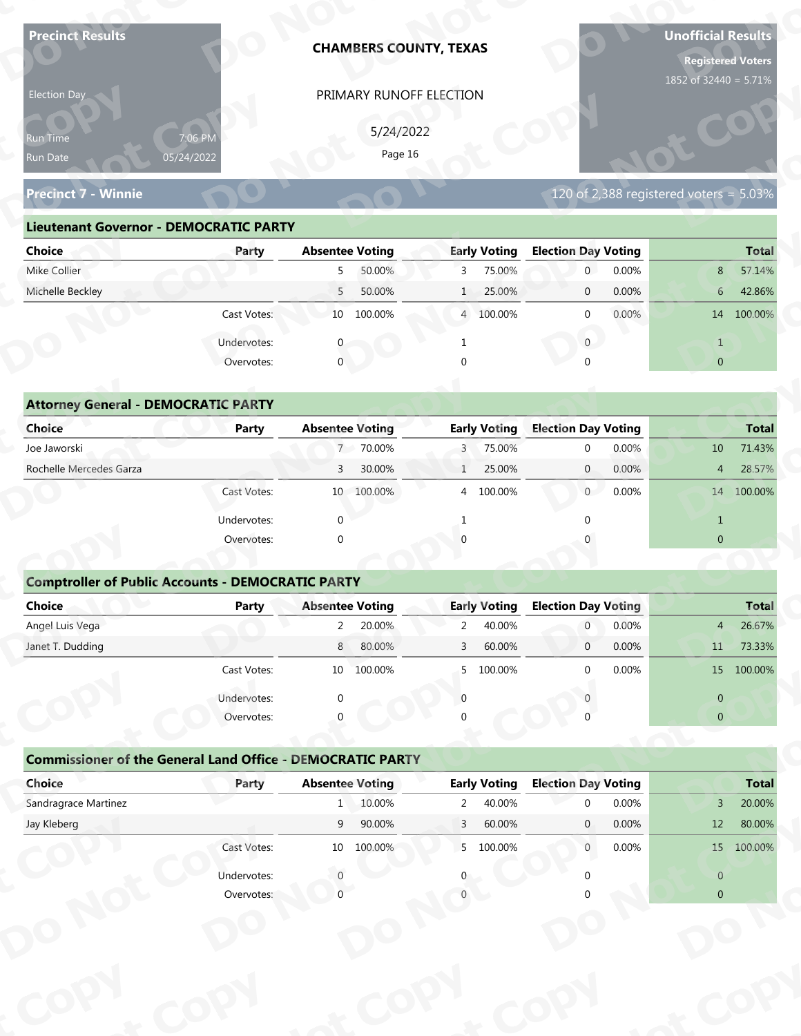**Precinct Results**

**CHAMBERS COUNTY, TEXAS**

**Unofficial Results**

**Registered Voters**
1852 of 32440 = 5.71%

Election Day

PRIMARY RUNOFF ELECTION

5/24/2022

Run Time 7:06 PM
Run Date 05/24/2022

## Precinct 7 - Winnie

120 of 2,388 registered voters = 5.03%

### Lieutenant Governor - DEMOCRATIC PARTY

| Choice | Party | Absentee Voting | | Early Voting | | Election Day Voting | | Total | |
|---|---|---|---|---|---|---|---|---|---|
| Mike Collier | | 5 | 50.00% | 3 | 75.00% | 0 | 0.00% | 8 | 57.14% |
| Michelle Beckley | | 5 | 50.00% | 1 | 25.00% | 0 | 0.00% | 6 | 42.86% |
| | Cast Votes: | 10 | 100.00% | 4 | 100.00% | 0 | 0.00% | 14 | 100.00% |
| | Undervotes: | 0 | | 1 | | 0 | | 1 | |
| | Overvotes: | 0 | | 0 | | 0 | | 0 | |

### Attorney General - DEMOCRATIC PARTY

| Choice | Party | Absentee Voting | | Early Voting | | Election Day Voting | | Total | |
|---|---|---|---|---|---|---|---|---|---|
| Joe Jaworski | | 7 | 70.00% | 3 | 75.00% | 0 | 0.00% | 10 | 71.43% |
| Rochelle Mercedes Garza | | 3 | 30.00% | 1 | 25.00% | 0 | 0.00% | 4 | 28.57% |
| | Cast Votes: | 10 | 100.00% | 4 | 100.00% | 0 | 0.00% | 14 | 100.00% |
| | Undervotes: | 0 | | 1 | | 0 | | 1 | |
| | Overvotes: | 0 | | 0 | | 0 | | 0 | |

### Comptroller of Public Accounts - DEMOCRATIC PARTY

| Choice | Party | Absentee Voting | | Early Voting | | Election Day Voting | | Total | |
|---|---|---|---|---|---|---|---|---|---|
| Angel Luis Vega | | 2 | 20.00% | 2 | 40.00% | 0 | 0.00% | 4 | 26.67% |
| Janet T. Dudding | | 8 | 80.00% | 3 | 60.00% | 0 | 0.00% | 11 | 73.33% |
| | Cast Votes: | 10 | 100.00% | 5 | 100.00% | 0 | 0.00% | 15 | 100.00% |
| | Undervotes: | 0 | | 0 | | 0 | | 0 | |
| | Overvotes: | 0 | | 0 | | 0 | | 0 | |

### Commissioner of the General Land Office - DEMOCRATIC PARTY

| Choice | Party | Absentee Voting | | Early Voting | | Election Day Voting | | Total | |
|---|---|---|---|---|---|---|---|---|---|
| Sandragrace Martinez | | 1 | 10.00% | 2 | 40.00% | 0 | 0.00% | 3 | 20.00% |
| Jay Kleberg | | 9 | 90.00% | 3 | 60.00% | 0 | 0.00% | 12 | 80.00% |
| | Cast Votes: | 10 | 100.00% | 5 | 100.00% | 0 | 0.00% | 15 | 100.00% |
| | Undervotes: | 0 | | 0 | | 0 | | 0 | |
| | Overvotes: | 0 | | 0 | | 0 | | 0 | |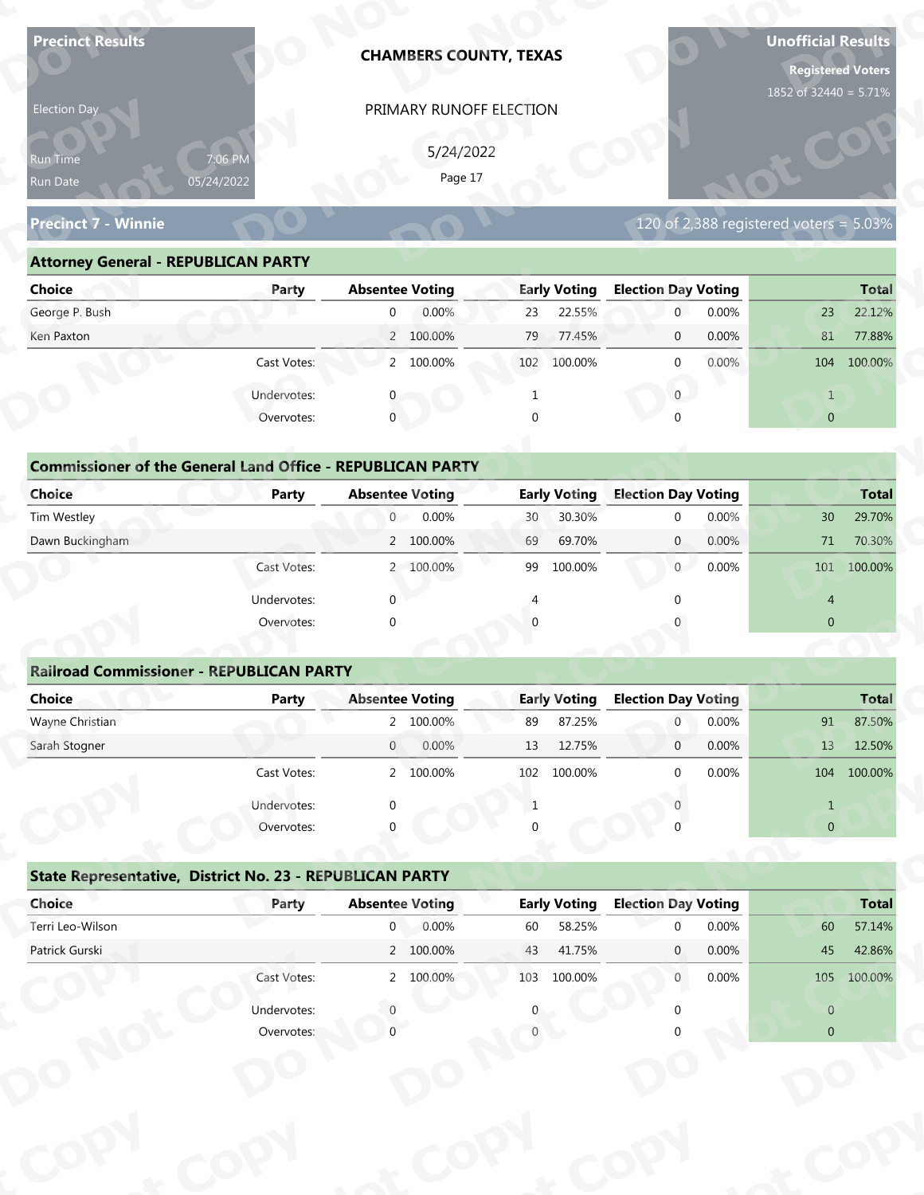**Precinct Results**

Election Day

Run Time 7:06 PM
Run Date 05/24/2022

**CHAMBERS COUNTY, TEXAS**

PRIMARY RUNOFF ELECTION

5/24/2022

**Unofficial Results**

**Registered Voters**
1852 of 32440 = 5.71%

## Precinct 7 - Winnie

120 of 2,388 registered voters = 5.03%

### Attorney General - REPUBLICAN PARTY

| Choice | Party | Absentee Voting | | Early Voting | | Election Day Voting | | Total | |
|---|---|---|---|---|---|---|---|---|---|
| George P. Bush | | 0 | 0.00% | 23 | 22.55% | 0 | 0.00% | 23 | 22.12% |
| Ken Paxton | | 2 | 100.00% | 79 | 77.45% | 0 | 0.00% | 81 | 77.88% |
| | Cast Votes: | 2 | 100.00% | 102 | 100.00% | 0 | 0.00% | 104 | 100.00% |
| | Undervotes: | 0 | | 1 | | 0 | | 1 | |
| | Overvotes: | 0 | | 0 | | 0 | | 0 | |

### Commissioner of the General Land Office - REPUBLICAN PARTY

| Choice | Party | Absentee Voting | | Early Voting | | Election Day Voting | | Total | |
|---|---|---|---|---|---|---|---|---|---|
| Tim Westley | | 0 | 0.00% | 30 | 30.30% | 0 | 0.00% | 30 | 29.70% |
| Dawn Buckingham | | 2 | 100.00% | 69 | 69.70% | 0 | 0.00% | 71 | 70.30% |
| | Cast Votes: | 2 | 100.00% | 99 | 100.00% | 0 | 0.00% | 101 | 100.00% |
| | Undervotes: | 0 | | 4 | | 0 | | 4 | |
| | Overvotes: | 0 | | 0 | | 0 | | 0 | |

### Railroad Commissioner - REPUBLICAN PARTY

| Choice | Party | Absentee Voting | | Early Voting | | Election Day Voting | | Total | |
|---|---|---|---|---|---|---|---|---|---|
| Wayne Christian | | 2 | 100.00% | 89 | 87.25% | 0 | 0.00% | 91 | 87.50% |
| Sarah Stogner | | 0 | 0.00% | 13 | 12.75% | 0 | 0.00% | 13 | 12.50% |
| | Cast Votes: | 2 | 100.00% | 102 | 100.00% | 0 | 0.00% | 104 | 100.00% |
| | Undervotes: | 0 | | 1 | | 0 | | 1 | |
| | Overvotes: | 0 | | 0 | | 0 | | 0 | |

### State Representative, District No. 23 - REPUBLICAN PARTY

| Choice | Party | Absentee Voting | | Early Voting | | Election Day Voting | | Total | |
|---|---|---|---|---|---|---|---|---|---|
| Terri Leo-Wilson | | 0 | 0.00% | 60 | 58.25% | 0 | 0.00% | 60 | 57.14% |
| Patrick Gurski | | 2 | 100.00% | 43 | 41.75% | 0 | 0.00% | 45 | 42.86% |
| | Cast Votes: | 2 | 100.00% | 103 | 100.00% | 0 | 0.00% | 105 | 100.00% |
| | Undervotes: | 0 | | 0 | | 0 | | 0 | |
| | Overvotes: | 0 | | 0 | | 0 | | 0 | |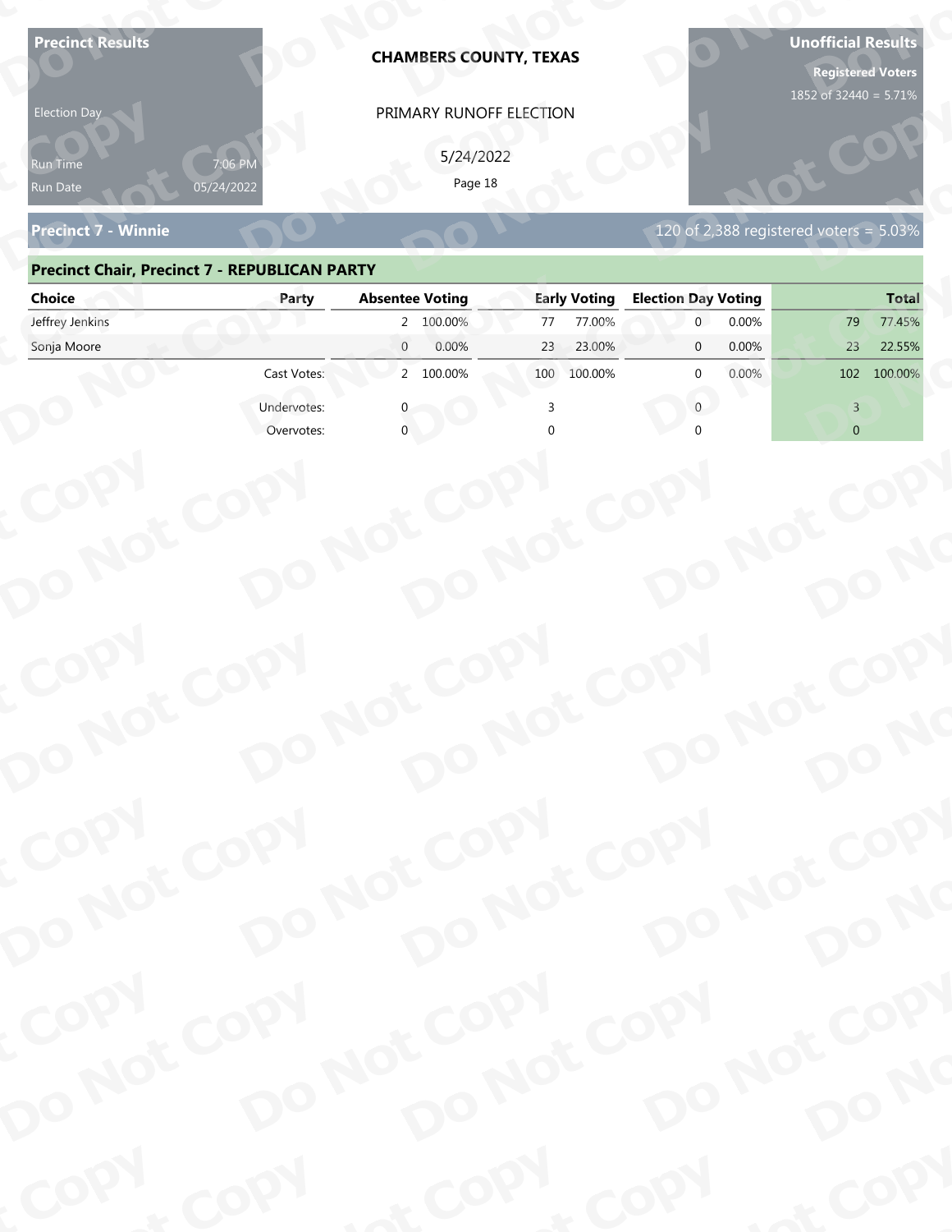**Precinct Results**

Election Day

Run Time 7:06 PM
Run Date 05/24/2022

**CHAMBERS COUNTY, TEXAS**

PRIMARY RUNOFF ELECTION

5/24/2022

**Unofficial Results**

**Registered Voters**
1852 of 32440 = 5.71%

## Precinct 7 - Winnie

120 of 2,388 registered voters = 5.03%

### Precinct Chair, Precinct 7 - REPUBLICAN PARTY

| Choice | Party | Absentee Voting | | Early Voting | | Election Day Voting | | Total | |
|---|---|---|---|---|---|---|---|---|---|
| Jeffrey Jenkins | | 2 | 100.00% | 77 | 77.00% | 0 | 0.00% | 79 | 77.45% |
| Sonja Moore | | 0 | 0.00% | 23 | 23.00% | 0 | 0.00% | 23 | 22.55% |
| | Cast Votes: | 2 | 100.00% | 100 | 100.00% | 0 | 0.00% | 102 | 100.00% |
| | Undervotes: | 0 | | 3 | | 0 | | 3 | |
| | Overvotes: | 0 | | 0 | | 0 | | 0 | |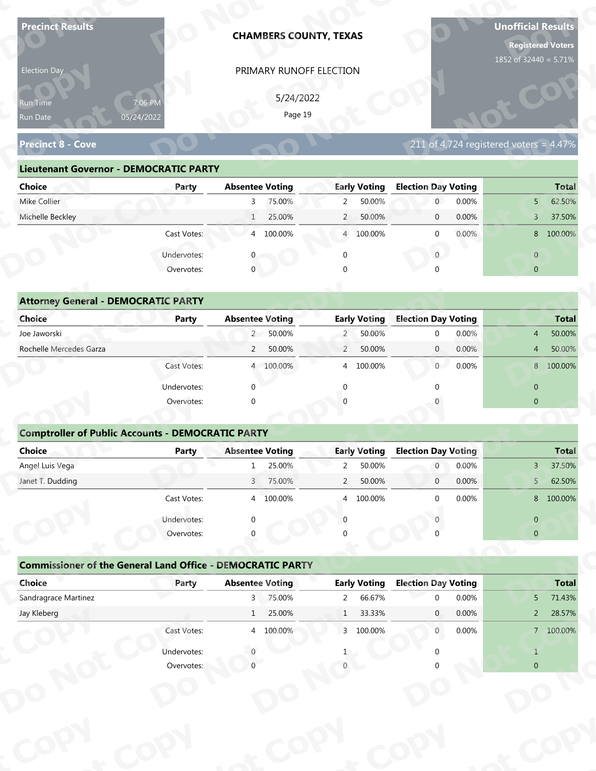**Precinct Results**

Election Day

Run Time 7:06 PM
Run Date 05/24/2022

**CHAMBERS COUNTY, TEXAS**

PRIMARY RUNOFF ELECTION

5/24/2022

**Unofficial Results**

**Registered Voters**
1852 of 32440 = 5.71%

## Precinct 8 - Cove

211 of 4,724 registered voters = 4.47%

### Lieutenant Governor - DEMOCRATIC PARTY

| Choice | Party | Absentee Voting | | Early Voting | | Election Day Voting | | Total | |
|---|---|---|---|---|---|---|---|---|---|
| Mike Collier | | 3 | 75.00% | 2 | 50.00% | 0 | 0.00% | 5 | 62.50% |
| Michelle Beckley | | 1 | 25.00% | 2 | 50.00% | 0 | 0.00% | 3 | 37.50% |
| | Cast Votes: | 4 | 100.00% | 4 | 100.00% | 0 | 0.00% | 8 | 100.00% |
| | Undervotes: | 0 | | 0 | | 0 | | 0 | |
| | Overvotes: | 0 | | 0 | | 0 | | 0 | |

### Attorney General - DEMOCRATIC PARTY

| Choice | Party | Absentee Voting | | Early Voting | | Election Day Voting | | Total | |
|---|---|---|---|---|---|---|---|---|---|
| Joe Jaworski | | 2 | 50.00% | 2 | 50.00% | 0 | 0.00% | 4 | 50.00% |
| Rochelle Mercedes Garza | | 2 | 50.00% | 2 | 50.00% | 0 | 0.00% | 4 | 50.00% |
| | Cast Votes: | 4 | 100.00% | 4 | 100.00% | 0 | 0.00% | 8 | 100.00% |
| | Undervotes: | 0 | | 0 | | 0 | | 0 | |
| | Overvotes: | 0 | | 0 | | 0 | | 0 | |

### Comptroller of Public Accounts - DEMOCRATIC PARTY

| Choice | Party | Absentee Voting | | Early Voting | | Election Day Voting | | Total | |
|---|---|---|---|---|---|---|---|---|---|
| Angel Luis Vega | | 1 | 25.00% | 2 | 50.00% | 0 | 0.00% | 3 | 37.50% |
| Janet T. Dudding | | 3 | 75.00% | 2 | 50.00% | 0 | 0.00% | 5 | 62.50% |
| | Cast Votes: | 4 | 100.00% | 4 | 100.00% | 0 | 0.00% | 8 | 100.00% |
| | Undervotes: | 0 | | 0 | | 0 | | 0 | |
| | Overvotes: | 0 | | 0 | | 0 | | 0 | |

### Commissioner of the General Land Office - DEMOCRATIC PARTY

| Choice | Party | Absentee Voting | | Early Voting | | Election Day Voting | | Total | |
|---|---|---|---|---|---|---|---|---|---|
| Sandragrace Martinez | | 3 | 75.00% | 2 | 66.67% | 0 | 0.00% | 5 | 71.43% |
| Jay Kleberg | | 1 | 25.00% | 1 | 33.33% | 0 | 0.00% | 2 | 28.57% |
| | Cast Votes: | 4 | 100.00% | 3 | 100.00% | 0 | 0.00% | 7 | 100.00% |
| | Undervotes: | 0 | | 1 | | 0 | | 1 | |
| | Overvotes: | 0 | | 0 | | 0 | | 0 | |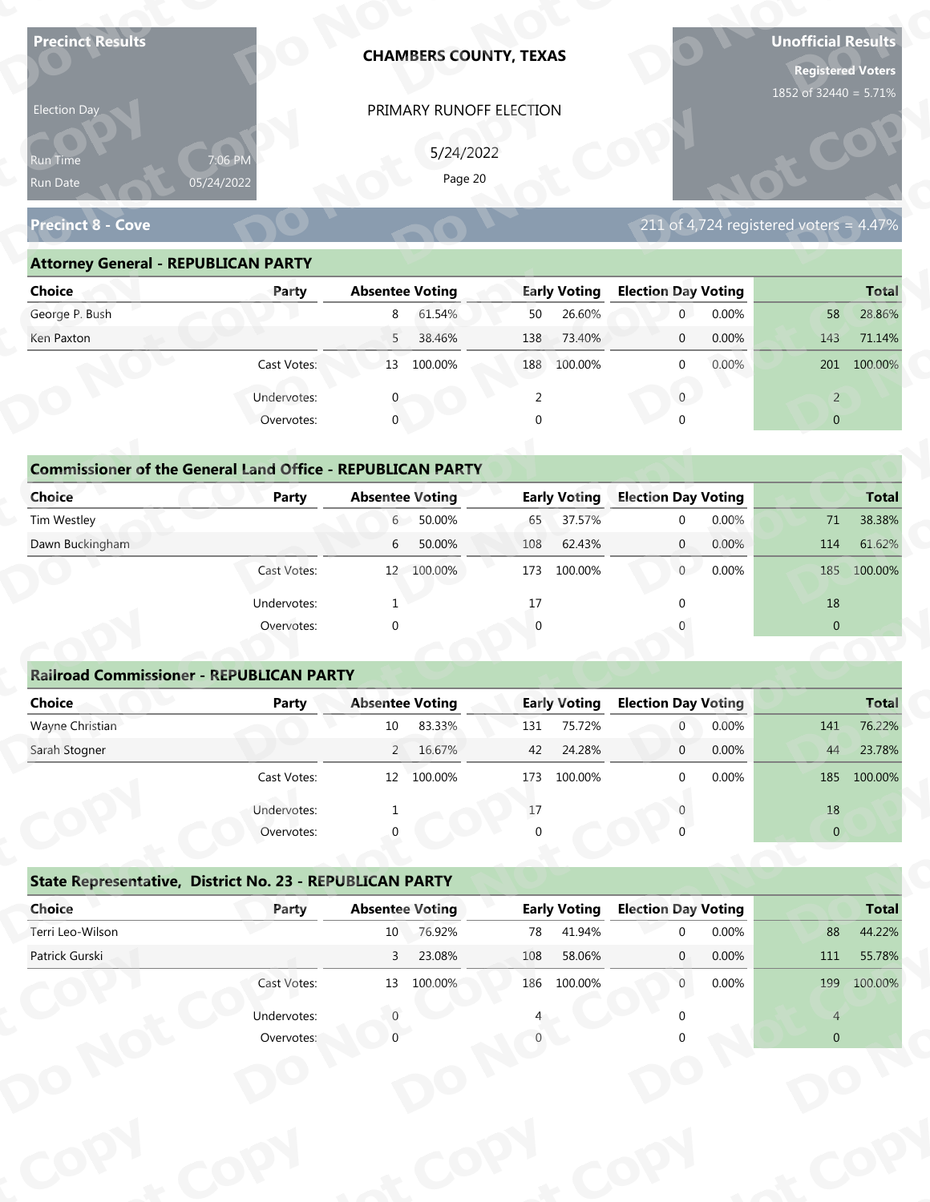**Precinct Results**

Election Day

Run Time 7:06 PM
Run Date 05/24/2022

**CHAMBERS COUNTY, TEXAS**

PRIMARY RUNOFF ELECTION

5/24/2022

**Unofficial Results**

**Registered Voters**
1852 of 32440 = 5.71%

## Precinct 8 - Cove

211 of 4,724 registered voters = 4.47%

### Attorney General - REPUBLICAN PARTY

| Choice | Party | Absentee Voting | | Early Voting | | Election Day Voting | | Total | |
|---|---|---|---|---|---|---|---|---|---|
| George P. Bush | | 8 | 61.54% | 50 | 26.60% | 0 | 0.00% | 58 | 28.86% |
| Ken Paxton | | 5 | 38.46% | 138 | 73.40% | 0 | 0.00% | 143 | 71.14% |
| | Cast Votes: | 13 | 100.00% | 188 | 100.00% | 0 | 0.00% | 201 | 100.00% |
| | Undervotes: | 0 | | 2 | | 0 | | 2 | |
| | Overvotes: | 0 | | 0 | | 0 | | 0 | |

### Commissioner of the General Land Office - REPUBLICAN PARTY

| Choice | Party | Absentee Voting | | Early Voting | | Election Day Voting | | Total | |
|---|---|---|---|---|---|---|---|---|---|
| Tim Westley | | 6 | 50.00% | 65 | 37.57% | 0 | 0.00% | 71 | 38.38% |
| Dawn Buckingham | | 6 | 50.00% | 108 | 62.43% | 0 | 0.00% | 114 | 61.62% |
| | Cast Votes: | 12 | 100.00% | 173 | 100.00% | 0 | 0.00% | 185 | 100.00% |
| | Undervotes: | 1 | | 17 | | 0 | | 18 | |
| | Overvotes: | 0 | | 0 | | 0 | | 0 | |

### Railroad Commissioner - REPUBLICAN PARTY

| Choice | Party | Absentee Voting | | Early Voting | | Election Day Voting | | Total | |
|---|---|---|---|---|---|---|---|---|---|
| Wayne Christian | | 10 | 83.33% | 131 | 75.72% | 0 | 0.00% | 141 | 76.22% |
| Sarah Stogner | | 2 | 16.67% | 42 | 24.28% | 0 | 0.00% | 44 | 23.78% |
| | Cast Votes: | 12 | 100.00% | 173 | 100.00% | 0 | 0.00% | 185 | 100.00% |
| | Undervotes: | 1 | | 17 | | 0 | | 18 | |
| | Overvotes: | 0 | | 0 | | 0 | | 0 | |

### State Representative, District No. 23 - REPUBLICAN PARTY

| Choice | Party | Absentee Voting | | Early Voting | | Election Day Voting | | Total | |
|---|---|---|---|---|---|---|---|---|---|
| Terri Leo-Wilson | | 10 | 76.92% | 78 | 41.94% | 0 | 0.00% | 88 | 44.22% |
| Patrick Gurski | | 3 | 23.08% | 108 | 58.06% | 0 | 0.00% | 111 | 55.78% |
| | Cast Votes: | 13 | 100.00% | 186 | 100.00% | 0 | 0.00% | 199 | 100.00% |
| | Undervotes: | 0 | | 4 | | 0 | | 4 | |
| | Overvotes: | 0 | | 0 | | 0 | | 0 | |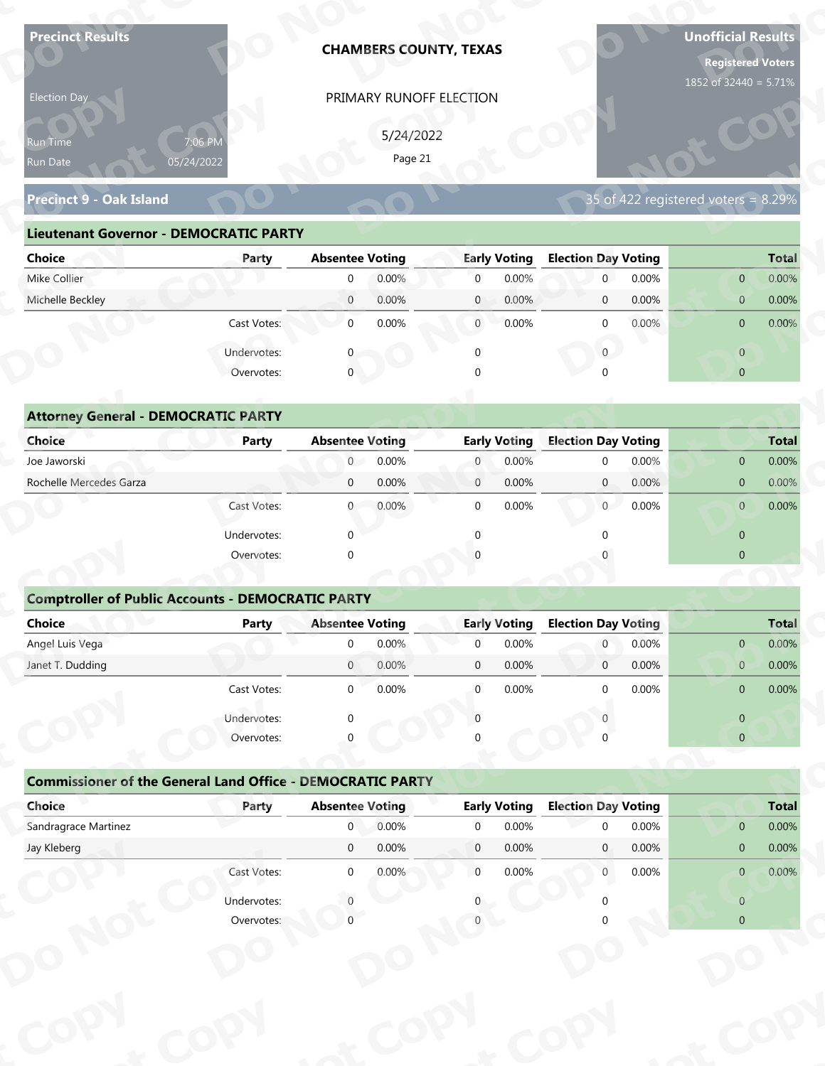**Precinct Results**

Election Day

Run Time 7:06 PM

Run Date 05/24/2022

**CHAMBERS COUNTY, TEXAS**

PRIMARY RUNOFF ELECTION

5/24/2022

**Unofficial Results**

**Registered Voters**

1852 of 32440 = 5.71%

## Precinct 9 - Oak Island

35 of 422 registered voters = 8.29%

### Lieutenant Governor - DEMOCRATIC PARTY

| Choice | Party | Absentee Voting | | Early Voting | | Election Day Voting | | Total | |
|---|---|---|---|---|---|---|---|---|---|
| Mike Collier | | 0 | 0.00% | 0 | 0.00% | 0 | 0.00% | 0 | 0.00% |
| Michelle Beckley | | 0 | 0.00% | 0 | 0.00% | 0 | 0.00% | 0 | 0.00% |
| | Cast Votes: | 0 | 0.00% | 0 | 0.00% | 0 | 0.00% | 0 | 0.00% |
| | Undervotes: | 0 | | 0 | | 0 | | 0 | |
| | Overvotes: | 0 | | 0 | | 0 | | 0 | |

### Attorney General - DEMOCRATIC PARTY

| Choice | Party | Absentee Voting | | Early Voting | | Election Day Voting | | Total | |
|---|---|---|---|---|---|---|---|---|---|
| Joe Jaworski | | 0 | 0.00% | 0 | 0.00% | 0 | 0.00% | 0 | 0.00% |
| Rochelle Mercedes Garza | | 0 | 0.00% | 0 | 0.00% | 0 | 0.00% | 0 | 0.00% |
| | Cast Votes: | 0 | 0.00% | 0 | 0.00% | 0 | 0.00% | 0 | 0.00% |
| | Undervotes: | 0 | | 0 | | 0 | | 0 | |
| | Overvotes: | 0 | | 0 | | 0 | | 0 | |

### Comptroller of Public Accounts - DEMOCRATIC PARTY

| Choice | Party | Absentee Voting | | Early Voting | | Election Day Voting | | Total | |
|---|---|---|---|---|---|---|---|---|---|
| Angel Luis Vega | | 0 | 0.00% | 0 | 0.00% | 0 | 0.00% | 0 | 0.00% |
| Janet T. Dudding | | 0 | 0.00% | 0 | 0.00% | 0 | 0.00% | 0 | 0.00% |
| | Cast Votes: | 0 | 0.00% | 0 | 0.00% | 0 | 0.00% | 0 | 0.00% |
| | Undervotes: | 0 | | 0 | | 0 | | 0 | |
| | Overvotes: | 0 | | 0 | | 0 | | 0 | |

### Commissioner of the General Land Office - DEMOCRATIC PARTY

| Choice | Party | Absentee Voting | | Early Voting | | Election Day Voting | | Total | |
|---|---|---|---|---|---|---|---|---|---|
| Sandragrace Martinez | | 0 | 0.00% | 0 | 0.00% | 0 | 0.00% | 0 | 0.00% |
| Jay Kleberg | | 0 | 0.00% | 0 | 0.00% | 0 | 0.00% | 0 | 0.00% |
| | Cast Votes: | 0 | 0.00% | 0 | 0.00% | 0 | 0.00% | 0 | 0.00% |
| | Undervotes: | 0 | | 0 | | 0 | | 0 | |
| | Overvotes: | 0 | | 0 | | 0 | | 0 | |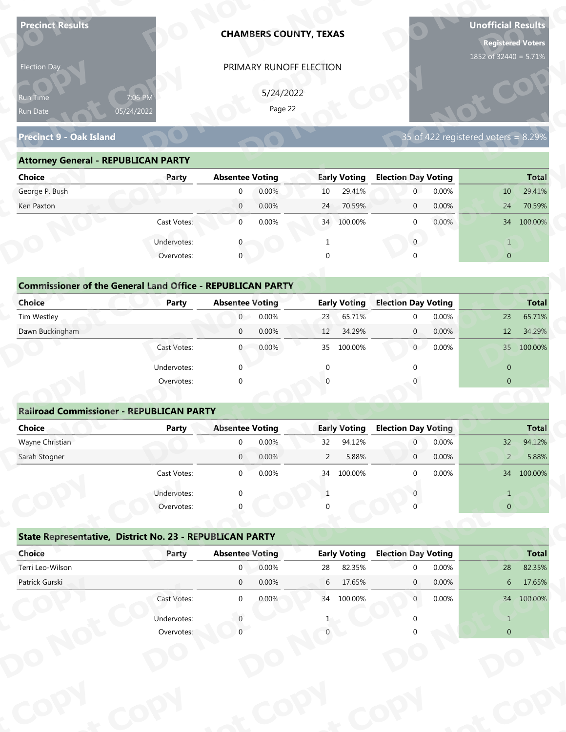**Precinct Results**

**CHAMBERS COUNTY, TEXAS**

**Unofficial Results**

**Registered Voters**
1852 of 32440 = 5.71%

Election Day

PRIMARY RUNOFF ELECTION

5/24/2022

Run Time 7:06 PM
Run Date 05/24/2022

## Precinct 9 - Oak Island

35 of 422 registered voters = 8.29%

### Attorney General - REPUBLICAN PARTY

| Choice | Party | Absentee Voting | | Early Voting | | Election Day Voting | | Total | |
|---|---|---|---|---|---|---|---|---|---|
| George P. Bush | | 0 | 0.00% | 10 | 29.41% | 0 | 0.00% | 10 | 29.41% |
| Ken Paxton | | 0 | 0.00% | 24 | 70.59% | 0 | 0.00% | 24 | 70.59% |
| | Cast Votes: | 0 | 0.00% | 34 | 100.00% | 0 | 0.00% | 34 | 100.00% |
| | Undervotes: | 0 | | 1 | | 0 | | 1 | |
| | Overvotes: | 0 | | 0 | | 0 | | 0 | |

### Commissioner of the General Land Office - REPUBLICAN PARTY

| Choice | Party | Absentee Voting | | Early Voting | | Election Day Voting | | Total | |
|---|---|---|---|---|---|---|---|---|---|
| Tim Westley | | 0 | 0.00% | 23 | 65.71% | 0 | 0.00% | 23 | 65.71% |
| Dawn Buckingham | | 0 | 0.00% | 12 | 34.29% | 0 | 0.00% | 12 | 34.29% |
| | Cast Votes: | 0 | 0.00% | 35 | 100.00% | 0 | 0.00% | 35 | 100.00% |
| | Undervotes: | 0 | | 0 | | 0 | | 0 | |
| | Overvotes: | 0 | | 0 | | 0 | | 0 | |

### Railroad Commissioner - REPUBLICAN PARTY

| Choice | Party | Absentee Voting | | Early Voting | | Election Day Voting | | Total | |
|---|---|---|---|---|---|---|---|---|---|
| Wayne Christian | | 0 | 0.00% | 32 | 94.12% | 0 | 0.00% | 32 | 94.12% |
| Sarah Stogner | | 0 | 0.00% | 2 | 5.88% | 0 | 0.00% | 2 | 5.88% |
| | Cast Votes: | 0 | 0.00% | 34 | 100.00% | 0 | 0.00% | 34 | 100.00% |
| | Undervotes: | 0 | | 1 | | 0 | | 1 | |
| | Overvotes: | 0 | | 0 | | 0 | | 0 | |

### State Representative, District No. 23 - REPUBLICAN PARTY

| Choice | Party | Absentee Voting | | Early Voting | | Election Day Voting | | Total | |
|---|---|---|---|---|---|---|---|---|---|
| Terri Leo-Wilson | | 0 | 0.00% | 28 | 82.35% | 0 | 0.00% | 28 | 82.35% |
| Patrick Gurski | | 0 | 0.00% | 6 | 17.65% | 0 | 0.00% | 6 | 17.65% |
| | Cast Votes: | 0 | 0.00% | 34 | 100.00% | 0 | 0.00% | 34 | 100.00% |
| | Undervotes: | 0 | | 1 | | 0 | | 1 | |
| | Overvotes: | 0 | | 0 | | 0 | | 0 | |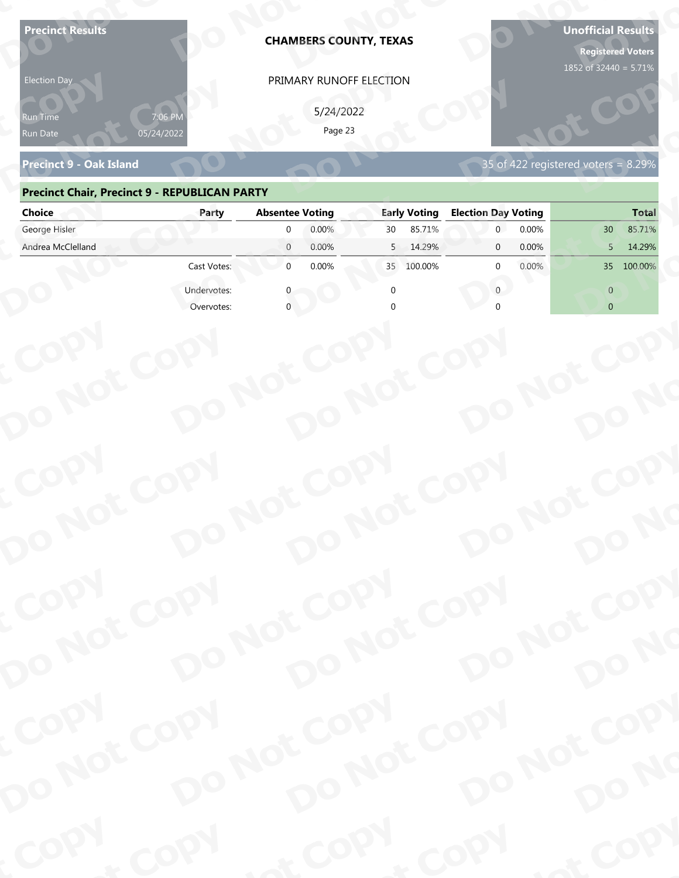**Precinct Results**

Election Day

Run Time 7:06 PM
Run Date 05/24/2022

**CHAMBERS COUNTY, TEXAS**

PRIMARY RUNOFF ELECTION

5/24/2022

**Unofficial Results**

**Registered Voters**
1852 of 32440 = 5.71%

## Precinct 9 - Oak Island

35 of 422 registered voters = 8.29%

### Precinct Chair, Precinct 9 - REPUBLICAN PARTY

| Choice | Party | Absentee Voting | | Early Voting | | Election Day Voting | | Total | |
|---|---|---|---|---|---|---|---|---|---|
| George Hisler | | 0 | 0.00% | 30 | 85.71% | 0 | 0.00% | 30 | 85.71% |
| Andrea McClelland | | 0 | 0.00% | 5 | 14.29% | 0 | 0.00% | 5 | 14.29% |
| | Cast Votes: | 0 | 0.00% | 35 | 100.00% | 0 | 0.00% | 35 | 100.00% |
| | Undervotes: | 0 | | 0 | | 0 | | 0 | |
| | Overvotes: | 0 | | 0 | | 0 | | 0 | |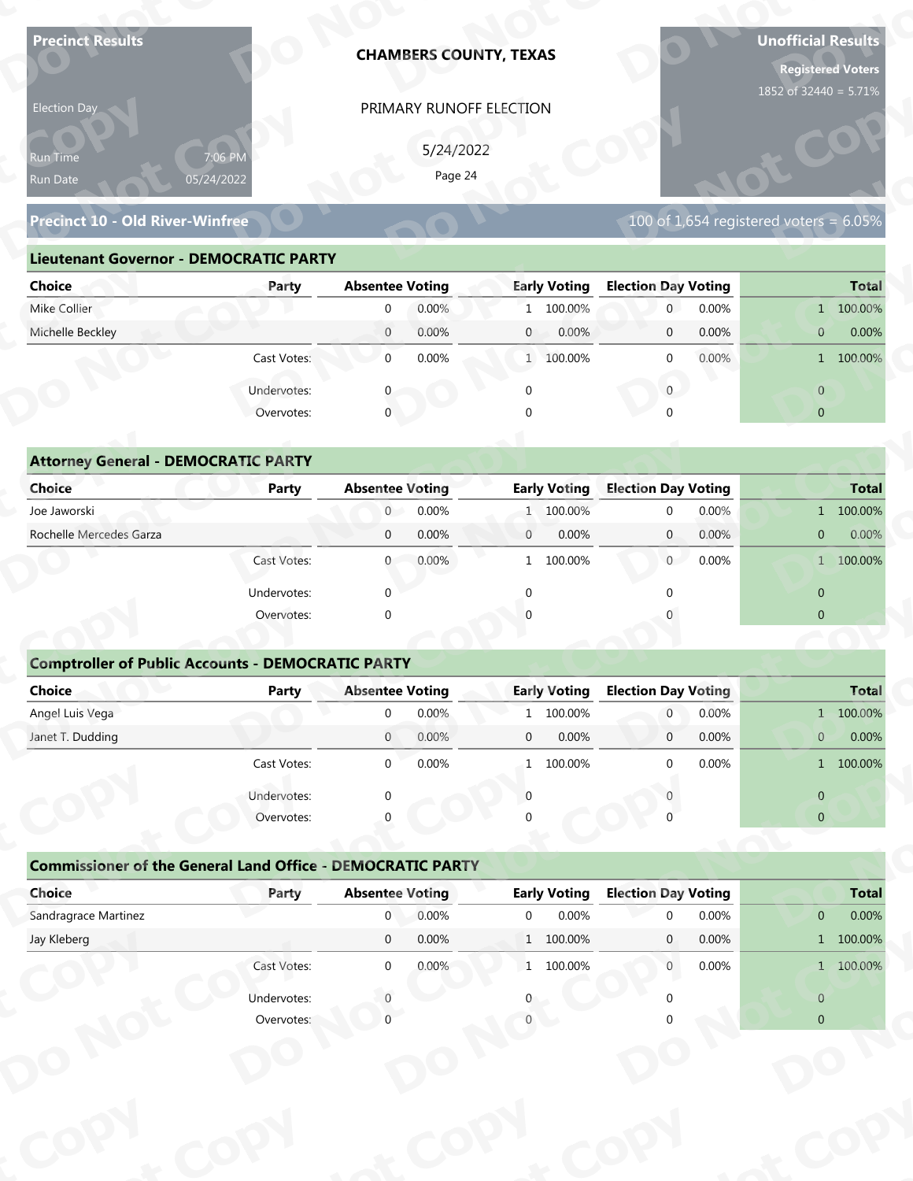**Precinct Results**

Election Day

Run Time 7:06 PM

Run Date 05/24/2022

**CHAMBERS COUNTY, TEXAS**

PRIMARY RUNOFF ELECTION

5/24/2022

**Unofficial Results**

**Registered Voters**

1852 of 32440 = 5.71%

## Precinct 10 - Old River-Winfree

100 of 1,654 registered voters = 6.05%

### Lieutenant Governor - DEMOCRATIC PARTY

| Choice | Party | Absentee Voting | | Early Voting | | Election Day Voting | | Total | |
|---|---|---|---|---|---|---|---|---|---|
| Mike Collier | | 0 | 0.00% | 1 | 100.00% | 0 | 0.00% | 1 | 100.00% |
| Michelle Beckley | | 0 | 0.00% | 0 | 0.00% | 0 | 0.00% | 0 | 0.00% |
| | Cast Votes: | 0 | 0.00% | 1 | 100.00% | 0 | 0.00% | 1 | 100.00% |
| | Undervotes: | 0 | | 0 | | 0 | | 0 | |
| | Overvotes: | 0 | | 0 | | 0 | | 0 | |

### Attorney General - DEMOCRATIC PARTY

| Choice | Party | Absentee Voting | | Early Voting | | Election Day Voting | | Total | |
|---|---|---|---|---|---|---|---|---|---|
| Joe Jaworski | | 0 | 0.00% | 1 | 100.00% | 0 | 0.00% | 1 | 100.00% |
| Rochelle Mercedes Garza | | 0 | 0.00% | 0 | 0.00% | 0 | 0.00% | 0 | 0.00% |
| | Cast Votes: | 0 | 0.00% | 1 | 100.00% | 0 | 0.00% | 1 | 100.00% |
| | Undervotes: | 0 | | 0 | | 0 | | 0 | |
| | Overvotes: | 0 | | 0 | | 0 | | 0 | |

### Comptroller of Public Accounts - DEMOCRATIC PARTY

| Choice | Party | Absentee Voting | | Early Voting | | Election Day Voting | | Total | |
|---|---|---|---|---|---|---|---|---|---|
| Angel Luis Vega | | 0 | 0.00% | 1 | 100.00% | 0 | 0.00% | 1 | 100.00% |
| Janet T. Dudding | | 0 | 0.00% | 0 | 0.00% | 0 | 0.00% | 0 | 0.00% |
| | Cast Votes: | 0 | 0.00% | 1 | 100.00% | 0 | 0.00% | 1 | 100.00% |
| | Undervotes: | 0 | | 0 | | 0 | | 0 | |
| | Overvotes: | 0 | | 0 | | 0 | | 0 | |

### Commissioner of the General Land Office - DEMOCRATIC PARTY

| Choice | Party | Absentee Voting | | Early Voting | | Election Day Voting | | Total | |
|---|---|---|---|---|---|---|---|---|---|
| Sandragrace Martinez | | 0 | 0.00% | 0 | 0.00% | 0 | 0.00% | 0 | 0.00% |
| Jay Kleberg | | 0 | 0.00% | 1 | 100.00% | 0 | 0.00% | 1 | 100.00% |
| | Cast Votes: | 0 | 0.00% | 1 | 100.00% | 0 | 0.00% | 1 | 100.00% |
| | Undervotes: | 0 | | 0 | | 0 | | 0 | |
| | Overvotes: | 0 | | 0 | | 0 | | 0 | |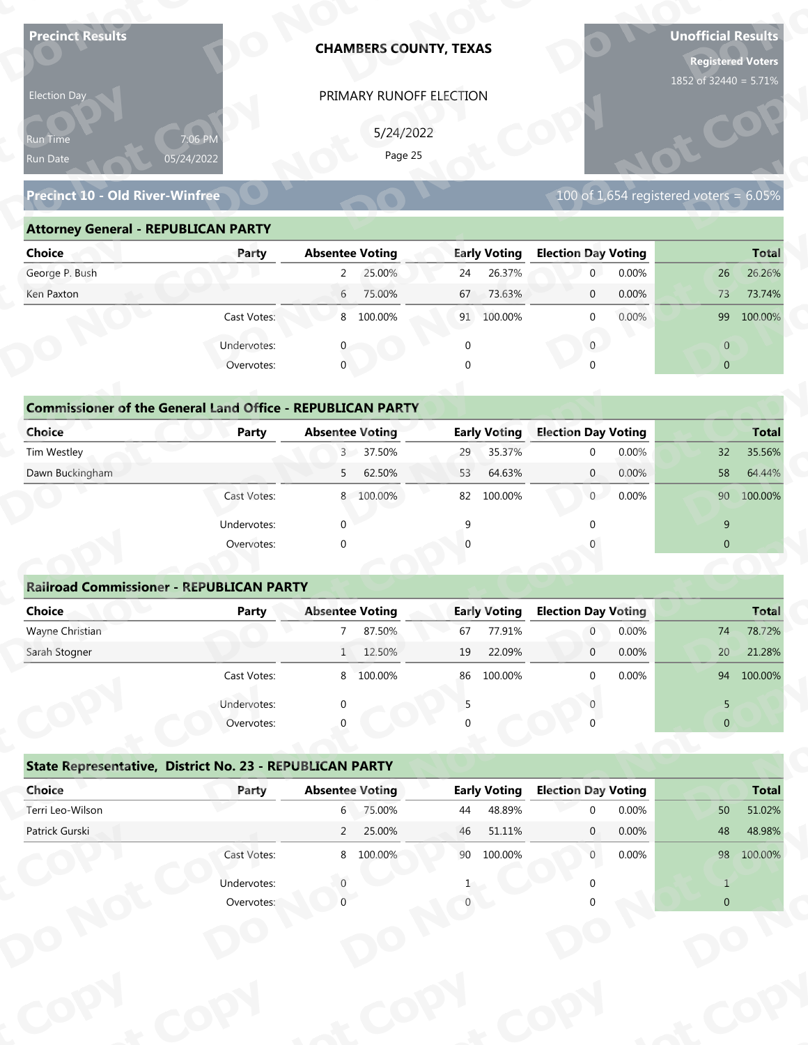**Precinct Results**

Election Day

Run Time 7:06 PM

Run Date 05/24/2022

**CHAMBERS COUNTY, TEXAS**

PRIMARY RUNOFF ELECTION

5/24/2022

**Unofficial Results**

**Registered Voters**

1852 of 32440 = 5.71%

## Precinct 10 - Old River-Winfree

100 of 1,654 registered voters = 6.05%

### Attorney General - REPUBLICAN PARTY

| Choice | Party | Absentee Voting | | Early Voting | | Election Day Voting | | Total | |
|---|---|---|---|---|---|---|---|---|---|
| George P. Bush | | 2 | 25.00% | 24 | 26.37% | 0 | 0.00% | 26 | 26.26% |
| Ken Paxton | | 6 | 75.00% | 67 | 73.63% | 0 | 0.00% | 73 | 73.74% |
| | Cast Votes: | 8 | 100.00% | 91 | 100.00% | 0 | 0.00% | 99 | 100.00% |
| | Undervotes: | 0 | | 0 | | 0 | | 0 | |
| | Overvotes: | 0 | | 0 | | 0 | | 0 | |

### Commissioner of the General Land Office - REPUBLICAN PARTY

| Choice | Party | Absentee Voting | | Early Voting | | Election Day Voting | | Total | |
|---|---|---|---|---|---|---|---|---|---|
| Tim Westley | | 3 | 37.50% | 29 | 35.37% | 0 | 0.00% | 32 | 35.56% |
| Dawn Buckingham | | 5 | 62.50% | 53 | 64.63% | 0 | 0.00% | 58 | 64.44% |
| | Cast Votes: | 8 | 100.00% | 82 | 100.00% | 0 | 0.00% | 90 | 100.00% |
| | Undervotes: | 0 | | 9 | | 0 | | 9 | |
| | Overvotes: | 0 | | 0 | | 0 | | 0 | |

### Railroad Commissioner - REPUBLICAN PARTY

| Choice | Party | Absentee Voting | | Early Voting | | Election Day Voting | | Total | |
|---|---|---|---|---|---|---|---|---|---|
| Wayne Christian | | 7 | 87.50% | 67 | 77.91% | 0 | 0.00% | 74 | 78.72% |
| Sarah Stogner | | 1 | 12.50% | 19 | 22.09% | 0 | 0.00% | 20 | 21.28% |
| | Cast Votes: | 8 | 100.00% | 86 | 100.00% | 0 | 0.00% | 94 | 100.00% |
| | Undervotes: | 0 | | 5 | | 0 | | 5 | |
| | Overvotes: | 0 | | 0 | | 0 | | 0 | |

### State Representative, District No. 23 - REPUBLICAN PARTY

| Choice | Party | Absentee Voting | | Early Voting | | Election Day Voting | | Total | |
|---|---|---|---|---|---|---|---|---|---|
| Terri Leo-Wilson | | 6 | 75.00% | 44 | 48.89% | 0 | 0.00% | 50 | 51.02% |
| Patrick Gurski | | 2 | 25.00% | 46 | 51.11% | 0 | 0.00% | 48 | 48.98% |
| | Cast Votes: | 8 | 100.00% | 90 | 100.00% | 0 | 0.00% | 98 | 100.00% |
| | Undervotes: | 0 | | 1 | | 0 | | 1 | |
| | Overvotes: | 0 | | 0 | | 0 | | 0 | |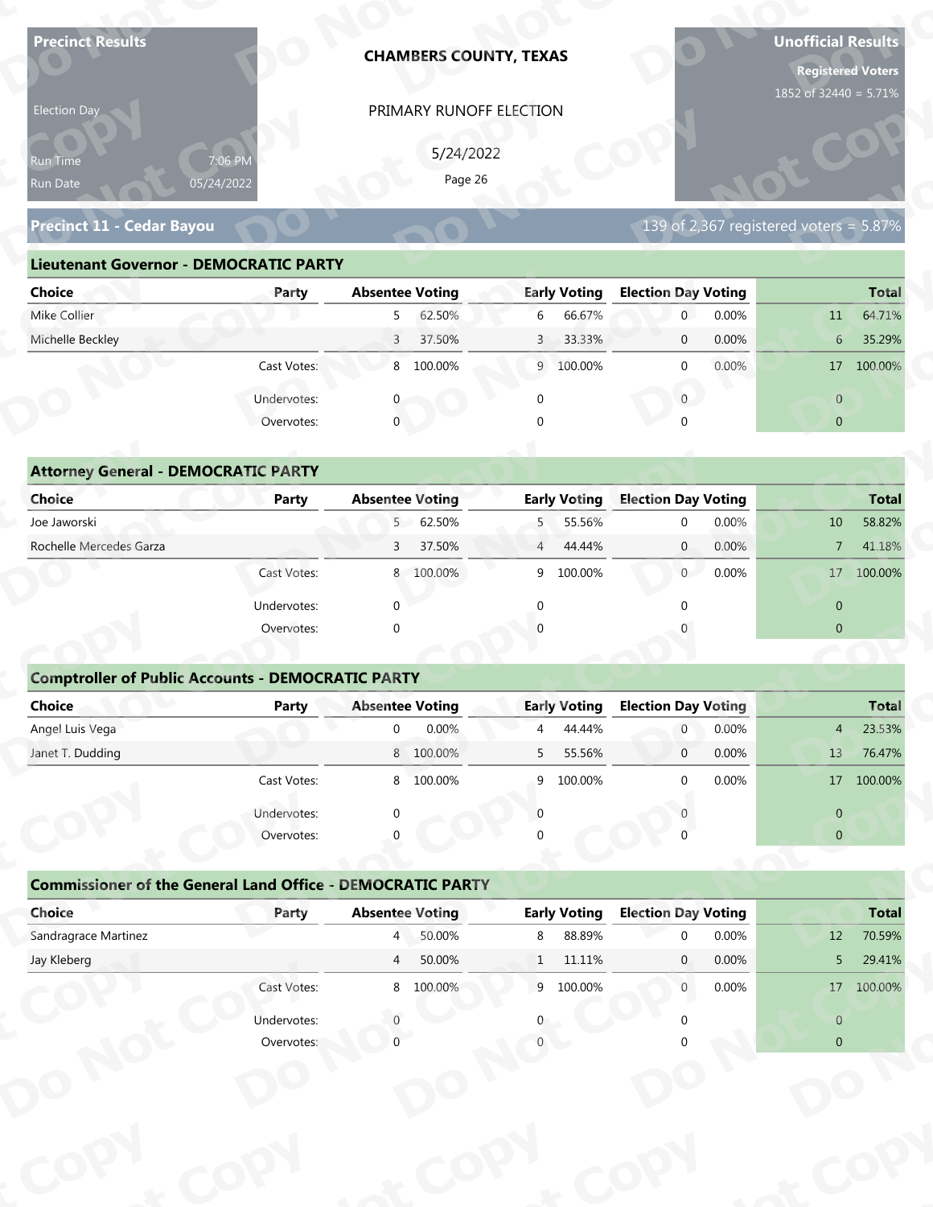**Precinct Results**

Election Day

Run Time 7:06 PM
Run Date 05/24/2022

**CHAMBERS COUNTY, TEXAS**

PRIMARY RUNOFF ELECTION

5/24/2022

**Unofficial Results**

**Registered Voters**
1852 of 32440 = 5.71%

## Precinct 11 - Cedar Bayou

139 of 2,367 registered voters = 5.87%

### Lieutenant Governor - DEMOCRATIC PARTY

| Choice | Party | Absentee Voting | | Early Voting | | Election Day Voting | | Total | |
|---|---|---|---|---|---|---|---|---|---|
| Mike Collier | | 5 | 62.50% | 6 | 66.67% | 0 | 0.00% | 11 | 64.71% |
| Michelle Beckley | | 3 | 37.50% | 3 | 33.33% | 0 | 0.00% | 6 | 35.29% |
| | Cast Votes: | 8 | 100.00% | 9 | 100.00% | 0 | 0.00% | 17 | 100.00% |
| | Undervotes: | 0 | | 0 | | 0 | | 0 | |
| | Overvotes: | 0 | | 0 | | 0 | | 0 | |

### Attorney General - DEMOCRATIC PARTY

| Choice | Party | Absentee Voting | | Early Voting | | Election Day Voting | | Total | |
|---|---|---|---|---|---|---|---|---|---|
| Joe Jaworski | | 5 | 62.50% | 5 | 55.56% | 0 | 0.00% | 10 | 58.82% |
| Rochelle Mercedes Garza | | 3 | 37.50% | 4 | 44.44% | 0 | 0.00% | 7 | 41.18% |
| | Cast Votes: | 8 | 100.00% | 9 | 100.00% | 0 | 0.00% | 17 | 100.00% |
| | Undervotes: | 0 | | 0 | | 0 | | 0 | |
| | Overvotes: | 0 | | 0 | | 0 | | 0 | |

### Comptroller of Public Accounts - DEMOCRATIC PARTY

| Choice | Party | Absentee Voting | | Early Voting | | Election Day Voting | | Total | |
|---|---|---|---|---|---|---|---|---|---|
| Angel Luis Vega | | 0 | 0.00% | 4 | 44.44% | 0 | 0.00% | 4 | 23.53% |
| Janet T. Dudding | | 8 | 100.00% | 5 | 55.56% | 0 | 0.00% | 13 | 76.47% |
| | Cast Votes: | 8 | 100.00% | 9 | 100.00% | 0 | 0.00% | 17 | 100.00% |
| | Undervotes: | 0 | | 0 | | 0 | | 0 | |
| | Overvotes: | 0 | | 0 | | 0 | | 0 | |

### Commissioner of the General Land Office - DEMOCRATIC PARTY

| Choice | Party | Absentee Voting | | Early Voting | | Election Day Voting | | Total | |
|---|---|---|---|---|---|---|---|---|---|
| Sandragrace Martinez | | 4 | 50.00% | 8 | 88.89% | 0 | 0.00% | 12 | 70.59% |
| Jay Kleberg | | 4 | 50.00% | 1 | 11.11% | 0 | 0.00% | 5 | 29.41% |
| | Cast Votes: | 8 | 100.00% | 9 | 100.00% | 0 | 0.00% | 17 | 100.00% |
| | Undervotes: | 0 | | 0 | | 0 | | 0 | |
| | Overvotes: | 0 | | 0 | | 0 | | 0 | |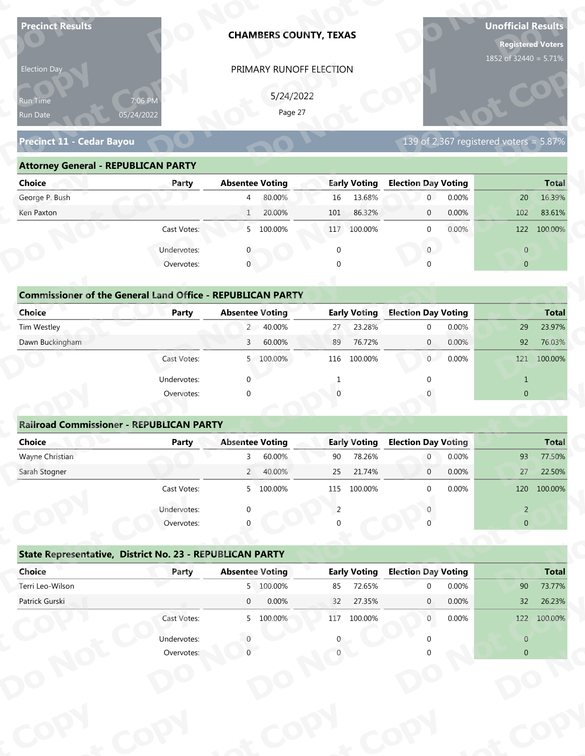**Precinct Results**

Election Day

Run Time 7:06 PM
Run Date 05/24/2022

**CHAMBERS COUNTY, TEXAS**

PRIMARY RUNOFF ELECTION

5/24/2022

**Unofficial Results**

**Registered Voters**
1852 of 32440 = 5.71%

## Precinct 11 - Cedar Bayou

139 of 2,367 registered voters = 5.87%

### Attorney General - REPUBLICAN PARTY

| Choice | Party | Absentee Voting | | Early Voting | | Election Day Voting | | Total | |
|---|---|---|---|---|---|---|---|---|---|
| George P. Bush | | 4 | 80.00% | 16 | 13.68% | 0 | 0.00% | 20 | 16.39% |
| Ken Paxton | | 1 | 20.00% | 101 | 86.32% | 0 | 0.00% | 102 | 83.61% |
| | Cast Votes: | 5 | 100.00% | 117 | 100.00% | 0 | 0.00% | 122 | 100.00% |
| | Undervotes: | 0 | | 0 | | 0 | | 0 | |
| | Overvotes: | 0 | | 0 | | 0 | | 0 | |

### Commissioner of the General Land Office - REPUBLICAN PARTY

| Choice | Party | Absentee Voting | | Early Voting | | Election Day Voting | | Total | |
|---|---|---|---|---|---|---|---|---|---|
| Tim Westley | | 2 | 40.00% | 27 | 23.28% | 0 | 0.00% | 29 | 23.97% |
| Dawn Buckingham | | 3 | 60.00% | 89 | 76.72% | 0 | 0.00% | 92 | 76.03% |
| | Cast Votes: | 5 | 100.00% | 116 | 100.00% | 0 | 0.00% | 121 | 100.00% |
| | Undervotes: | 0 | | 1 | | 0 | | 1 | |
| | Overvotes: | 0 | | 0 | | 0 | | 0 | |

### Railroad Commissioner - REPUBLICAN PARTY

| Choice | Party | Absentee Voting | | Early Voting | | Election Day Voting | | Total | |
|---|---|---|---|---|---|---|---|---|---|
| Wayne Christian | | 3 | 60.00% | 90 | 78.26% | 0 | 0.00% | 93 | 77.50% |
| Sarah Stogner | | 2 | 40.00% | 25 | 21.74% | 0 | 0.00% | 27 | 22.50% |
| | Cast Votes: | 5 | 100.00% | 115 | 100.00% | 0 | 0.00% | 120 | 100.00% |
| | Undervotes: | 0 | | 2 | | 0 | | 2 | |
| | Overvotes: | 0 | | 0 | | 0 | | 0 | |

### State Representative, District No. 23 - REPUBLICAN PARTY

| Choice | Party | Absentee Voting | | Early Voting | | Election Day Voting | | Total | |
|---|---|---|---|---|---|---|---|---|---|
| Terri Leo-Wilson | | 5 | 100.00% | 85 | 72.65% | 0 | 0.00% | 90 | 73.77% |
| Patrick Gurski | | 0 | 0.00% | 32 | 27.35% | 0 | 0.00% | 32 | 26.23% |
| | Cast Votes: | 5 | 100.00% | 117 | 100.00% | 0 | 0.00% | 122 | 100.00% |
| | Undervotes: | 0 | | 0 | | 0 | | 0 | |
| | Overvotes: | 0 | | 0 | | 0 | | 0 | |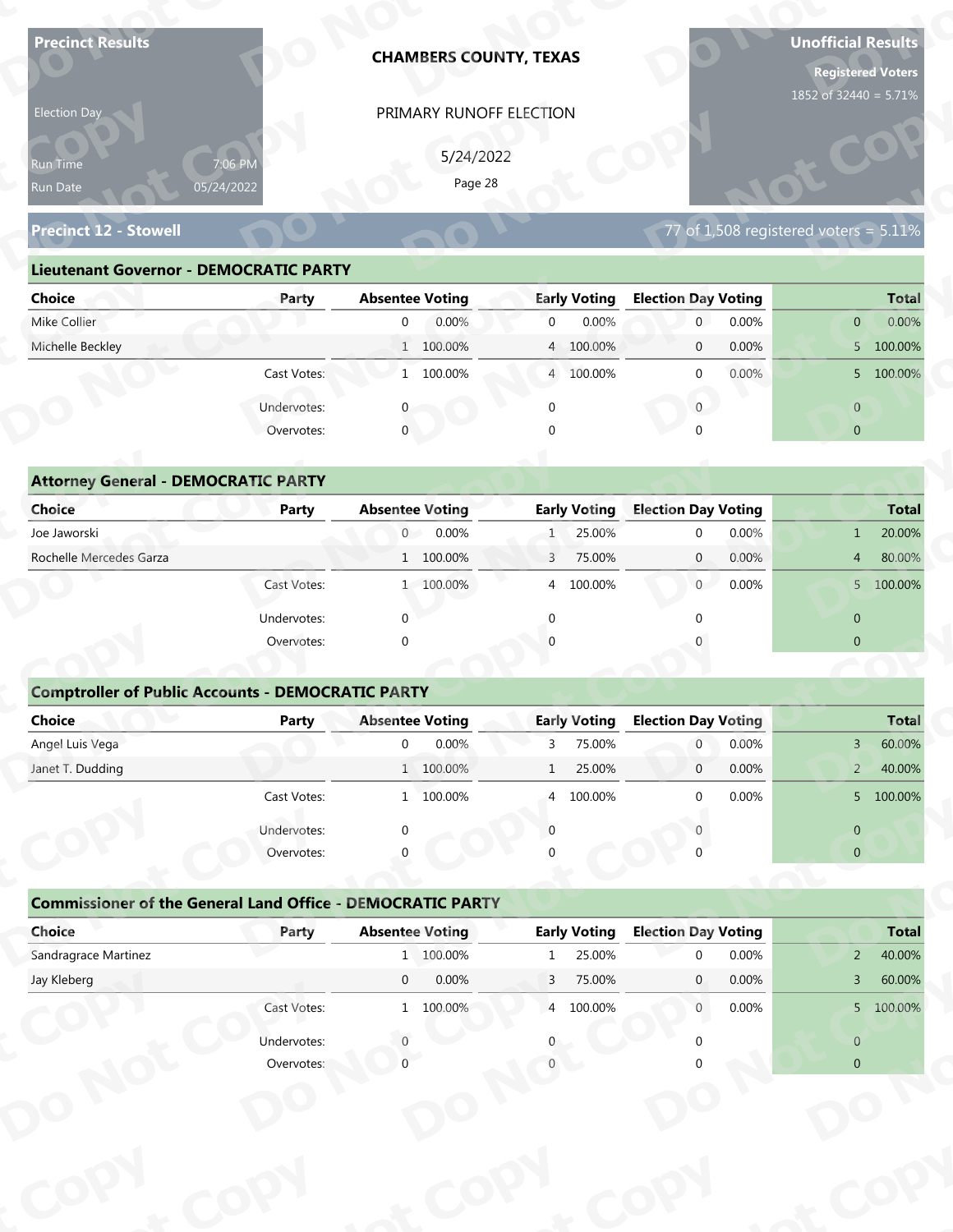**Precinct Results**

Election Day

Run Time 7:06 PM
Run Date 05/24/2022

**CHAMBERS COUNTY, TEXAS**

PRIMARY RUNOFF ELECTION

5/24/2022

**Unofficial Results**

**Registered Voters**
1852 of 32440 = 5.71%

## Precinct 12 - Stowell

77 of 1,508 registered voters = 5.11%

### Lieutenant Governor - DEMOCRATIC PARTY

| Choice | Party | Absentee Voting | | Early Voting | | Election Day Voting | | Total | |
|---|---|---|---|---|---|---|---|---|---|
| Mike Collier | | 0 | 0.00% | 0 | 0.00% | 0 | 0.00% | 0 | 0.00% |
| Michelle Beckley | | 1 | 100.00% | 4 | 100.00% | 0 | 0.00% | 5 | 100.00% |
| | Cast Votes: | 1 | 100.00% | 4 | 100.00% | 0 | 0.00% | 5 | 100.00% |
| | Undervotes: | 0 | | 0 | | 0 | | 0 | |
| | Overvotes: | 0 | | 0 | | 0 | | 0 | |

### Attorney General - DEMOCRATIC PARTY

| Choice | Party | Absentee Voting | | Early Voting | | Election Day Voting | | Total | |
|---|---|---|---|---|---|---|---|---|---|
| Joe Jaworski | | 0 | 0.00% | 1 | 25.00% | 0 | 0.00% | 1 | 20.00% |
| Rochelle Mercedes Garza | | 1 | 100.00% | 3 | 75.00% | 0 | 0.00% | 4 | 80.00% |
| | Cast Votes: | 1 | 100.00% | 4 | 100.00% | 0 | 0.00% | 5 | 100.00% |
| | Undervotes: | 0 | | 0 | | 0 | | 0 | |
| | Overvotes: | 0 | | 0 | | 0 | | 0 | |

### Comptroller of Public Accounts - DEMOCRATIC PARTY

| Choice | Party | Absentee Voting | | Early Voting | | Election Day Voting | | Total | |
|---|---|---|---|---|---|---|---|---|---|
| Angel Luis Vega | | 0 | 0.00% | 3 | 75.00% | 0 | 0.00% | 3 | 60.00% |
| Janet T. Dudding | | 1 | 100.00% | 1 | 25.00% | 0 | 0.00% | 2 | 40.00% |
| | Cast Votes: | 1 | 100.00% | 4 | 100.00% | 0 | 0.00% | 5 | 100.00% |
| | Undervotes: | 0 | | 0 | | 0 | | 0 | |
| | Overvotes: | 0 | | 0 | | 0 | | 0 | |

### Commissioner of the General Land Office - DEMOCRATIC PARTY

| Choice | Party | Absentee Voting | | Early Voting | | Election Day Voting | | Total | |
|---|---|---|---|---|---|---|---|---|---|
| Sandragrace Martinez | | 1 | 100.00% | 1 | 25.00% | 0 | 0.00% | 2 | 40.00% |
| Jay Kleberg | | 0 | 0.00% | 3 | 75.00% | 0 | 0.00% | 3 | 60.00% |
| | Cast Votes: | 1 | 100.00% | 4 | 100.00% | 0 | 0.00% | 5 | 100.00% |
| | Undervotes: | 0 | | 0 | | 0 | | 0 | |
| | Overvotes: | 0 | | 0 | | 0 | | 0 | |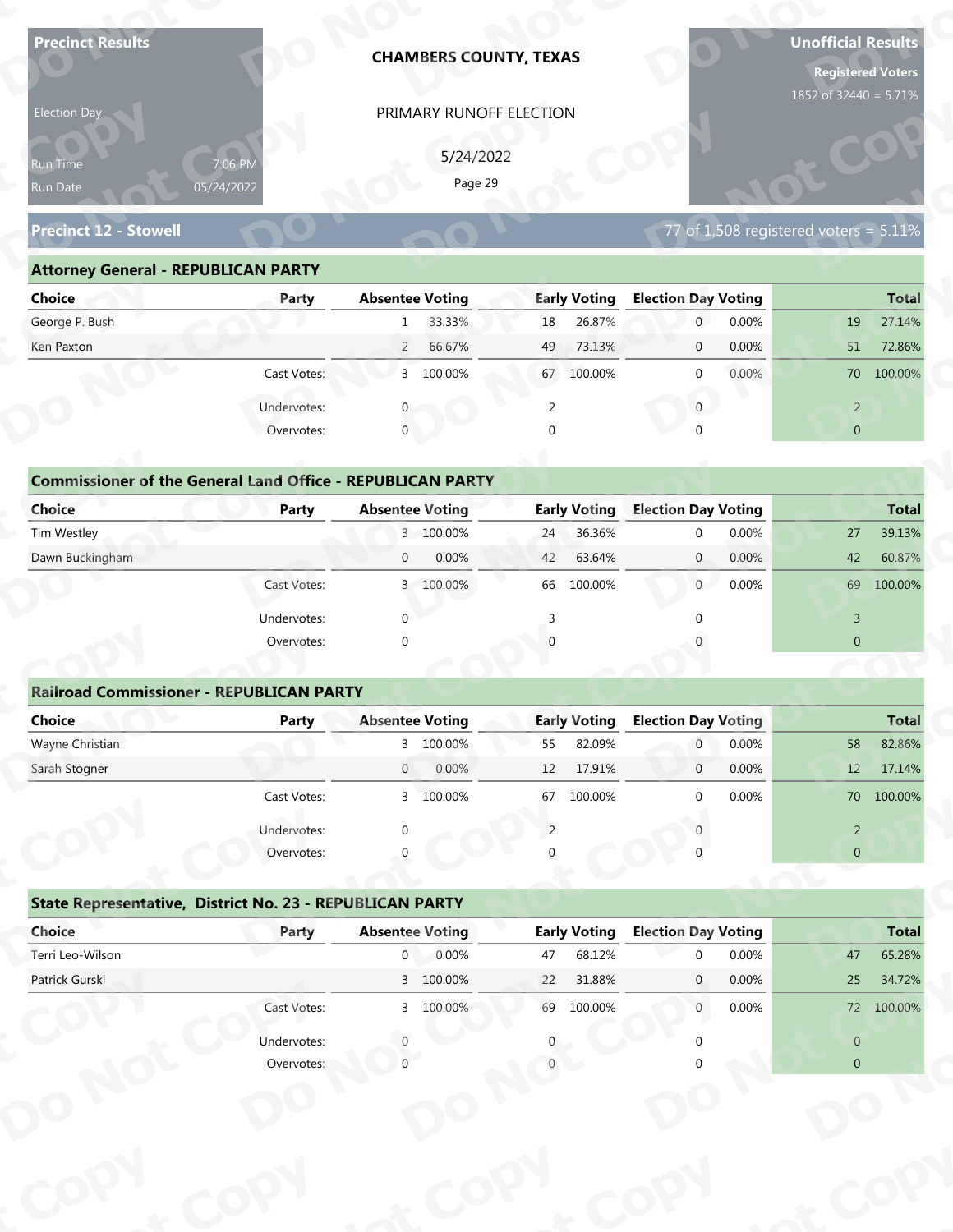**Precinct Results**

Election Day

Run Time 7:06 PM

Run Date 05/24/2022

# CHAMBERS COUNTY, TEXAS

PRIMARY RUNOFF ELECTION

5/24/2022

**Unofficial Results**

**Registered Voters**

1852 of 32440 = 5.71%

## Precinct 12 - Stowell

77 of 1,508 registered voters = 5.11%

### Attorney General - REPUBLICAN PARTY

| Choice | Party | Absentee Voting | | Early Voting | | Election Day Voting | | Total | |
|---|---|---|---|---|---|---|---|---|---|
| George P. Bush | | 1 | 33.33% | 18 | 26.87% | 0 | 0.00% | 19 | 27.14% |
| Ken Paxton | | 2 | 66.67% | 49 | 73.13% | 0 | 0.00% | 51 | 72.86% |
| | Cast Votes: | 3 | 100.00% | 67 | 100.00% | 0 | 0.00% | 70 | 100.00% |
| | Undervotes: | 0 | | 2 | | 0 | | 2 | |
| | Overvotes: | 0 | | 0 | | 0 | | 0 | |

### Commissioner of the General Land Office - REPUBLICAN PARTY

| Choice | Party | Absentee Voting | | Early Voting | | Election Day Voting | | Total | |
|---|---|---|---|---|---|---|---|---|---|
| Tim Westley | | 3 | 100.00% | 24 | 36.36% | 0 | 0.00% | 27 | 39.13% |
| Dawn Buckingham | | 0 | 0.00% | 42 | 63.64% | 0 | 0.00% | 42 | 60.87% |
| | Cast Votes: | 3 | 100.00% | 66 | 100.00% | 0 | 0.00% | 69 | 100.00% |
| | Undervotes: | 0 | | 3 | | 0 | | 3 | |
| | Overvotes: | 0 | | 0 | | 0 | | 0 | |

### Railroad Commissioner - REPUBLICAN PARTY

| Choice | Party | Absentee Voting | | Early Voting | | Election Day Voting | | Total | |
|---|---|---|---|---|---|---|---|---|---|
| Wayne Christian | | 3 | 100.00% | 55 | 82.09% | 0 | 0.00% | 58 | 82.86% |
| Sarah Stogner | | 0 | 0.00% | 12 | 17.91% | 0 | 0.00% | 12 | 17.14% |
| | Cast Votes: | 3 | 100.00% | 67 | 100.00% | 0 | 0.00% | 70 | 100.00% |
| | Undervotes: | 0 | | 2 | | 0 | | 2 | |
| | Overvotes: | 0 | | 0 | | 0 | | 0 | |

### State Representative, District No. 23 - REPUBLICAN PARTY

| Choice | Party | Absentee Voting | | Early Voting | | Election Day Voting | | Total | |
|---|---|---|---|---|---|---|---|---|---|
| Terri Leo-Wilson | | 0 | 0.00% | 47 | 68.12% | 0 | 0.00% | 47 | 65.28% |
| Patrick Gurski | | 3 | 100.00% | 22 | 31.88% | 0 | 0.00% | 25 | 34.72% |
| | Cast Votes: | 3 | 100.00% | 69 | 100.00% | 0 | 0.00% | 72 | 100.00% |
| | Undervotes: | 0 | | 0 | | 0 | | 0 | |
| | Overvotes: | 0 | | 0 | | 0 | | 0 | |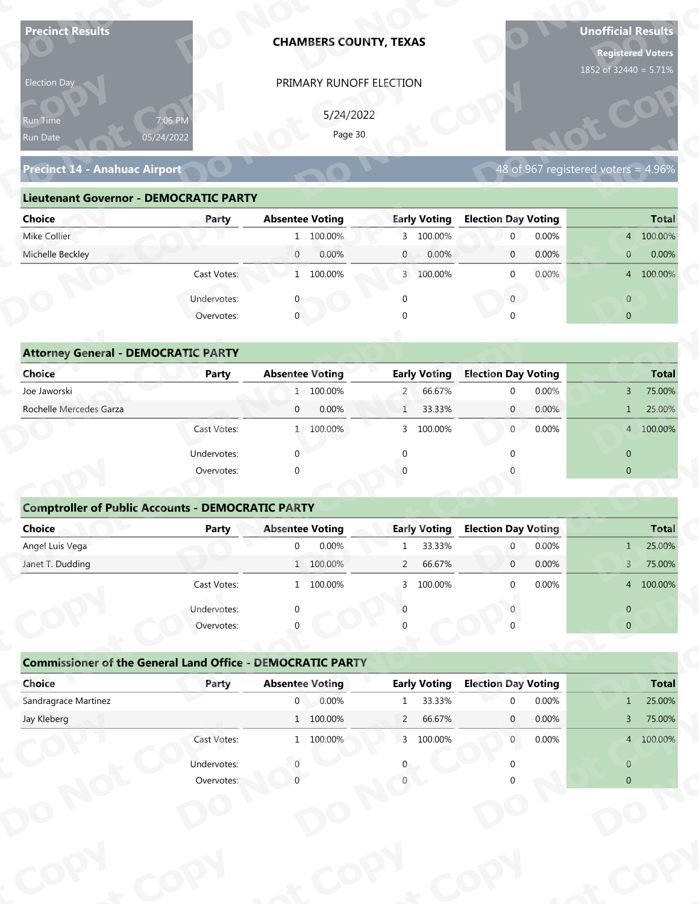**Precinct Results**

Election Day

Run Time 7:06 PM
Run Date 05/24/2022

**CHAMBERS COUNTY, TEXAS**

PRIMARY RUNOFF ELECTION

5/24/2022

**Unofficial Results**
**Registered Voters**
1852 of 32440 = 5.71%

## Precinct 14 - Anahuac Airport

48 of 967 registered voters = 4.96%

### Lieutenant Governor - DEMOCRATIC PARTY

| Choice | Party | Absentee Voting | | Early Voting | | Election Day Voting | | Total | |
|---|---|---|---|---|---|---|---|---|---|
| Mike Collier | | 1 | 100.00% | 3 | 100.00% | 0 | 0.00% | 4 | 100.00% |
| Michelle Beckley | | 0 | 0.00% | 0 | 0.00% | 0 | 0.00% | 0 | 0.00% |
| | Cast Votes: | 1 | 100.00% | 3 | 100.00% | 0 | 0.00% | 4 | 100.00% |
| | Undervotes: | 0 | | 0 | | 0 | | 0 | |
| | Overvotes: | 0 | | 0 | | 0 | | 0 | |

### Attorney General - DEMOCRATIC PARTY

| Choice | Party | Absentee Voting | | Early Voting | | Election Day Voting | | Total | |
|---|---|---|---|---|---|---|---|---|---|
| Joe Jaworski | | 1 | 100.00% | 2 | 66.67% | 0 | 0.00% | 3 | 75.00% |
| Rochelle Mercedes Garza | | 0 | 0.00% | 1 | 33.33% | 0 | 0.00% | 1 | 25.00% |
| | Cast Votes: | 1 | 100.00% | 3 | 100.00% | 0 | 0.00% | 4 | 100.00% |
| | Undervotes: | 0 | | 0 | | 0 | | 0 | |
| | Overvotes: | 0 | | 0 | | 0 | | 0 | |

### Comptroller of Public Accounts - DEMOCRATIC PARTY

| Choice | Party | Absentee Voting | | Early Voting | | Election Day Voting | | Total | |
|---|---|---|---|---|---|---|---|---|---|
| Angel Luis Vega | | 0 | 0.00% | 1 | 33.33% | 0 | 0.00% | 1 | 25.00% |
| Janet T. Dudding | | 1 | 100.00% | 2 | 66.67% | 0 | 0.00% | 3 | 75.00% |
| | Cast Votes: | 1 | 100.00% | 3 | 100.00% | 0 | 0.00% | 4 | 100.00% |
| | Undervotes: | 0 | | 0 | | 0 | | 0 | |
| | Overvotes: | 0 | | 0 | | 0 | | 0 | |

### Commissioner of the General Land Office - DEMOCRATIC PARTY

| Choice | Party | Absentee Voting | | Early Voting | | Election Day Voting | | Total | |
|---|---|---|---|---|---|---|---|---|---|
| Sandragrace Martinez | | 0 | 0.00% | 1 | 33.33% | 0 | 0.00% | 1 | 25.00% |
| Jay Kleberg | | 1 | 100.00% | 2 | 66.67% | 0 | 0.00% | 3 | 75.00% |
| | Cast Votes: | 1 | 100.00% | 3 | 100.00% | 0 | 0.00% | 4 | 100.00% |
| | Undervotes: | 0 | | 0 | | 0 | | 0 | |
| | Overvotes: | 0 | | 0 | | 0 | | 0 | |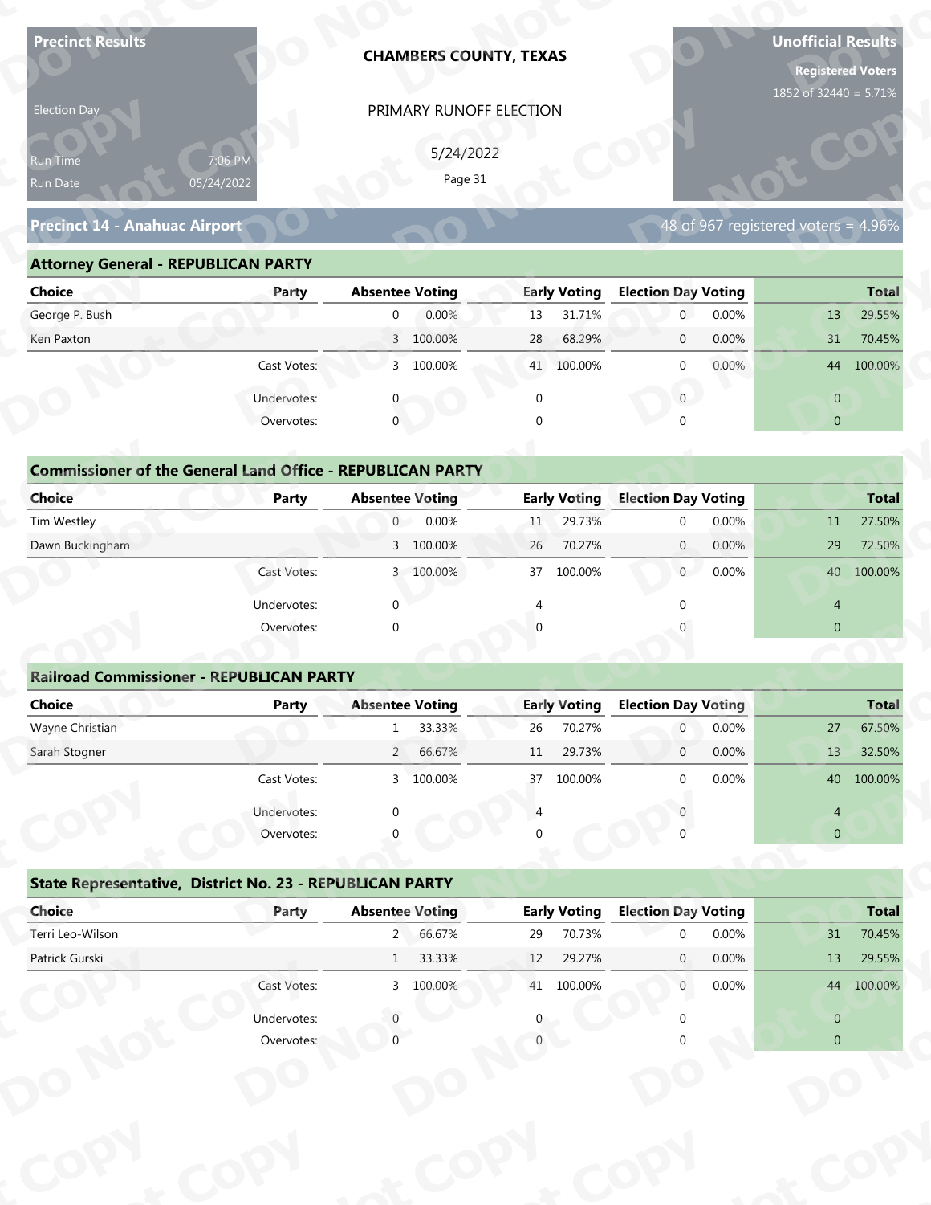**Precinct Results**

Election Day

Run Time 7:06 PM
Run Date 05/24/2022

**CHAMBERS COUNTY, TEXAS**

PRIMARY RUNOFF ELECTION

5/24/2022

**Unofficial Results**

**Registered Voters**
1852 of 32440 = 5.71%

## Precinct 14 - Anahuac Airport

48 of 967 registered voters = 4.96%

### Attorney General - REPUBLICAN PARTY

| Choice | Party | Absentee Voting | | Early Voting | | Election Day Voting | | Total | |
|---|---|---|---|---|---|---|---|---|---|
| George P. Bush | | 0 | 0.00% | 13 | 31.71% | 0 | 0.00% | 13 | 29.55% |
| Ken Paxton | | 3 | 100.00% | 28 | 68.29% | 0 | 0.00% | 31 | 70.45% |
| | Cast Votes: | 3 | 100.00% | 41 | 100.00% | 0 | 0.00% | 44 | 100.00% |
| | Undervotes: | 0 | | 0 | | 0 | | 0 | |
| | Overvotes: | 0 | | 0 | | 0 | | 0 | |

### Commissioner of the General Land Office - REPUBLICAN PARTY

| Choice | Party | Absentee Voting | | Early Voting | | Election Day Voting | | Total | |
|---|---|---|---|---|---|---|---|---|---|
| Tim Westley | | 0 | 0.00% | 11 | 29.73% | 0 | 0.00% | 11 | 27.50% |
| Dawn Buckingham | | 3 | 100.00% | 26 | 70.27% | 0 | 0.00% | 29 | 72.50% |
| | Cast Votes: | 3 | 100.00% | 37 | 100.00% | 0 | 0.00% | 40 | 100.00% |
| | Undervotes: | 0 | | 4 | | 0 | | 4 | |
| | Overvotes: | 0 | | 0 | | 0 | | 0 | |

### Railroad Commissioner - REPUBLICAN PARTY

| Choice | Party | Absentee Voting | | Early Voting | | Election Day Voting | | Total | |
|---|---|---|---|---|---|---|---|---|---|
| Wayne Christian | | 1 | 33.33% | 26 | 70.27% | 0 | 0.00% | 27 | 67.50% |
| Sarah Stogner | | 2 | 66.67% | 11 | 29.73% | 0 | 0.00% | 13 | 32.50% |
| | Cast Votes: | 3 | 100.00% | 37 | 100.00% | 0 | 0.00% | 40 | 100.00% |
| | Undervotes: | 0 | | 4 | | 0 | | 4 | |
| | Overvotes: | 0 | | 0 | | 0 | | 0 | |

### State Representative, District No. 23 - REPUBLICAN PARTY

| Choice | Party | Absentee Voting | | Early Voting | | Election Day Voting | | Total | |
|---|---|---|---|---|---|---|---|---|---|
| Terri Leo-Wilson | | 2 | 66.67% | 29 | 70.73% | 0 | 0.00% | 31 | 70.45% |
| Patrick Gurski | | 1 | 33.33% | 12 | 29.27% | 0 | 0.00% | 13 | 29.55% |
| | Cast Votes: | 3 | 100.00% | 41 | 100.00% | 0 | 0.00% | 44 | 100.00% |
| | Undervotes: | 0 | | 0 | | 0 | | 0 | |
| | Overvotes: | 0 | | 0 | | 0 | | 0 | |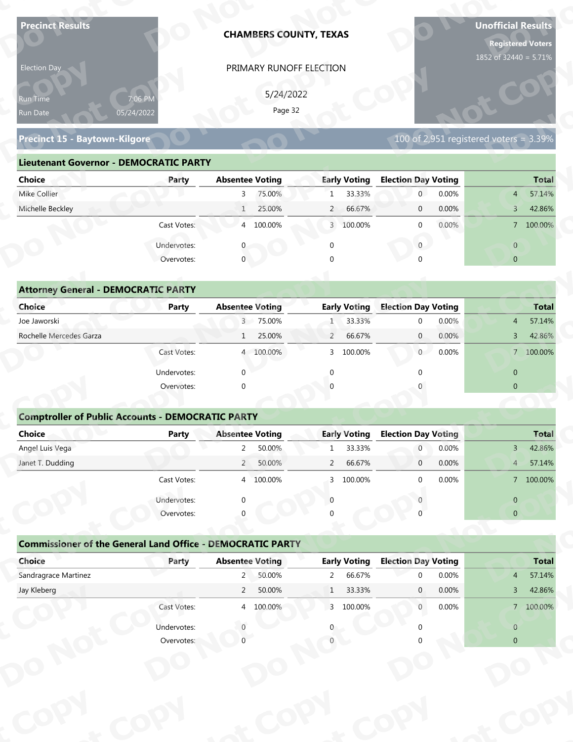**Precinct Results**

Election Day

Run Time 7:06 PM
Run Date 05/24/2022

**CHAMBERS COUNTY, TEXAS**

PRIMARY RUNOFF ELECTION

5/24/2022

**Unofficial Results**

**Registered Voters**
1852 of 32440 = 5.71%

## Precinct 15 - Baytown-Kilgore

100 of 2,951 registered voters = 3.39%

### Lieutenant Governor - DEMOCRATIC PARTY

| Choice | Party | Absentee Voting | | Early Voting | | Election Day Voting | | Total | |
|---|---|---|---|---|---|---|---|---|---|
| Mike Collier | | 3 | 75.00% | 1 | 33.33% | 0 | 0.00% | 4 | 57.14% |
| Michelle Beckley | | 1 | 25.00% | 2 | 66.67% | 0 | 0.00% | 3 | 42.86% |
| | Cast Votes: | 4 | 100.00% | 3 | 100.00% | 0 | 0.00% | 7 | 100.00% |
| | Undervotes: | 0 | | 0 | | 0 | | 0 | |
| | Overvotes: | 0 | | 0 | | 0 | | 0 | |

### Attorney General - DEMOCRATIC PARTY

| Choice | Party | Absentee Voting | | Early Voting | | Election Day Voting | | Total | |
|---|---|---|---|---|---|---|---|---|---|
| Joe Jaworski | | 3 | 75.00% | 1 | 33.33% | 0 | 0.00% | 4 | 57.14% |
| Rochelle Mercedes Garza | | 1 | 25.00% | 2 | 66.67% | 0 | 0.00% | 3 | 42.86% |
| | Cast Votes: | 4 | 100.00% | 3 | 100.00% | 0 | 0.00% | 7 | 100.00% |
| | Undervotes: | 0 | | 0 | | 0 | | 0 | |
| | Overvotes: | 0 | | 0 | | 0 | | 0 | |

### Comptroller of Public Accounts - DEMOCRATIC PARTY

| Choice | Party | Absentee Voting | | Early Voting | | Election Day Voting | | Total | |
|---|---|---|---|---|---|---|---|---|---|
| Angel Luis Vega | | 2 | 50.00% | 1 | 33.33% | 0 | 0.00% | 3 | 42.86% |
| Janet T. Dudding | | 2 | 50.00% | 2 | 66.67% | 0 | 0.00% | 4 | 57.14% |
| | Cast Votes: | 4 | 100.00% | 3 | 100.00% | 0 | 0.00% | 7 | 100.00% |
| | Undervotes: | 0 | | 0 | | 0 | | 0 | |
| | Overvotes: | 0 | | 0 | | 0 | | 0 | |

### Commissioner of the General Land Office - DEMOCRATIC PARTY

| Choice | Party | Absentee Voting | | Early Voting | | Election Day Voting | | Total | |
|---|---|---|---|---|---|---|---|---|---|
| Sandragrace Martinez | | 2 | 50.00% | 2 | 66.67% | 0 | 0.00% | 4 | 57.14% |
| Jay Kleberg | | 2 | 50.00% | 1 | 33.33% | 0 | 0.00% | 3 | 42.86% |
| | Cast Votes: | 4 | 100.00% | 3 | 100.00% | 0 | 0.00% | 7 | 100.00% |
| | Undervotes: | 0 | | 0 | | 0 | | 0 | |
| | Overvotes: | 0 | | 0 | | 0 | | 0 | |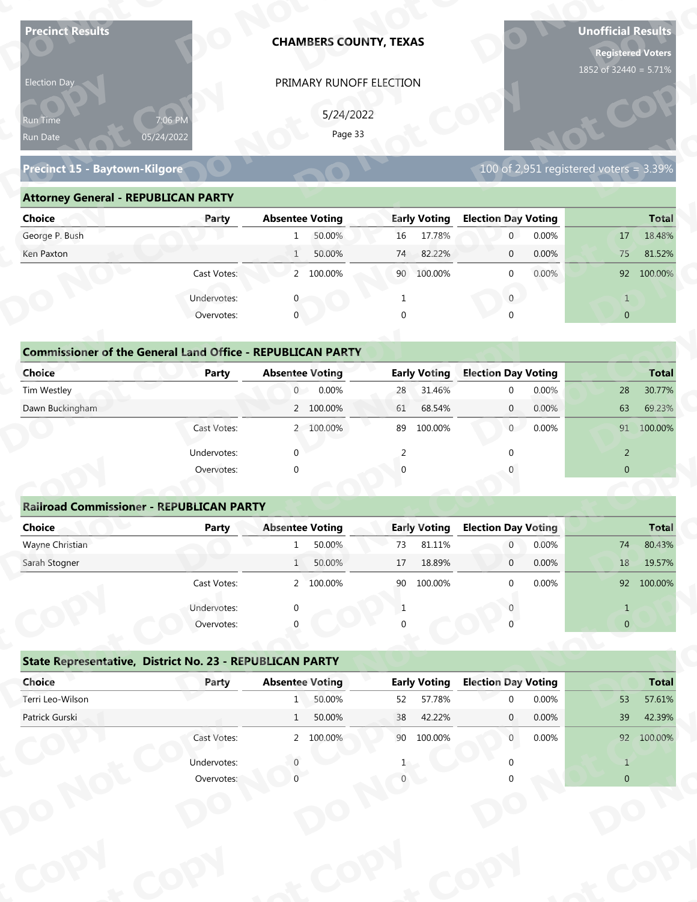**Precinct Results**

Election Day

Run Time 7:06 PM
Run Date 05/24/2022

**CHAMBERS COUNTY, TEXAS**

PRIMARY RUNOFF ELECTION

5/24/2022

**Unofficial Results**

**Registered Voters**
1852 of 32440 = 5.71%

## Precinct 15 - Baytown-Kilgore

100 of 2,951 registered voters = 3.39%

### Attorney General - REPUBLICAN PARTY

| Choice | Party | Absentee Voting | | Early Voting | | Election Day Voting | | Total | |
|---|---|---|---|---|---|---|---|---|---|
| George P. Bush | | 1 | 50.00% | 16 | 17.78% | 0 | 0.00% | 17 | 18.48% |
| Ken Paxton | | 1 | 50.00% | 74 | 82.22% | 0 | 0.00% | 75 | 81.52% |
| | Cast Votes: | 2 | 100.00% | 90 | 100.00% | 0 | 0.00% | 92 | 100.00% |
| | Undervotes: | 0 | | 1 | | 0 | | 1 | |
| | Overvotes: | 0 | | 0 | | 0 | | 0 | |

### Commissioner of the General Land Office - REPUBLICAN PARTY

| Choice | Party | Absentee Voting | | Early Voting | | Election Day Voting | | Total | |
|---|---|---|---|---|---|---|---|---|---|
| Tim Westley | | 0 | 0.00% | 28 | 31.46% | 0 | 0.00% | 28 | 30.77% |
| Dawn Buckingham | | 2 | 100.00% | 61 | 68.54% | 0 | 0.00% | 63 | 69.23% |
| | Cast Votes: | 2 | 100.00% | 89 | 100.00% | 0 | 0.00% | 91 | 100.00% |
| | Undervotes: | 0 | | 2 | | 0 | | 2 | |
| | Overvotes: | 0 | | 0 | | 0 | | 0 | |

### Railroad Commissioner - REPUBLICAN PARTY

| Choice | Party | Absentee Voting | | Early Voting | | Election Day Voting | | Total | |
|---|---|---|---|---|---|---|---|---|---|
| Wayne Christian | | 1 | 50.00% | 73 | 81.11% | 0 | 0.00% | 74 | 80.43% |
| Sarah Stogner | | 1 | 50.00% | 17 | 18.89% | 0 | 0.00% | 18 | 19.57% |
| | Cast Votes: | 2 | 100.00% | 90 | 100.00% | 0 | 0.00% | 92 | 100.00% |
| | Undervotes: | 0 | | 1 | | 0 | | 1 | |
| | Overvotes: | 0 | | 0 | | 0 | | 0 | |

### State Representative, District No. 23 - REPUBLICAN PARTY

| Choice | Party | Absentee Voting | | Early Voting | | Election Day Voting | | Total | |
|---|---|---|---|---|---|---|---|---|---|
| Terri Leo-Wilson | | 1 | 50.00% | 52 | 57.78% | 0 | 0.00% | 53 | 57.61% |
| Patrick Gurski | | 1 | 50.00% | 38 | 42.22% | 0 | 0.00% | 39 | 42.39% |
| | Cast Votes: | 2 | 100.00% | 90 | 100.00% | 0 | 0.00% | 92 | 100.00% |
| | Undervotes: | 0 | | 1 | | 0 | | 1 | |
| | Overvotes: | 0 | | 0 | | 0 | | 0 | |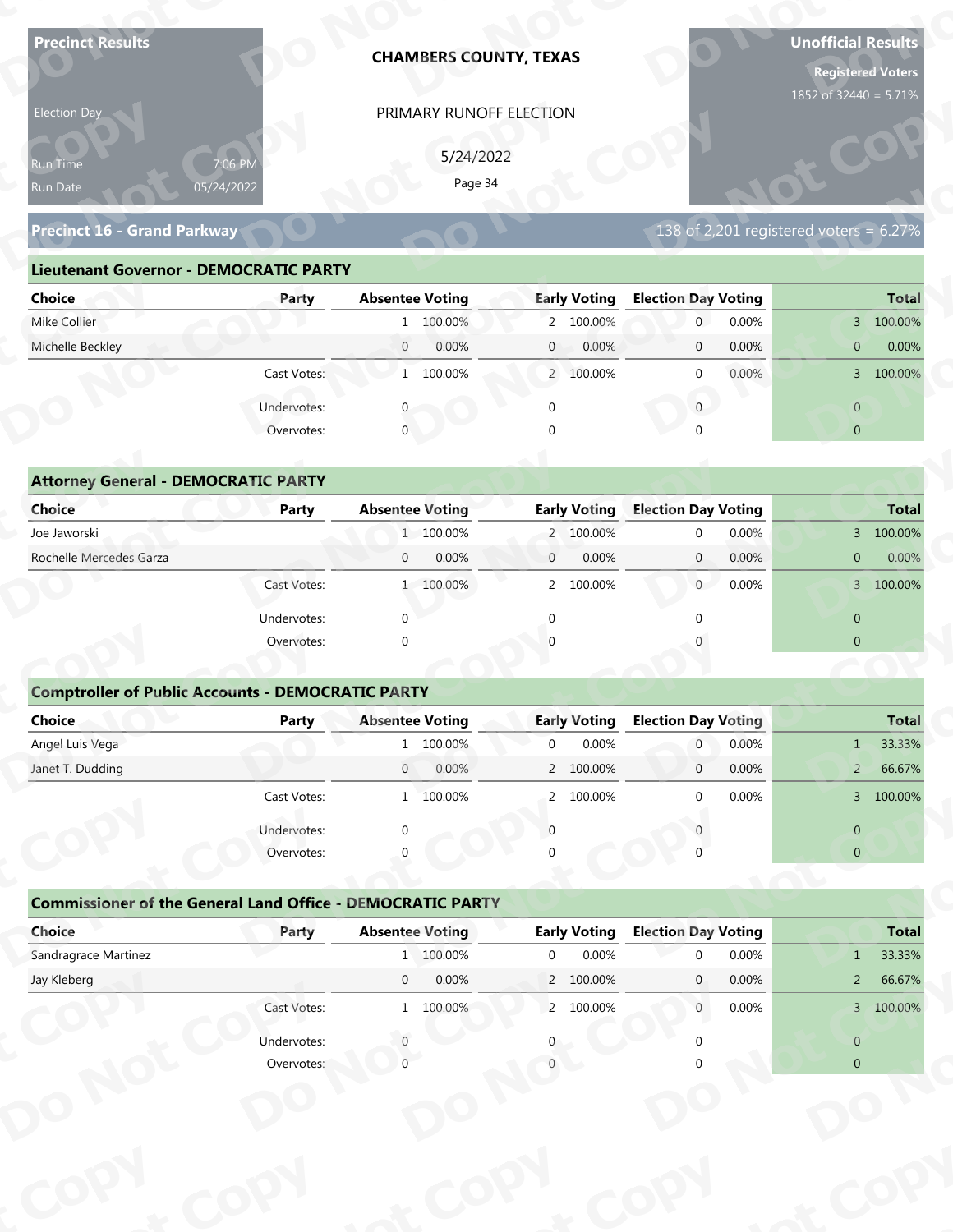**Precinct Results**

Election Day

Run Time 7:06 PM
Run Date 05/24/2022

# CHAMBERS COUNTY, TEXAS

PRIMARY RUNOFF ELECTION

5/24/2022

**Unofficial Results**

**Registered Voters**
1852 of 32440 = 5.71%

## Precinct 16 - Grand Parkway

138 of 2,201 registered voters = 6.27%

### Lieutenant Governor - DEMOCRATIC PARTY

| Choice | Party | Absentee Voting | | Early Voting | | Election Day Voting | | Total | |
|---|---|---|---|---|---|---|---|---|---|
| Mike Collier | | 1 | 100.00% | 2 | 100.00% | 0 | 0.00% | 3 | 100.00% |
| Michelle Beckley | | 0 | 0.00% | 0 | 0.00% | 0 | 0.00% | 0 | 0.00% |
| | Cast Votes: | 1 | 100.00% | 2 | 100.00% | 0 | 0.00% | 3 | 100.00% |
| | Undervotes: | 0 | | 0 | | 0 | | 0 | |
| | Overvotes: | 0 | | 0 | | 0 | | 0 | |

### Attorney General - DEMOCRATIC PARTY

| Choice | Party | Absentee Voting | | Early Voting | | Election Day Voting | | Total | |
|---|---|---|---|---|---|---|---|---|---|
| Joe Jaworski | | 1 | 100.00% | 2 | 100.00% | 0 | 0.00% | 3 | 100.00% |
| Rochelle Mercedes Garza | | 0 | 0.00% | 0 | 0.00% | 0 | 0.00% | 0 | 0.00% |
| | Cast Votes: | 1 | 100.00% | 2 | 100.00% | 0 | 0.00% | 3 | 100.00% |
| | Undervotes: | 0 | | 0 | | 0 | | 0 | |
| | Overvotes: | 0 | | 0 | | 0 | | 0 | |

### Comptroller of Public Accounts - DEMOCRATIC PARTY

| Choice | Party | Absentee Voting | | Early Voting | | Election Day Voting | | Total | |
|---|---|---|---|---|---|---|---|---|---|
| Angel Luis Vega | | 1 | 100.00% | 0 | 0.00% | 0 | 0.00% | 1 | 33.33% |
| Janet T. Dudding | | 0 | 0.00% | 2 | 100.00% | 0 | 0.00% | 2 | 66.67% |
| | Cast Votes: | 1 | 100.00% | 2 | 100.00% | 0 | 0.00% | 3 | 100.00% |
| | Undervotes: | 0 | | 0 | | 0 | | 0 | |
| | Overvotes: | 0 | | 0 | | 0 | | 0 | |

### Commissioner of the General Land Office - DEMOCRATIC PARTY

| Choice | Party | Absentee Voting | | Early Voting | | Election Day Voting | | Total | |
|---|---|---|---|---|---|---|---|---|---|
| Sandragrace Martinez | | 1 | 100.00% | 0 | 0.00% | 0 | 0.00% | 1 | 33.33% |
| Jay Kleberg | | 0 | 0.00% | 2 | 100.00% | 0 | 0.00% | 2 | 66.67% |
| | Cast Votes: | 1 | 100.00% | 2 | 100.00% | 0 | 0.00% | 3 | 100.00% |
| | Undervotes: | 0 | | 0 | | 0 | | 0 | |
| | Overvotes: | 0 | | 0 | | 0 | | 0 | |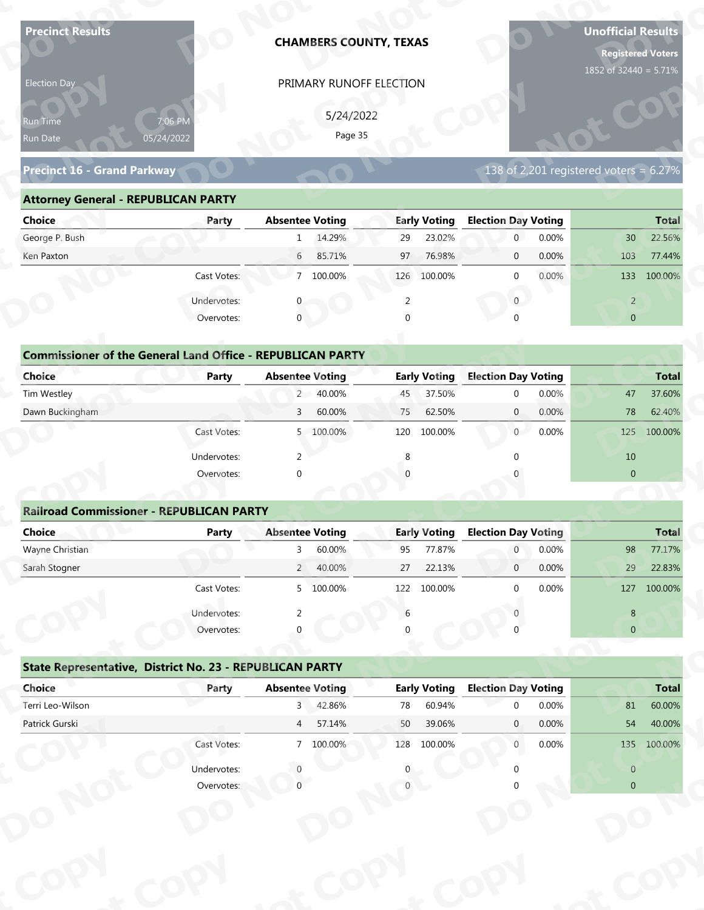**Precinct Results**

Election Day

Run Time 7:06 PM
Run Date 05/24/2022

# CHAMBERS COUNTY, TEXAS

PRIMARY RUNOFF ELECTION

5/24/2022

**Unofficial Results**

**Registered Voters**
1852 of 32440 = 5.71%

## Precinct 16 - Grand Parkway

138 of 2,201 registered voters = 6.27%

### Attorney General - REPUBLICAN PARTY

| Choice | Party | Absentee Voting | | Early Voting | | Election Day Voting | | Total | |
|---|---|---|---|---|---|---|---|---|---|
| George P. Bush | | 1 | 14.29% | 29 | 23.02% | 0 | 0.00% | 30 | 22.56% |
| Ken Paxton | | 6 | 85.71% | 97 | 76.98% | 0 | 0.00% | 103 | 77.44% |
| | Cast Votes: | 7 | 100.00% | 126 | 100.00% | 0 | 0.00% | 133 | 100.00% |
| | Undervotes: | 0 | | 2 | | 0 | | 2 | |
| | Overvotes: | 0 | | 0 | | 0 | | 0 | |

### Commissioner of the General Land Office - REPUBLICAN PARTY

| Choice | Party | Absentee Voting | | Early Voting | | Election Day Voting | | Total | |
|---|---|---|---|---|---|---|---|---|---|
| Tim Westley | | 2 | 40.00% | 45 | 37.50% | 0 | 0.00% | 47 | 37.60% |
| Dawn Buckingham | | 3 | 60.00% | 75 | 62.50% | 0 | 0.00% | 78 | 62.40% |
| | Cast Votes: | 5 | 100.00% | 120 | 100.00% | 0 | 0.00% | 125 | 100.00% |
| | Undervotes: | 2 | | 8 | | 0 | | 10 | |
| | Overvotes: | 0 | | 0 | | 0 | | 0 | |

### Railroad Commissioner - REPUBLICAN PARTY

| Choice | Party | Absentee Voting | | Early Voting | | Election Day Voting | | Total | |
|---|---|---|---|---|---|---|---|---|---|
| Wayne Christian | | 3 | 60.00% | 95 | 77.87% | 0 | 0.00% | 98 | 77.17% |
| Sarah Stogner | | 2 | 40.00% | 27 | 22.13% | 0 | 0.00% | 29 | 22.83% |
| | Cast Votes: | 5 | 100.00% | 122 | 100.00% | 0 | 0.00% | 127 | 100.00% |
| | Undervotes: | 2 | | 6 | | 0 | | 8 | |
| | Overvotes: | 0 | | 0 | | 0 | | 0 | |

### State Representative, District No. 23 - REPUBLICAN PARTY

| Choice | Party | Absentee Voting | | Early Voting | | Election Day Voting | | Total | |
|---|---|---|---|---|---|---|---|---|---|
| Terri Leo-Wilson | | 3 | 42.86% | 78 | 60.94% | 0 | 0.00% | 81 | 60.00% |
| Patrick Gurski | | 4 | 57.14% | 50 | 39.06% | 0 | 0.00% | 54 | 40.00% |
| | Cast Votes: | 7 | 100.00% | 128 | 100.00% | 0 | 0.00% | 135 | 100.00% |
| | Undervotes: | 0 | | 0 | | 0 | | 0 | |
| | Overvotes: | 0 | | 0 | | 0 | | 0 | |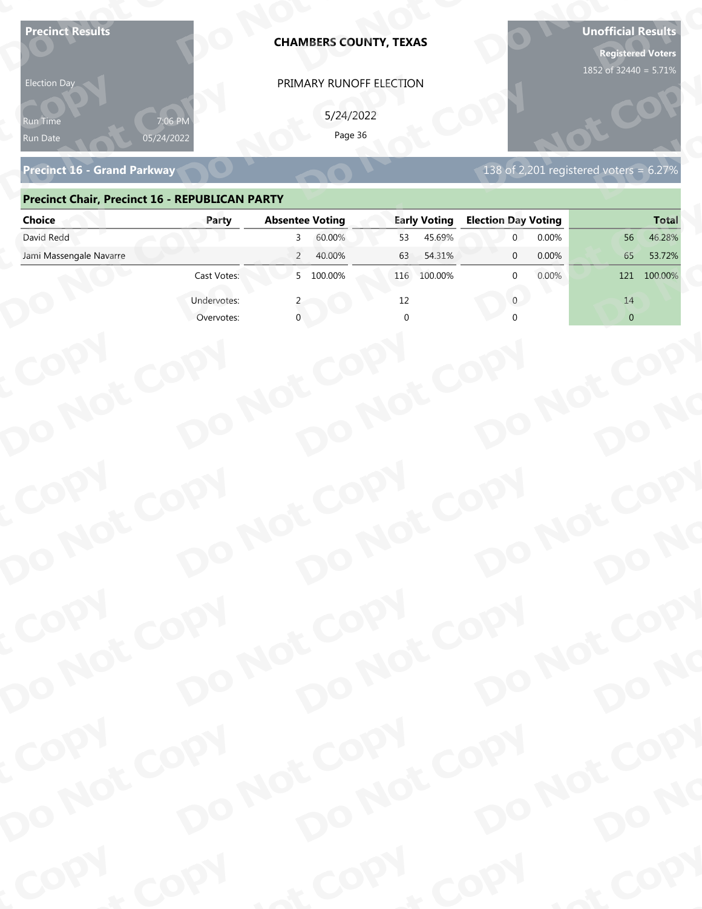**Precinct Results**

Election Day

Run Time 7:06 PM
Run Date 05/24/2022

**CHAMBERS COUNTY, TEXAS**

PRIMARY RUNOFF ELECTION

5/24/2022

**Unofficial Results**

**Registered Voters**
1852 of 32440 = 5.71%

## Precinct 16 - Grand Parkway

138 of 2,201 registered voters = 6.27%

### Precinct Chair, Precinct 16 - REPUBLICAN PARTY

| Choice | Party | Absentee Voting | | Early Voting | | Election Day Voting | | Total | |
|---|---|---|---|---|---|---|---|---|---|
| David Redd | | 3 | 60.00% | 53 | 45.69% | 0 | 0.00% | 56 | 46.28% |
| Jami Massengale Navarre | | 2 | 40.00% | 63 | 54.31% | 0 | 0.00% | 65 | 53.72% |
| | Cast Votes: | 5 | 100.00% | 116 | 100.00% | 0 | 0.00% | 121 | 100.00% |
| | Undervotes: | 2 | | 12 | | 0 | | 14 | |
| | Overvotes: | 0 | | 0 | | 0 | | 0 | |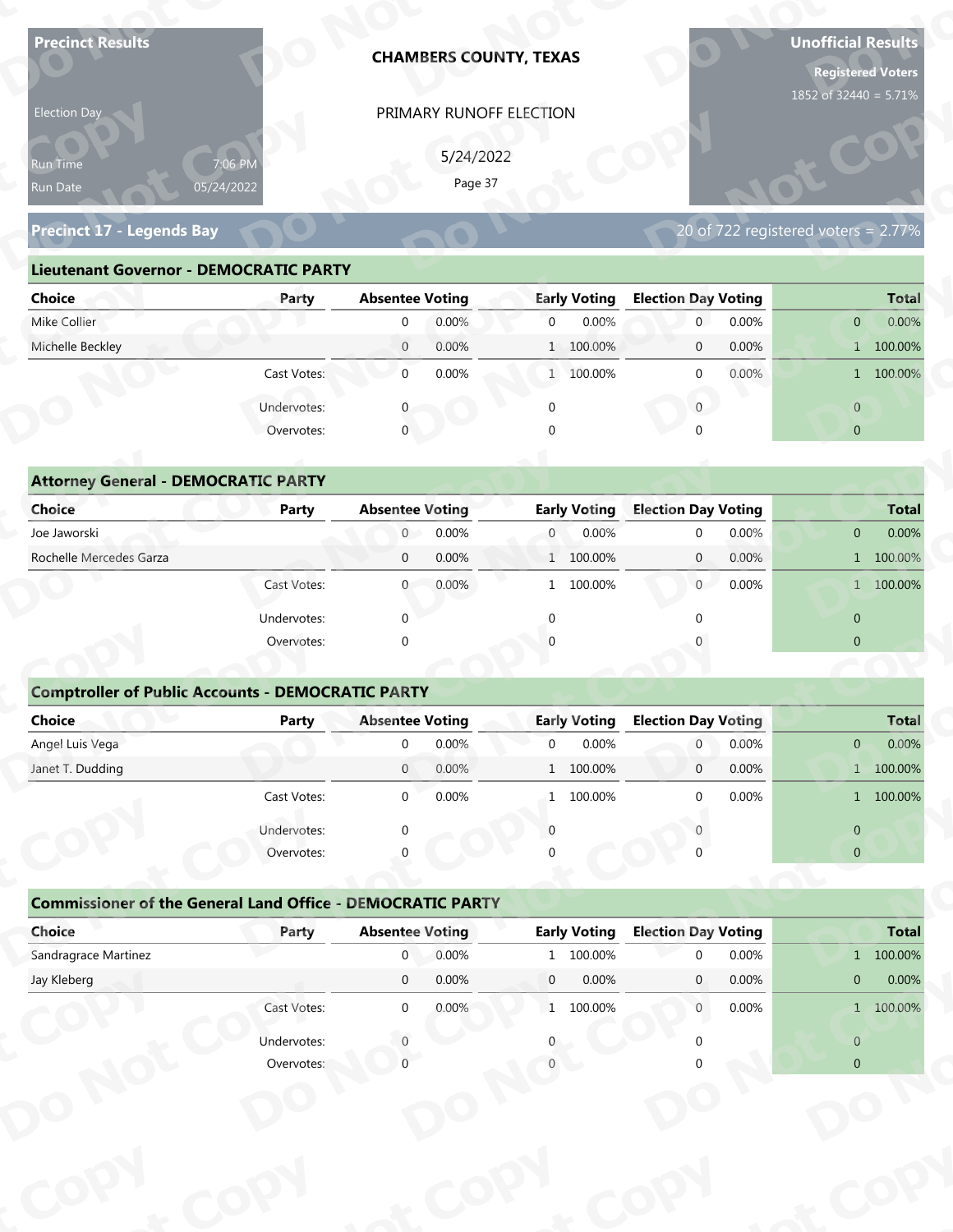**Precinct Results**

Election Day

Run Time 7:06 PM

Run Date 05/24/2022

**CHAMBERS COUNTY, TEXAS**

PRIMARY RUNOFF ELECTION

5/24/2022

**Unofficial Results**

**Registered Voters**

1852 of 32440 = 5.71%

## Precinct 17 - Legends Bay

20 of 722 registered voters = 2.77%

### Lieutenant Governor - DEMOCRATIC PARTY

| Choice | Party | Absentee Voting | | Early Voting | | Election Day Voting | | Total | |
|---|---|---|---|---|---|---|---|---|---|
| Mike Collier | | 0 | 0.00% | 0 | 0.00% | 0 | 0.00% | 0 | 0.00% |
| Michelle Beckley | | 0 | 0.00% | 1 | 100.00% | 0 | 0.00% | 1 | 100.00% |
| | Cast Votes: | 0 | 0.00% | 1 | 100.00% | 0 | 0.00% | 1 | 100.00% |
| | Undervotes: | 0 | | 0 | | 0 | | 0 | |
| | Overvotes: | 0 | | 0 | | 0 | | 0 | |

### Attorney General - DEMOCRATIC PARTY

| Choice | Party | Absentee Voting | | Early Voting | | Election Day Voting | | Total | |
|---|---|---|---|---|---|---|---|---|---|
| Joe Jaworski | | 0 | 0.00% | 0 | 0.00% | 0 | 0.00% | 0 | 0.00% |
| Rochelle Mercedes Garza | | 0 | 0.00% | 1 | 100.00% | 0 | 0.00% | 1 | 100.00% |
| | Cast Votes: | 0 | 0.00% | 1 | 100.00% | 0 | 0.00% | 1 | 100.00% |
| | Undervotes: | 0 | | 0 | | 0 | | 0 | |
| | Overvotes: | 0 | | 0 | | 0 | | 0 | |

### Comptroller of Public Accounts - DEMOCRATIC PARTY

| Choice | Party | Absentee Voting | | Early Voting | | Election Day Voting | | Total | |
|---|---|---|---|---|---|---|---|---|---|
| Angel Luis Vega | | 0 | 0.00% | 0 | 0.00% | 0 | 0.00% | 0 | 0.00% |
| Janet T. Dudding | | 0 | 0.00% | 1 | 100.00% | 0 | 0.00% | 1 | 100.00% |
| | Cast Votes: | 0 | 0.00% | 1 | 100.00% | 0 | 0.00% | 1 | 100.00% |
| | Undervotes: | 0 | | 0 | | 0 | | 0 | |
| | Overvotes: | 0 | | 0 | | 0 | | 0 | |

### Commissioner of the General Land Office - DEMOCRATIC PARTY

| Choice | Party | Absentee Voting | | Early Voting | | Election Day Voting | | Total | |
|---|---|---|---|---|---|---|---|---|---|
| Sandragrace Martinez | | 0 | 0.00% | 1 | 100.00% | 0 | 0.00% | 1 | 100.00% |
| Jay Kleberg | | 0 | 0.00% | 0 | 0.00% | 0 | 0.00% | 0 | 0.00% |
| | Cast Votes: | 0 | 0.00% | 1 | 100.00% | 0 | 0.00% | 1 | 100.00% |
| | Undervotes: | 0 | | 0 | | 0 | | 0 | |
| | Overvotes: | 0 | | 0 | | 0 | | 0 | |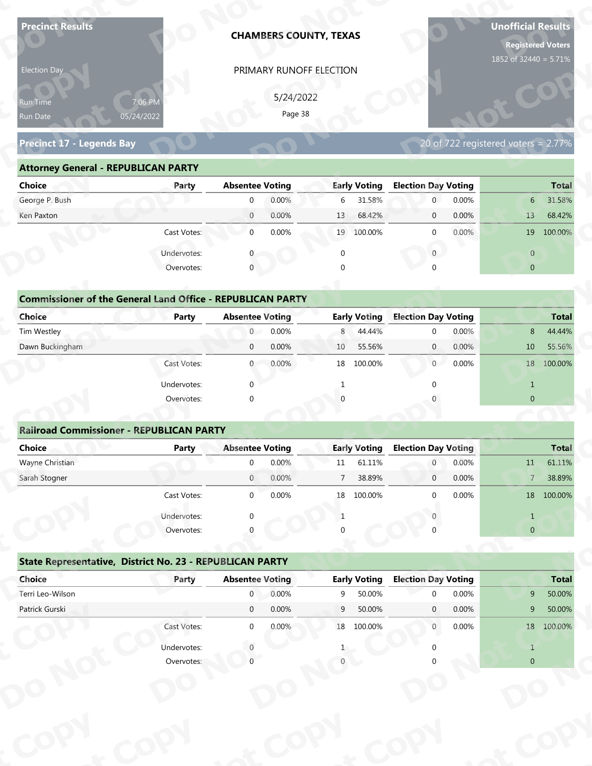**Precinct Results**

Election Day

Run Time 7:06 PM
Run Date 05/24/2022

**CHAMBERS COUNTY, TEXAS**

PRIMARY RUNOFF ELECTION

5/24/2022

**Unofficial Results**

**Registered Voters**
1852 of 32440 = 5.71%

## Precinct 17 - Legends Bay

20 of 722 registered voters = 2.77%

### Attorney General - REPUBLICAN PARTY

| Choice | Party | Absentee Voting | | Early Voting | | Election Day Voting | | Total | |
|---|---|---|---|---|---|---|---|---|---|
| George P. Bush | | 0 | 0.00% | 6 | 31.58% | 0 | 0.00% | 6 | 31.58% |
| Ken Paxton | | 0 | 0.00% | 13 | 68.42% | 0 | 0.00% | 13 | 68.42% |
| | Cast Votes: | 0 | 0.00% | 19 | 100.00% | 0 | 0.00% | 19 | 100.00% |
| | Undervotes: | 0 | | 0 | | 0 | | 0 | |
| | Overvotes: | 0 | | 0 | | 0 | | 0 | |

### Commissioner of the General Land Office - REPUBLICAN PARTY

| Choice | Party | Absentee Voting | | Early Voting | | Election Day Voting | | Total | |
|---|---|---|---|---|---|---|---|---|---|
| Tim Westley | | 0 | 0.00% | 8 | 44.44% | 0 | 0.00% | 8 | 44.44% |
| Dawn Buckingham | | 0 | 0.00% | 10 | 55.56% | 0 | 0.00% | 10 | 55.56% |
| | Cast Votes: | 0 | 0.00% | 18 | 100.00% | 0 | 0.00% | 18 | 100.00% |
| | Undervotes: | 0 | | 1 | | 0 | | 1 | |
| | Overvotes: | 0 | | 0 | | 0 | | 0 | |

### Railroad Commissioner - REPUBLICAN PARTY

| Choice | Party | Absentee Voting | | Early Voting | | Election Day Voting | | Total | |
|---|---|---|---|---|---|---|---|---|---|
| Wayne Christian | | 0 | 0.00% | 11 | 61.11% | 0 | 0.00% | 11 | 61.11% |
| Sarah Stogner | | 0 | 0.00% | 7 | 38.89% | 0 | 0.00% | 7 | 38.89% |
| | Cast Votes: | 0 | 0.00% | 18 | 100.00% | 0 | 0.00% | 18 | 100.00% |
| | Undervotes: | 0 | | 1 | | 0 | | 1 | |
| | Overvotes: | 0 | | 0 | | 0 | | 0 | |

### State Representative, District No. 23 - REPUBLICAN PARTY

| Choice | Party | Absentee Voting | | Early Voting | | Election Day Voting | | Total | |
|---|---|---|---|---|---|---|---|---|---|
| Terri Leo-Wilson | | 0 | 0.00% | 9 | 50.00% | 0 | 0.00% | 9 | 50.00% |
| Patrick Gurski | | 0 | 0.00% | 9 | 50.00% | 0 | 0.00% | 9 | 50.00% |
| | Cast Votes: | 0 | 0.00% | 18 | 100.00% | 0 | 0.00% | 18 | 100.00% |
| | Undervotes: | 0 | | 1 | | 0 | | 1 | |
| | Overvotes: | 0 | | 0 | | 0 | | 0 | |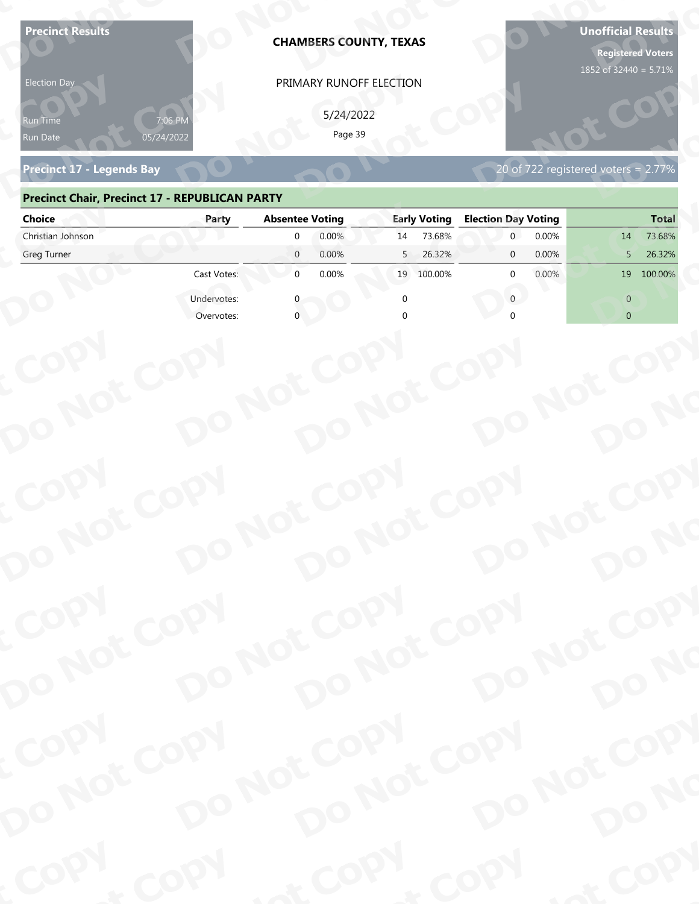**Precinct Results**

Election Day

Run Time 7:06 PM
Run Date 05/24/2022

**CHAMBERS COUNTY, TEXAS**

PRIMARY RUNOFF ELECTION

5/24/2022

**Unofficial Results**

**Registered Voters**
1852 of 32440 = 5.71%

## Precinct 17 - Legends Bay

20 of 722 registered voters = 2.77%

### Precinct Chair, Precinct 17 - REPUBLICAN PARTY

| Choice | Party | Absentee Voting | | Early Voting | | Election Day Voting | | Total | |
|---|---|---|---|---|---|---|---|---|---|
| Christian Johnson | | 0 | 0.00% | 14 | 73.68% | 0 | 0.00% | 14 | 73.68% |
| Greg Turner | | 0 | 0.00% | 5 | 26.32% | 0 | 0.00% | 5 | 26.32% |
| | Cast Votes: | 0 | 0.00% | 19 | 100.00% | 0 | 0.00% | 19 | 100.00% |
| | Undervotes: | 0 | | 0 | | 0 | | 0 | |
| | Overvotes: | 0 | | 0 | | 0 | | 0 | |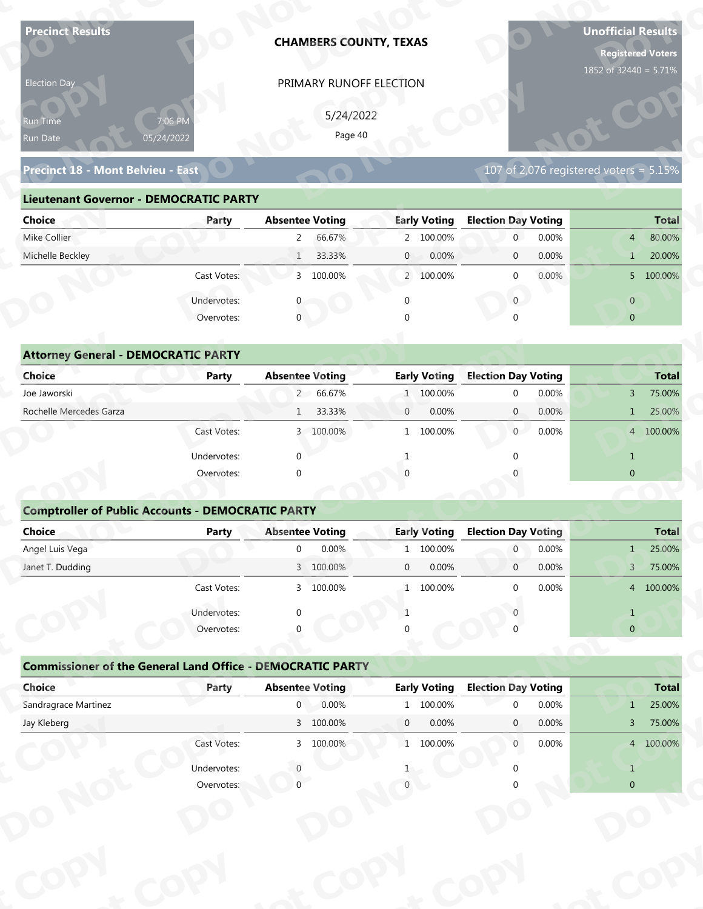**Precinct Results**

Election Day

Run Time 7:06 PM
Run Date 05/24/2022

**CHAMBERS COUNTY, TEXAS**

PRIMARY RUNOFF ELECTION

5/24/2022

**Unofficial Results**

**Registered Voters**
1852 of 32440 = 5.71%

## Precinct 18 - Mont Belvieu - East

107 of 2,076 registered voters = 5.15%

### Lieutenant Governor - DEMOCRATIC PARTY

| Choice | Party | Absentee Voting | | Early Voting | | Election Day Voting | | Total | |
|---|---|---|---|---|---|---|---|---|---|
| Mike Collier | | 2 | 66.67% | 2 | 100.00% | 0 | 0.00% | 4 | 80.00% |
| Michelle Beckley | | 1 | 33.33% | 0 | 0.00% | 0 | 0.00% | 1 | 20.00% |
| | Cast Votes: | 3 | 100.00% | 2 | 100.00% | 0 | 0.00% | 5 | 100.00% |
| | Undervotes: | 0 | | 0 | | 0 | | 0 | |
| | Overvotes: | 0 | | 0 | | 0 | | 0 | |

### Attorney General - DEMOCRATIC PARTY

| Choice | Party | Absentee Voting | | Early Voting | | Election Day Voting | | Total | |
|---|---|---|---|---|---|---|---|---|---|
| Joe Jaworski | | 2 | 66.67% | 1 | 100.00% | 0 | 0.00% | 3 | 75.00% |
| Rochelle Mercedes Garza | | 1 | 33.33% | 0 | 0.00% | 0 | 0.00% | 1 | 25.00% |
| | Cast Votes: | 3 | 100.00% | 1 | 100.00% | 0 | 0.00% | 4 | 100.00% |
| | Undervotes: | 0 | | 1 | | 0 | | 1 | |
| | Overvotes: | 0 | | 0 | | 0 | | 0 | |

### Comptroller of Public Accounts - DEMOCRATIC PARTY

| Choice | Party | Absentee Voting | | Early Voting | | Election Day Voting | | Total | |
|---|---|---|---|---|---|---|---|---|---|
| Angel Luis Vega | | 0 | 0.00% | 1 | 100.00% | 0 | 0.00% | 1 | 25.00% |
| Janet T. Dudding | | 3 | 100.00% | 0 | 0.00% | 0 | 0.00% | 3 | 75.00% |
| | Cast Votes: | 3 | 100.00% | 1 | 100.00% | 0 | 0.00% | 4 | 100.00% |
| | Undervotes: | 0 | | 1 | | 0 | | 1 | |
| | Overvotes: | 0 | | 0 | | 0 | | 0 | |

### Commissioner of the General Land Office - DEMOCRATIC PARTY

| Choice | Party | Absentee Voting | | Early Voting | | Election Day Voting | | Total | |
|---|---|---|---|---|---|---|---|---|---|
| Sandragrace Martinez | | 0 | 0.00% | 1 | 100.00% | 0 | 0.00% | 1 | 25.00% |
| Jay Kleberg | | 3 | 100.00% | 0 | 0.00% | 0 | 0.00% | 3 | 75.00% |
| | Cast Votes: | 3 | 100.00% | 1 | 100.00% | 0 | 0.00% | 4 | 100.00% |
| | Undervotes: | 0 | | 1 | | 0 | | 1 | |
| | Overvotes: | 0 | | 0 | | 0 | | 0 | |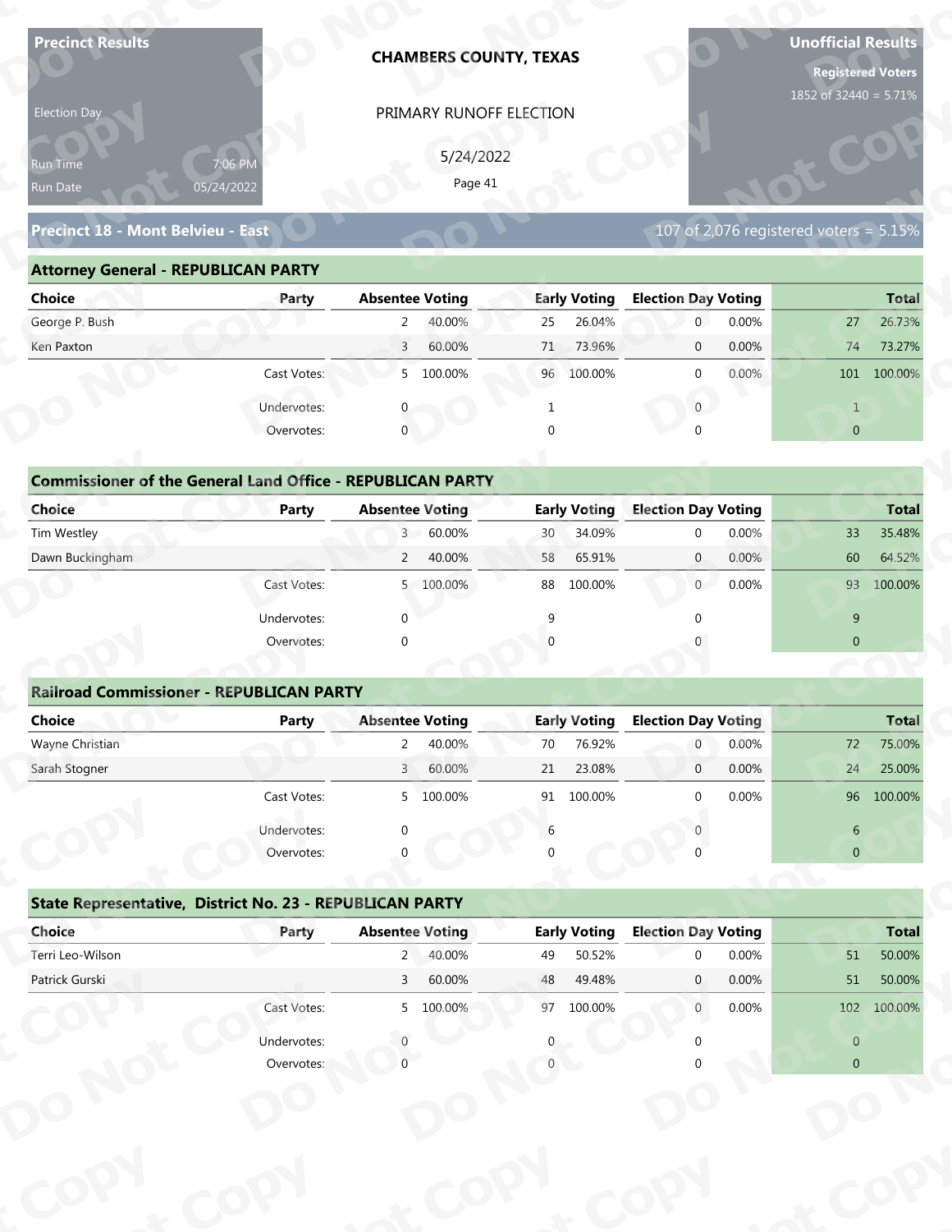**Precinct Results**

Election Day

Run Time 7:06 PM
Run Date 05/24/2022

## CHAMBERS COUNTY, TEXAS

PRIMARY RUNOFF ELECTION

5/24/2022

**Unofficial Results**

**Registered Voters**
1852 of 32440 = 5.71%

## Precinct 18 - Mont Belvieu - East

107 of 2,076 registered voters = 5.15%

### Attorney General - REPUBLICAN PARTY

| Choice | Party | Absentee Voting | | Early Voting | | Election Day Voting | | Total | |
|---|---|---|---|---|---|---|---|---|---|
| George P. Bush | | 2 | 40.00% | 25 | 26.04% | 0 | 0.00% | 27 | 26.73% |
| Ken Paxton | | 3 | 60.00% | 71 | 73.96% | 0 | 0.00% | 74 | 73.27% |
| | Cast Votes: | 5 | 100.00% | 96 | 100.00% | 0 | 0.00% | 101 | 100.00% |
| | Undervotes: | 0 | | 1 | | 0 | | 1 | |
| | Overvotes: | 0 | | 0 | | 0 | | 0 | |

### Commissioner of the General Land Office - REPUBLICAN PARTY

| Choice | Party | Absentee Voting | | Early Voting | | Election Day Voting | | Total | |
|---|---|---|---|---|---|---|---|---|---|
| Tim Westley | | 3 | 60.00% | 30 | 34.09% | 0 | 0.00% | 33 | 35.48% |
| Dawn Buckingham | | 2 | 40.00% | 58 | 65.91% | 0 | 0.00% | 60 | 64.52% |
| | Cast Votes: | 5 | 100.00% | 88 | 100.00% | 0 | 0.00% | 93 | 100.00% |
| | Undervotes: | 0 | | 9 | | 0 | | 9 | |
| | Overvotes: | 0 | | 0 | | 0 | | 0 | |

### Railroad Commissioner - REPUBLICAN PARTY

| Choice | Party | Absentee Voting | | Early Voting | | Election Day Voting | | Total | |
|---|---|---|---|---|---|---|---|---|---|
| Wayne Christian | | 2 | 40.00% | 70 | 76.92% | 0 | 0.00% | 72 | 75.00% |
| Sarah Stogner | | 3 | 60.00% | 21 | 23.08% | 0 | 0.00% | 24 | 25.00% |
| | Cast Votes: | 5 | 100.00% | 91 | 100.00% | 0 | 0.00% | 96 | 100.00% |
| | Undervotes: | 0 | | 6 | | 0 | | 6 | |
| | Overvotes: | 0 | | 0 | | 0 | | 0 | |

### State Representative, District No. 23 - REPUBLICAN PARTY

| Choice | Party | Absentee Voting | | Early Voting | | Election Day Voting | | Total | |
|---|---|---|---|---|---|---|---|---|---|
| Terri Leo-Wilson | | 2 | 40.00% | 49 | 50.52% | 0 | 0.00% | 51 | 50.00% |
| Patrick Gurski | | 3 | 60.00% | 48 | 49.48% | 0 | 0.00% | 51 | 50.00% |
| | Cast Votes: | 5 | 100.00% | 97 | 100.00% | 0 | 0.00% | 102 | 100.00% |
| | Undervotes: | 0 | | 0 | | 0 | | 0 | |
| | Overvotes: | 0 | | 0 | | 0 | | 0 | |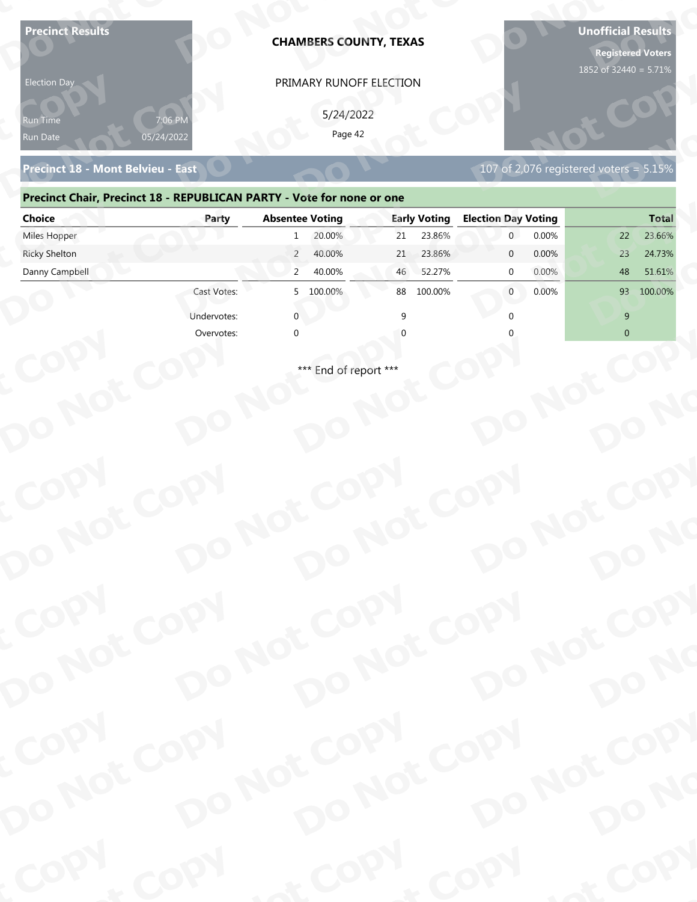**Precinct Results**

Election Day

Run Time 7:06 PM

Run Date 05/24/2022

**CHAMBERS COUNTY, TEXAS**

PRIMARY RUNOFF ELECTION

5/24/2022

**Unofficial Results**

**Registered Voters**

1852 of 32440 = 5.71%

## Precinct 18 - Mont Belvieu - East

107 of 2,076 registered voters = 5.15%

### Precinct Chair, Precinct 18 - REPUBLICAN PARTY - Vote for none or one

| Choice | Party | Absentee Voting | | Early Voting | | Election Day Voting | | Total | |
|---|---|---|---|---|---|---|---|---|---|
| Miles Hopper | | 1 | 20.00% | 21 | 23.86% | 0 | 0.00% | 22 | 23.66% |
| Ricky Shelton | | 2 | 40.00% | 21 | 23.86% | 0 | 0.00% | 23 | 24.73% |
| Danny Campbell | | 2 | 40.00% | 46 | 52.27% | 0 | 0.00% | 48 | 51.61% |
| | Cast Votes: | 5 | 100.00% | 88 | 100.00% | 0 | 0.00% | 93 | 100.00% |
| | Undervotes: | 0 | | 9 | | 0 | | 9 | |
| | Overvotes: | 0 | | 0 | | 0 | | 0 | |

*** End of report ***